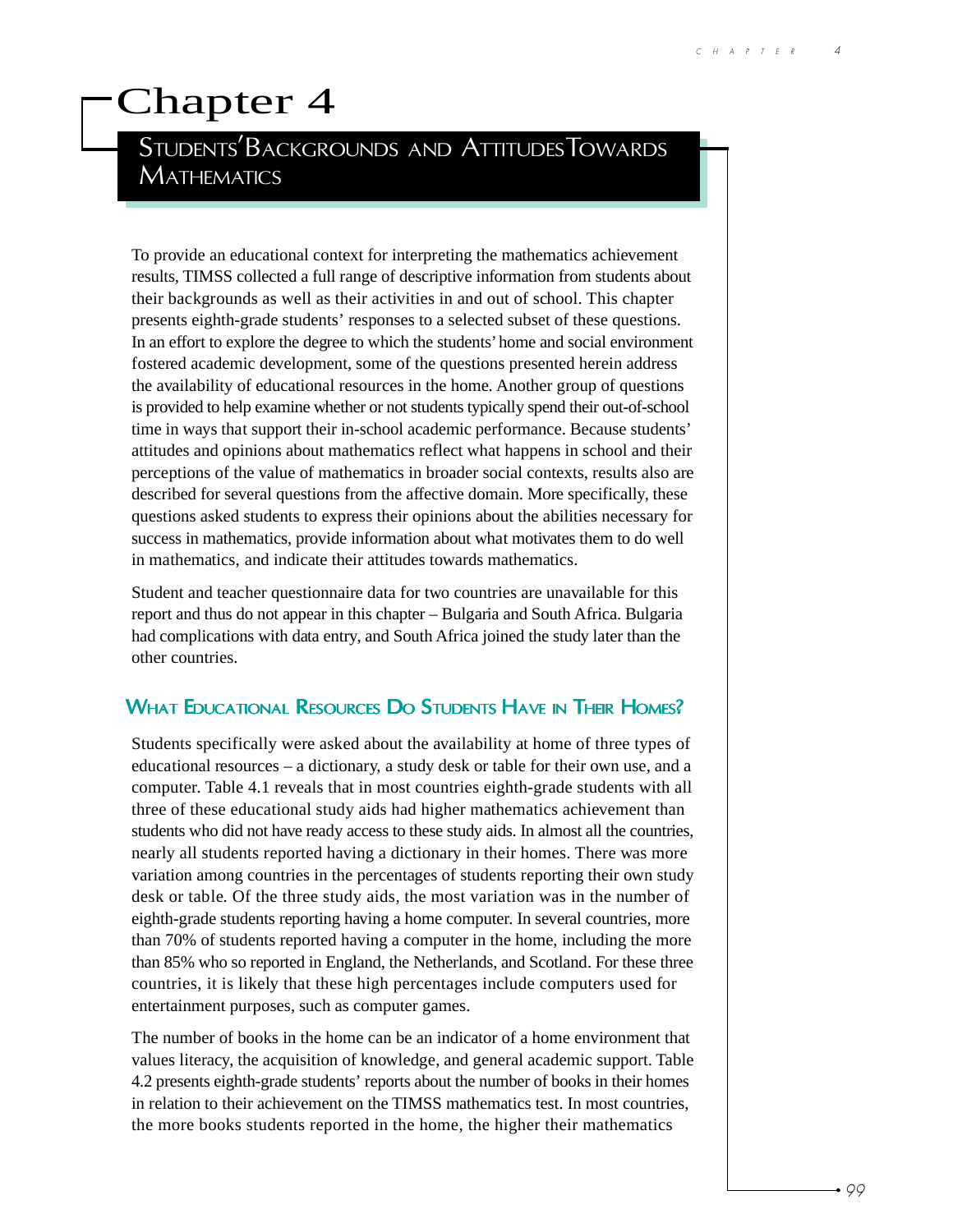# Chapter 4

## Students' Backgrounds and Attitudes Towards Mathematics

To provide an educational context for interpreting the mathematics achievement results, TIMSS collected a full range of descriptive information from students about their backgrounds as well as their activities in and out of school. This chapter presents eighth-grade students' responses to a selected subset of these questions. In an effort to explore the degree to which the students' home and social environment fostered academic development, some of the questions presented herein address the availability of educational resources in the home. Another group of questions is provided to help examine whether or not students typically spend their out-of-school time in ways that support their in-school academic performance. Because students' attitudes and opinions about mathematics reflect what happens in school and their perceptions of the value of mathematics in broader social contexts, results also are described for several questions from the affective domain. More specifically, these questions asked students to express their opinions about the abilities necessary for success in mathematics, provide information about what motivates them to do well in mathematics, and indicate their attitudes towards mathematics.

Student and teacher questionnaire data for two countries are unavailable for this report and thus do not appear in this chapter – Bulgaria and South Africa. Bulgaria had complications with data entry, and South Africa joined the study later than the other countries.

### What Educational Resources Do Students Have in Their Homes?

Students specifically were asked about the availability at home of three types of educational resources – a dictionary, a study desk or table for their own use, and a computer. Table 4.1 reveals that in most countries eighth-grade students with all three of these educational study aids had higher mathematics achievement than students who did not have ready access to these study aids. In almost all the countries, nearly all students reported having a dictionary in their homes. There was more variation among countries in the percentages of students reporting their own study desk or table. Of the three study aids, the most variation was in the number of eighth-grade students reporting having a home computer. In several countries, more than 70% of students reported having a computer in the home, including the more than 85% who so reported in England, the Netherlands, and Scotland. For these three countries, it is likely that these high percentages include computers used for entertainment purposes, such as computer games.

The number of books in the home can be an indicator of a home environment that values literacy, the acquisition of knowledge, and general academic support. Table 4.2 presents eighth-grade students' reports about the number of books in their homes in relation to their achievement on the TIMSS mathematics test. In most countries, the more books students reported in the home, the higher their mathematics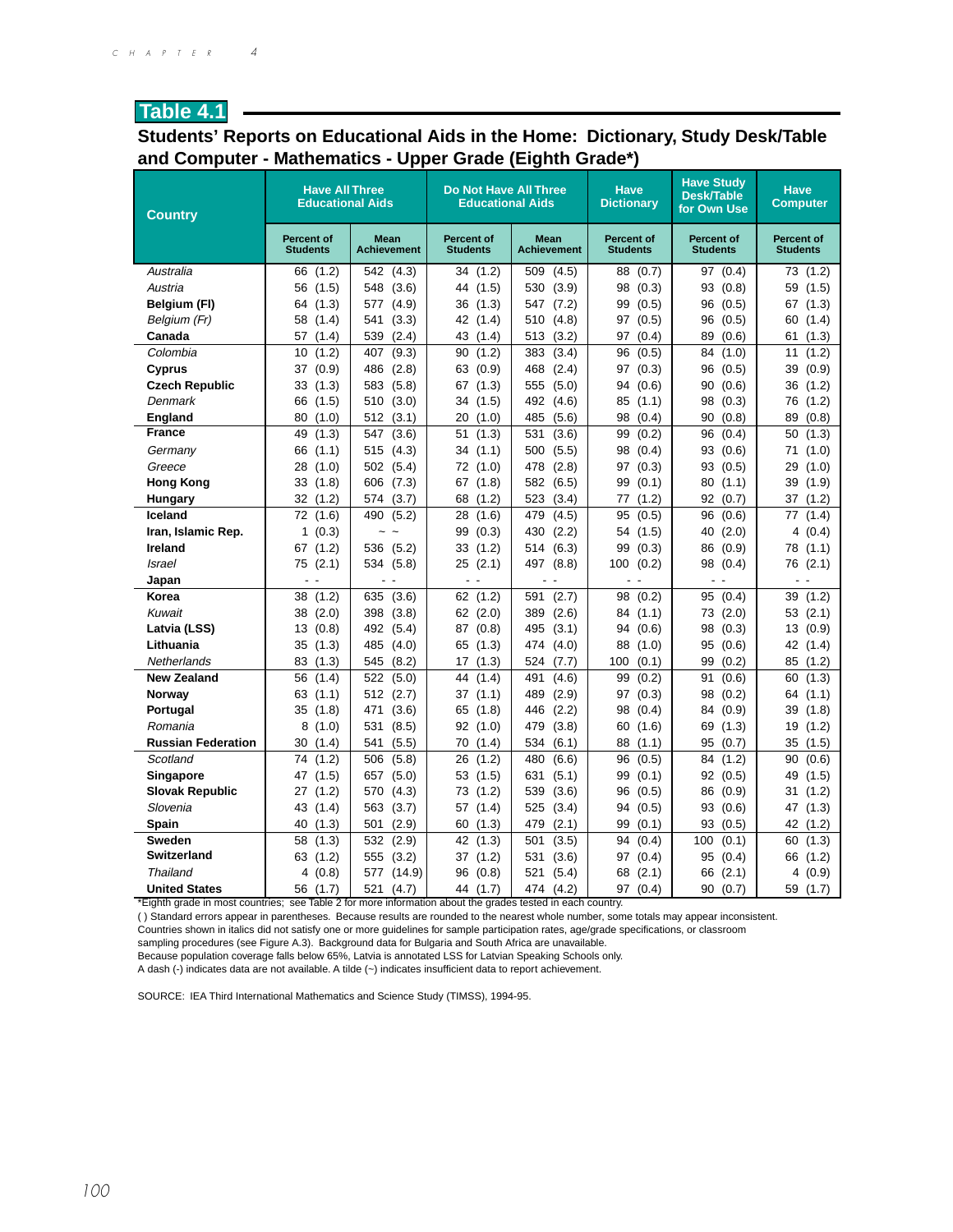## Table 4.1

### Students' Reports on Educational Aids in the Home: Dictionary, Study Desk/Table and Computer - Mathematics - Upper Grade (Eighth Grade*)

| Country | Have All Three Educational Aids | | Do Not Have All Three Educational Aids | | Have Dictionary | Have Study Desk/Table for Own Use | Have Computer |
|---|---|---|---|---|---|---|---|
| | Percent of Students | Mean Achievement | Percent of Students | Mean Achievement | Percent of Students | Percent of Students | Percent of Students |
| *Australia* | 66 (1.2) | 542 (4.3) | 34 (1.2) | 509 (4.5) | 88 (0.7) | 97 (0.4) | 73 (1.2) |
| *Austria* | 56 (1.5) | 548 (3.6) | 44 (1.5) | 530 (3.9) | 98 (0.3) | 93 (0.8) | 59 (1.5) |
| **Belgium (Fl)** | 64 (1.3) | 577 (4.9) | 36 (1.3) | 547 (7.2) | 99 (0.5) | 96 (0.5) | 67 (1.3) |
| *Belgium (Fr)* | 58 (1.4) | 541 (3.3) | 42 (1.4) | 510 (4.8) | 97 (0.5) | 96 (0.5) | 60 (1.4) |
| **Canada** | 57 (1.4) | 539 (2.4) | 43 (1.4) | 513 (3.2) | 97 (0.4) | 89 (0.6) | 61 (1.3) |
| *Colombia* | 10 (1.2) | 407 (9.3) | 90 (1.2) | 383 (3.4) | 96 (0.5) | 84 (1.0) | 11 (1.2) |
| **Cyprus** | 37 (0.9) | 486 (2.8) | 63 (0.9) | 468 (2.4) | 97 (0.3) | 96 (0.5) | 39 (0.9) |
| **Czech Republic** | 33 (1.3) | 583 (5.8) | 67 (1.3) | 555 (5.0) | 94 (0.6) | 90 (0.6) | 36 (1.2) |
| *Denmark* | 66 (1.5) | 510 (3.0) | 34 (1.5) | 492 (4.6) | 85 (1.1) | 98 (0.3) | 76 (1.2) |
| **England** | 80 (1.0) | 512 (3.1) | 20 (1.0) | 485 (5.6) | 98 (0.4) | 90 (0.8) | 89 (0.8) |
| **France** | 49 (1.3) | 547 (3.6) | 51 (1.3) | 531 (3.6) | 99 (0.2) | 96 (0.4) | 50 (1.3) |
| *Germany* | 66 (1.1) | 515 (4.3) | 34 (1.1) | 500 (5.5) | 98 (0.4) | 93 (0.6) | 71 (1.0) |
| *Greece* | 28 (1.0) | 502 (5.4) | 72 (1.0) | 478 (2.8) | 97 (0.3) | 93 (0.5) | 29 (1.0) |
| **Hong Kong** | 33 (1.8) | 606 (7.3) | 67 (1.8) | 582 (6.5) | 99 (0.1) | 80 (1.1) | 39 (1.9) |
| **Hungary** | 32 (1.2) | 574 (3.7) | 68 (1.2) | 523 (3.4) | 77 (1.2) | 92 (0.7) | 37 (1.2) |
| **Iceland** | 72 (1.6) | 490 (5.2) | 28 (1.6) | 479 (4.5) | 95 (0.5) | 96 (0.6) | 77 (1.4) |
| **Iran, Islamic Rep.** | 1 (0.3) | ~ ~ | 99 (0.3) | 430 (2.2) | 54 (1.5) | 40 (2.0) | 4 (0.4) |
| **Ireland** | 67 (1.2) | 536 (5.2) | 33 (1.2) | 514 (6.3) | 99 (0.3) | 86 (0.9) | 78 (1.1) |
| *Israel* | 75 (2.1) | 534 (5.8) | 25 (2.1) | 497 (8.8) | 100 (0.2) | 98 (0.4) | 76 (2.1) |
| **Japan** | - - | - - | - - | - - | - - | - - | - - |
| **Korea** | 38 (1.2) | 635 (3.6) | 62 (1.2) | 591 (2.7) | 98 (0.2) | 95 (0.4) | 39 (1.2) |
| *Kuwait* | 38 (2.0) | 398 (3.8) | 62 (2.0) | 389 (2.6) | 84 (1.1) | 73 (2.0) | 53 (2.1) |
| **Latvia (LSS)** | 13 (0.8) | 492 (5.4) | 87 (0.8) | 495 (3.1) | 94 (0.6) | 98 (0.3) | 13 (0.9) |
| **Lithuania** | 35 (1.3) | 485 (4.0) | 65 (1.3) | 474 (4.0) | 88 (1.0) | 95 (0.6) | 42 (1.4) |
| *Netherlands* | 83 (1.3) | 545 (8.2) | 17 (1.3) | 524 (7.7) | 100 (0.1) | 99 (0.2) | 85 (1.2) |
| **New Zealand** | 56 (1.4) | 522 (5.0) | 44 (1.4) | 491 (4.6) | 99 (0.2) | 91 (0.6) | 60 (1.3) |
| **Norway** | 63 (1.1) | 512 (2.7) | 37 (1.1) | 489 (2.9) | 97 (0.3) | 98 (0.2) | 64 (1.1) |
| **Portugal** | 35 (1.8) | 471 (3.6) | 65 (1.8) | 446 (2.2) | 98 (0.4) | 84 (0.9) | 39 (1.8) |
| *Romania* | 8 (1.0) | 531 (8.5) | 92 (1.0) | 479 (3.8) | 60 (1.6) | 69 (1.3) | 19 (1.2) |
| **Russian Federation** | 30 (1.4) | 541 (5.5) | 70 (1.4) | 534 (6.1) | 88 (1.1) | 95 (0.7) | 35 (1.5) |
| *Scotland* | 74 (1.2) | 506 (5.8) | 26 (1.2) | 480 (6.6) | 96 (0.5) | 84 (1.2) | 90 (0.6) |
| **Singapore** | 47 (1.5) | 657 (5.0) | 53 (1.5) | 631 (5.1) | 99 (0.1) | 92 (0.5) | 49 (1.5) |
| **Slovak Republic** | 27 (1.2) | 570 (4.3) | 73 (1.2) | 539 (3.6) | 96 (0.5) | 86 (0.9) | 31 (1.2) |
| *Slovenia* | 43 (1.4) | 563 (3.7) | 57 (1.4) | 525 (3.4) | 94 (0.5) | 93 (0.6) | 47 (1.3) |
| **Spain** | 40 (1.3) | 501 (2.9) | 60 (1.3) | 479 (2.1) | 99 (0.1) | 93 (0.5) | 42 (1.2) |
| **Sweden** | 58 (1.3) | 532 (2.9) | 42 (1.3) | 501 (3.5) | 94 (0.4) | 100 (0.1) | 60 (1.3) |
| **Switzerland** | 63 (1.2) | 555 (3.2) | 37 (1.2) | 531 (3.6) | 97 (0.4) | 95 (0.4) | 66 (1.2) |
| *Thailand* | 4 (0.8) | 577 (14.9) | 96 (0.8) | 521 (5.4) | 68 (2.1) | 66 (2.1) | 4 (0.9) |
| **United States** | 56 (1.7) | 521 (4.7) | 44 (1.7) | 474 (4.2) | 97 (0.4) | 90 (0.7) | 59 (1.7) |

*Eighth grade in most countries; see Table 2 for more information about the grades tested in each country.

( ) Standard errors appear in parentheses. Because results are rounded to the nearest whole number, some totals may appear inconsistent.

Countries shown in italics did not satisfy one or more guidelines for sample participation rates, age/grade specifications, or classroom sampling procedures (see Figure A.3). Background data for Bulgaria and South Africa are unavailable.

Because population coverage falls below 65%, Latvia is annotated LSS for Latvian Speaking Schools only.

A dash (-) indicates data are not available. A tilde (~) indicates insufficient data to report achievement.

SOURCE: IEA Third International Mathematics and Science Study (TIMSS), 1994-95.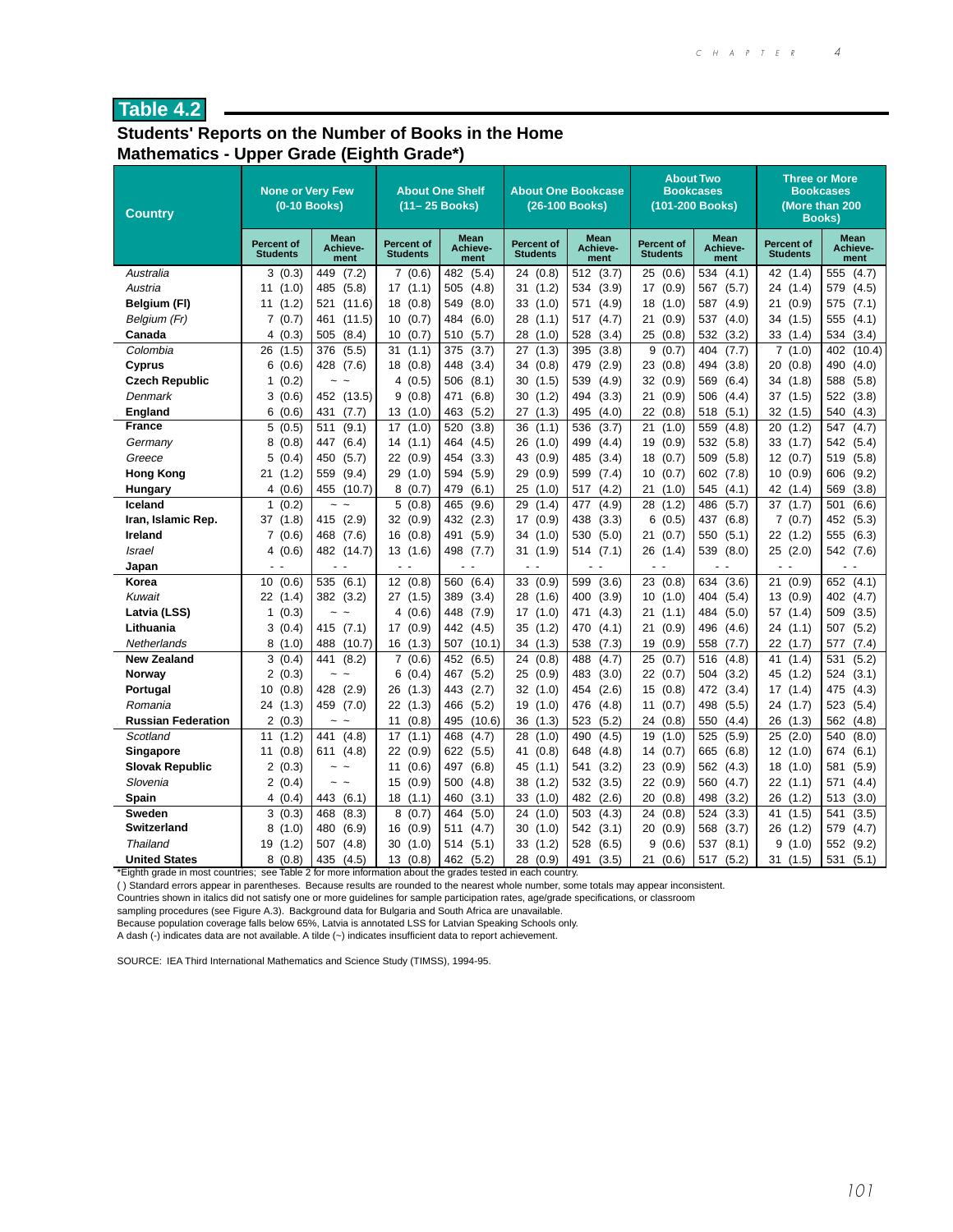# Table 4.2

## Students' Reports on the Number of Books in the Home
## Mathematics - Upper Grade (Eighth Grade*)

| Country | None or Very Few (0-10 Books) | | About One Shelf (11– 25 Books) | | About One Bookcase (26-100 Books) | | About Two Bookcases (101-200 Books) | | Three or More Bookcases (More than 200 Books) | |
|---|---|---|---|---|---|---|---|---|---|---|
| | Percent of Students | Mean Achievement | Percent of Students | Mean Achievement | Percent of Students | Mean Achievement | Percent of Students | Mean Achievement | Percent of Students | Mean Achievement |
| *Australia* | 3 (0.3) | 449 (7.2) | 7 (0.6) | 482 (5.4) | 24 (0.8) | 512 (3.7) | 25 (0.6) | 534 (4.1) | 42 (1.4) | 555 (4.7) |
| *Austria* | 11 (1.0) | 485 (5.8) | 17 (1.1) | 505 (4.8) | 31 (1.2) | 534 (3.9) | 17 (0.9) | 567 (5.7) | 24 (1.4) | 579 (4.5) |
| **Belgium (Fl)** | 11 (1.2) | 521 (11.6) | 18 (0.8) | 549 (8.0) | 33 (1.0) | 571 (4.9) | 18 (1.0) | 587 (4.9) | 21 (0.9) | 575 (7.1) |
| *Belgium (Fr)* | 7 (0.7) | 461 (11.5) | 10 (0.7) | 484 (6.0) | 28 (1.1) | 517 (4.7) | 21 (0.9) | 537 (4.0) | 34 (1.5) | 555 (4.1) |
| **Canada** | 4 (0.3) | 505 (8.4) | 10 (0.7) | 510 (5.7) | 28 (1.0) | 528 (3.4) | 25 (0.8) | 532 (3.2) | 33 (1.4) | 534 (3.4) |
| *Colombia* | 26 (1.5) | 376 (5.5) | 31 (1.1) | 375 (3.7) | 27 (1.3) | 395 (3.8) | 9 (0.7) | 404 (7.7) | 7 (1.0) | 402 (10.4) |
| **Cyprus** | 6 (0.6) | 428 (7.6) | 18 (0.8) | 448 (3.4) | 34 (0.8) | 479 (2.9) | 23 (0.8) | 494 (3.8) | 20 (0.8) | 490 (4.0) |
| **Czech Republic** | 1 (0.2) | ~ ~ | 4 (0.5) | 506 (8.1) | 30 (1.5) | 539 (4.9) | 32 (0.9) | 569 (6.4) | 34 (1.8) | 588 (5.8) |
| *Denmark* | 3 (0.6) | 452 (13.5) | 9 (0.8) | 471 (6.8) | 30 (1.2) | 494 (3.3) | 21 (0.9) | 506 (4.4) | 37 (1.5) | 522 (3.8) |
| **England** | 6 (0.6) | 431 (7.7) | 13 (1.0) | 463 (5.2) | 27 (1.3) | 495 (4.0) | 22 (0.8) | 518 (5.1) | 32 (1.5) | 540 (4.3) |
| **France** | 5 (0.5) | 511 (9.1) | 17 (1.0) | 520 (3.8) | 36 (1.1) | 536 (3.7) | 21 (1.0) | 559 (4.8) | 20 (1.2) | 547 (4.7) |
| *Germany* | 8 (0.8) | 447 (6.4) | 14 (1.1) | 464 (4.5) | 26 (1.0) | 499 (4.4) | 19 (0.9) | 532 (5.8) | 33 (1.7) | 542 (5.4) |
| *Greece* | 5 (0.4) | 450 (5.7) | 22 (0.9) | 454 (3.3) | 43 (0.9) | 485 (3.4) | 18 (0.7) | 509 (5.8) | 12 (0.7) | 519 (5.8) |
| **Hong Kong** | 21 (1.2) | 559 (9.4) | 29 (1.0) | 594 (5.9) | 29 (0.9) | 599 (7.4) | 10 (0.7) | 602 (7.8) | 10 (0.9) | 606 (9.2) |
| **Hungary** | 4 (0.6) | 455 (10.7) | 8 (0.7) | 479 (6.1) | 25 (1.0) | 517 (4.2) | 21 (1.0) | 545 (4.1) | 42 (1.4) | 569 (3.8) |
| **Iceland** | 1 (0.2) | ~ ~ | 5 (0.8) | 465 (9.6) | 29 (1.4) | 477 (4.9) | 28 (1.2) | 486 (5.7) | 37 (1.7) | 501 (6.6) |
| **Iran, Islamic Rep.** | 37 (1.8) | 415 (2.9) | 32 (0.9) | 432 (2.3) | 17 (0.9) | 438 (3.3) | 6 (0.5) | 437 (6.8) | 7 (0.7) | 452 (5.3) |
| **Ireland** | 7 (0.6) | 468 (7.6) | 16 (0.8) | 491 (5.9) | 34 (1.0) | 530 (5.0) | 21 (0.7) | 550 (5.1) | 22 (1.2) | 555 (6.3) |
| *Israel* | 4 (0.6) | 482 (14.7) | 13 (1.6) | 498 (7.7) | 31 (1.9) | 514 (7.1) | 26 (1.4) | 539 (8.0) | 25 (2.0) | 542 (7.6) |
| **Japan** | - - | - - | - - | - - | - - | - - | - - | - - | - - | - - |
| **Korea** | 10 (0.6) | 535 (6.1) | 12 (0.8) | 560 (6.4) | 33 (0.9) | 599 (3.6) | 23 (0.8) | 634 (3.6) | 21 (0.9) | 652 (4.1) |
| *Kuwait* | 22 (1.4) | 382 (3.2) | 27 (1.5) | 389 (3.4) | 28 (1.6) | 400 (3.9) | 10 (1.0) | 404 (5.4) | 13 (0.9) | 402 (4.7) |
| **Latvia (LSS)** | 1 (0.3) | ~ ~ | 4 (0.6) | 448 (7.9) | 17 (1.0) | 471 (4.3) | 21 (1.1) | 484 (5.0) | 57 (1.4) | 509 (3.5) |
| **Lithuania** | 3 (0.4) | 415 (7.1) | 17 (0.9) | 442 (4.5) | 35 (1.3) | 470 (4.1) | 21 (0.9) | 496 (4.6) | 24 (1.1) | 507 (5.2) |
| *Netherlands* | 8 (1.0) | 488 (10.7) | 16 (1.3) | 507 (10.1) | 34 (1.3) | 538 (7.3) | 19 (0.9) | 558 (7.7) | 22 (1.7) | 577 (7.4) |
| **New Zealand** | 3 (0.4) | 441 (8.2) | 7 (0.6) | 452 (6.5) | 24 (0.8) | 488 (4.7) | 25 (0.7) | 516 (4.8) | 41 (1.4) | 531 (5.2) |
| **Norway** | 2 (0.3) | ~ ~ | 6 (0.4) | 467 (5.2) | 25 (0.9) | 483 (3.0) | 22 (0.7) | 504 (3.2) | 45 (1.2) | 524 (3.1) |
| **Portugal** | 10 (0.8) | 428 (2.9) | 26 (1.3) | 443 (2.7) | 32 (1.0) | 454 (2.6) | 15 (0.8) | 472 (3.4) | 17 (1.4) | 475 (4.3) |
| *Romania* | 24 (1.3) | 459 (7.0) | 22 (1.3) | 466 (5.2) | 19 (1.0) | 476 (4.8) | 11 (0.7) | 498 (5.5) | 24 (1.7) | 523 (5.4) |
| **Russian Federation** | 2 (0.3) | ~ ~ | 11 (0.8) | 495 (10.6) | 36 (1.3) | 523 (5.2) | 24 (0.8) | 550 (4.4) | 26 (1.3) | 562 (4.8) |
| *Scotland* | 11 (1.2) | 441 (4.8) | 17 (1.1) | 468 (4.7) | 28 (1.0) | 490 (4.5) | 19 (1.0) | 525 (5.9) | 25 (2.0) | 540 (8.0) |
| **Singapore** | 11 (0.8) | 611 (4.8) | 22 (0.9) | 622 (5.5) | 41 (0.8) | 648 (4.8) | 14 (0.7) | 665 (6.8) | 12 (1.0) | 674 (6.1) |
| **Slovak Republic** | 2 (0.3) | ~ ~ | 11 (0.6) | 497 (6.8) | 45 (1.1) | 541 (3.2) | 23 (0.9) | 562 (4.3) | 18 (1.0) | 581 (5.9) |
| *Slovenia* | 2 (0.4) | ~ ~ | 15 (0.9) | 500 (4.8) | 38 (1.2) | 532 (3.5) | 22 (0.9) | 560 (4.7) | 22 (1.1) | 571 (4.4) |
| **Spain** | 4 (0.4) | 443 (6.1) | 18 (1.1) | 460 (3.1) | 33 (1.0) | 482 (2.6) | 20 (0.8) | 498 (3.2) | 26 (1.2) | 513 (3.0) |
| **Sweden** | 3 (0.3) | 468 (8.3) | 8 (0.7) | 464 (5.0) | 24 (1.0) | 503 (4.3) | 24 (0.8) | 524 (3.3) | 41 (1.5) | 541 (3.5) |
| **Switzerland** | 8 (1.0) | 480 (6.9) | 16 (0.9) | 511 (4.7) | 30 (1.0) | 542 (3.1) | 20 (0.9) | 568 (3.7) | 26 (1.2) | 579 (4.7) |
| *Thailand* | 19 (1.2) | 507 (4.8) | 30 (1.0) | 514 (5.1) | 33 (1.2) | 528 (6.5) | 9 (0.6) | 537 (8.1) | 9 (1.0) | 552 (9.2) |
| **United States** | 8 (0.8) | 435 (4.5) | 13 (0.8) | 462 (5.2) | 28 (0.9) | 491 (3.5) | 21 (0.6) | 517 (5.2) | 31 (1.5) | 531 (5.1) |

*Eighth grade in most countries; see Table 2 for more information about the grades tested in each country.

( ) Standard errors appear in parentheses. Because results are rounded to the nearest whole number, some totals may appear inconsistent.

Countries shown in italics did not satisfy one or more guidelines for sample participation rates, age/grade specifications, or classroom sampling procedures (see Figure A.3). Background data for Bulgaria and South Africa are unavailable.

Because population coverage falls below 65%, Latvia is annotated LSS for Latvian Speaking Schools only.

A dash (-) indicates data are not available. A tilde (~) indicates insufficient data to report achievement.

SOURCE: IEA Third International Mathematics and Science Study (TIMSS), 1994-95.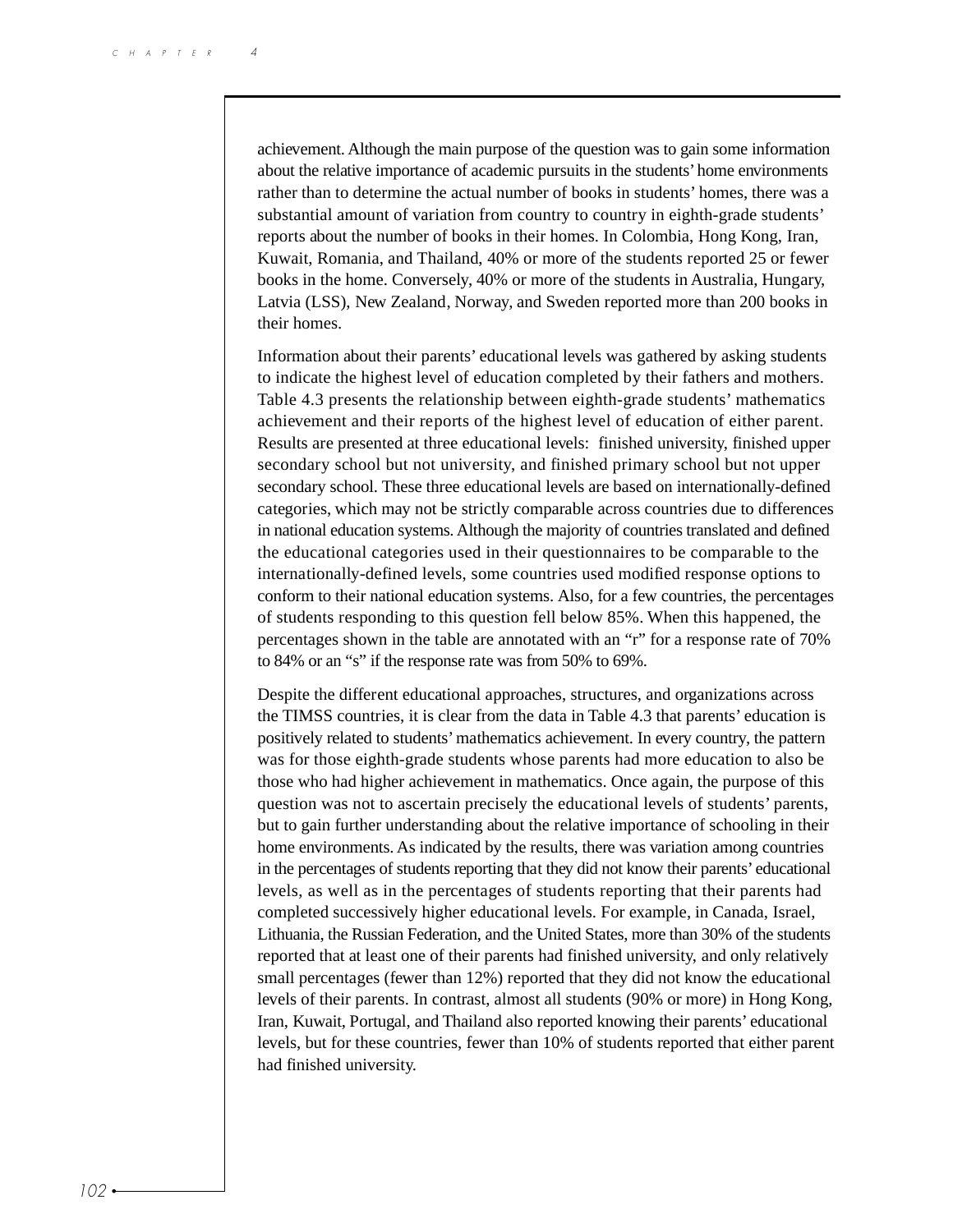achievement. Although the main purpose of the question was to gain some information about the relative importance of academic pursuits in the students' home environments rather than to determine the actual number of books in students' homes, there was a substantial amount of variation from country to country in eighth-grade students' reports about the number of books in their homes. In Colombia, Hong Kong, Iran, Kuwait, Romania, and Thailand, 40% or more of the students reported 25 or fewer books in the home. Conversely, 40% or more of the students in Australia, Hungary, Latvia (LSS), New Zealand, Norway, and Sweden reported more than 200 books in their homes.

Information about their parents' educational levels was gathered by asking students to indicate the highest level of education completed by their fathers and mothers. Table 4.3 presents the relationship between eighth-grade students' mathematics achievement and their reports of the highest level of education of either parent. Results are presented at three educational levels: finished university, finished upper secondary school but not university, and finished primary school but not upper secondary school. These three educational levels are based on internationally-defined categories, which may not be strictly comparable across countries due to differences in national education systems. Although the majority of countries translated and defined the educational categories used in their questionnaires to be comparable to the internationally-defined levels, some countries used modified response options to conform to their national education systems. Also, for a few countries, the percentages of students responding to this question fell below 85%. When this happened, the percentages shown in the table are annotated with an "r" for a response rate of 70% to 84% or an "s" if the response rate was from 50% to 69%.

Despite the different educational approaches, structures, and organizations across the TIMSS countries, it is clear from the data in Table 4.3 that parents' education is positively related to students' mathematics achievement. In every country, the pattern was for those eighth-grade students whose parents had more education to also be those who had higher achievement in mathematics. Once again, the purpose of this question was not to ascertain precisely the educational levels of students' parents, but to gain further understanding about the relative importance of schooling in their home environments. As indicated by the results, there was variation among countries in the percentages of students reporting that they did not know their parents' educational levels, as well as in the percentages of students reporting that their parents had completed successively higher educational levels. For example, in Canada, Israel, Lithuania, the Russian Federation, and the United States, more than 30% of the students reported that at least one of their parents had finished university, and only relatively small percentages (fewer than 12%) reported that they did not know the educational levels of their parents. In contrast, almost all students (90% or more) in Hong Kong, Iran, Kuwait, Portugal, and Thailand also reported knowing their parents' educational levels, but for these countries, fewer than 10% of students reported that either parent had finished university.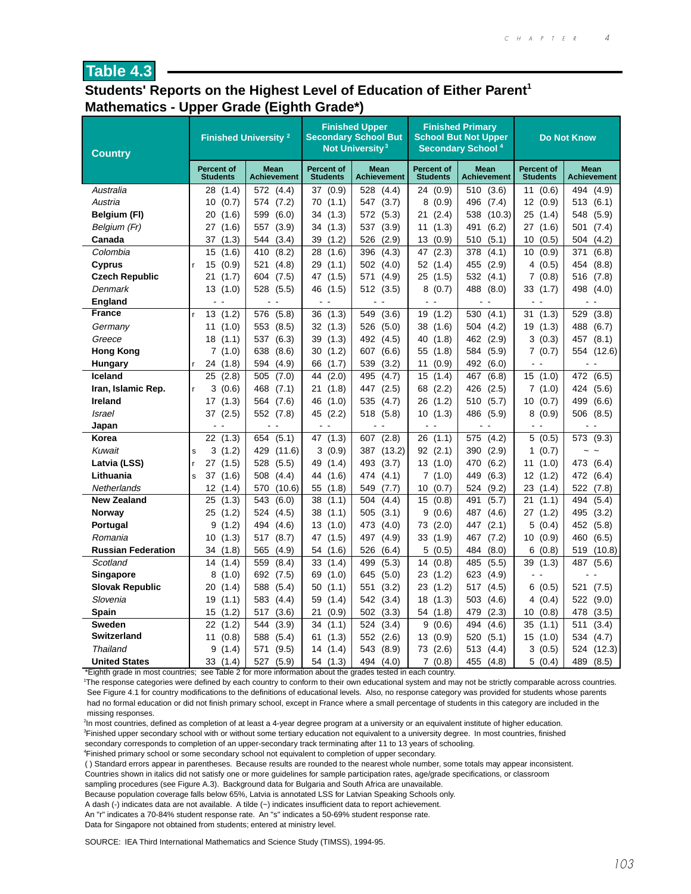## Table 4.3

### Students' Reports on the Highest Level of Education of Either Parent[1]
### Mathematics - Upper Grade (Eighth Grade*)

| Country | | Finished University [2] | | Finished Upper Secondary School But Not University [3] | | Finished Primary School But Not Upper Secondary School [4] | | Do Not Know | |
|---|---|---|---|---|---|---|---|---|---|
| | | Percent of Students | Mean Achievement | Percent of Students | Mean Achievement | Percent of Students | Mean Achievement | Percent of Students | Mean Achievement |
| *Australia* | | 28 (1.4) | 572 (4.4) | 37 (0.9) | 528 (4.4) | 24 (0.9) | 510 (3.6) | 11 (0.6) | 494 (4.9) |
| *Austria* | | 10 (0.7) | 574 (7.2) | 70 (1.1) | 547 (3.7) | 8 (0.9) | 496 (7.4) | 12 (0.9) | 513 (6.1) |
| **Belgium (Fl)** | | 20 (1.6) | 599 (6.0) | 34 (1.3) | 572 (5.3) | 21 (2.4) | 538 (10.3) | 25 (1.4) | 548 (5.9) |
| *Belgium (Fr)* | | 27 (1.6) | 557 (3.9) | 34 (1.3) | 537 (3.9) | 11 (1.3) | 491 (6.2) | 27 (1.6) | 501 (7.4) |
| **Canada** | | 37 (1.3) | 544 (3.4) | 39 (1.2) | 526 (2.9) | 13 (0.9) | 510 (5.1) | 10 (0.5) | 504 (4.2) |
| *Colombia* | | 15 (1.6) | 410 (8.2) | 28 (1.6) | 396 (4.3) | 47 (2.3) | 378 (4.1) | 10 (0.9) | 371 (6.8) |
| **Cyprus** | r | 15 (0.9) | 521 (4.8) | 29 (1.1) | 502 (4.0) | 52 (1.4) | 455 (2.9) | 4 (0.5) | 454 (8.8) |
| **Czech Republic** | | 21 (1.7) | 604 (7.5) | 47 (1.5) | 571 (4.9) | 25 (1.5) | 532 (4.1) | 7 (0.8) | 516 (7.8) |
| *Denmark* | | 13 (1.0) | 528 (5.5) | 46 (1.5) | 512 (3.5) | 8 (0.7) | 488 (8.0) | 33 (1.7) | 498 (4.0) |
| **England** | | - - | - - | - - | - - | - - | - - | - - | - - |
| **France** | r | 13 (1.2) | 576 (5.8) | 36 (1.3) | 549 (3.6) | 19 (1.2) | 530 (4.1) | 31 (1.3) | 529 (3.8) |
| *Germany* | | 11 (1.0) | 553 (8.5) | 32 (1.3) | 526 (5.0) | 38 (1.6) | 504 (4.2) | 19 (1.3) | 488 (6.7) |
| *Greece* | | 18 (1.1) | 537 (6.3) | 39 (1.3) | 492 (4.5) | 40 (1.8) | 462 (2.9) | 3 (0.3) | 457 (8.1) |
| **Hong Kong** | | 7 (1.0) | 638 (8.6) | 30 (1.2) | 607 (6.6) | 55 (1.8) | 584 (5.9) | 7 (0.7) | 554 (12.6) |
| **Hungary** | r | 24 (1.8) | 594 (4.9) | 66 (1.7) | 539 (3.2) | 11 (0.9) | 492 (6.0) | - - | - - |
| **Iceland** | | 25 (2.8) | 505 (7.0) | 44 (2.0) | 495 (4.7) | 15 (1.4) | 467 (6.8) | 15 (1.0) | 472 (6.5) |
| **Iran, Islamic Rep.** | r | 3 (0.6) | 468 (7.1) | 21 (1.8) | 447 (2.5) | 68 (2.2) | 426 (2.5) | 7 (1.0) | 424 (5.6) |
| **Ireland** | | 17 (1.3) | 564 (7.6) | 46 (1.0) | 535 (4.7) | 26 (1.2) | 510 (5.7) | 10 (0.7) | 499 (6.6) |
| *Israel* | | 37 (2.5) | 552 (7.8) | 45 (2.2) | 518 (5.8) | 10 (1.3) | 486 (5.9) | 8 (0.9) | 506 (8.5) |
| **Japan** | | - - | - - | - - | - - | - - | - - | - - | - - |
| **Korea** | | 22 (1.3) | 654 (5.1) | 47 (1.3) | 607 (2.8) | 26 (1.1) | 575 (4.2) | 5 (0.5) | 573 (9.3) |
| *Kuwait* | s | 3 (1.2) | 429 (11.6) | 3 (0.9) | 387 (13.2) | 92 (2.1) | 390 (2.9) | 1 (0.7) | ~ ~ |
| **Latvia (LSS)** | r | 27 (1.5) | 528 (5.5) | 49 (1.4) | 493 (3.7) | 13 (1.0) | 470 (6.2) | 11 (1.0) | 473 (6.4) |
| **Lithuania** | s | 37 (1.6) | 508 (4.4) | 44 (1.6) | 474 (4.1) | 7 (1.0) | 449 (6.3) | 12 (1.2) | 472 (6.4) |
| *Netherlands* | | 12 (1.4) | 570 (10.6) | 55 (1.8) | 549 (7.7) | 10 (0.7) | 524 (9.2) | 23 (1.4) | 522 (7.8) |
| **New Zealand** | | 25 (1.3) | 543 (6.0) | 38 (1.1) | 504 (4.4) | 15 (0.8) | 491 (5.7) | 21 (1.1) | 494 (5.4) |
| **Norway** | | 25 (1.2) | 524 (4.5) | 38 (1.1) | 505 (3.1) | 9 (0.6) | 487 (4.6) | 27 (1.2) | 495 (3.2) |
| **Portugal** | | 9 (1.2) | 494 (4.6) | 13 (1.0) | 473 (4.0) | 73 (2.0) | 447 (2.1) | 5 (0.4) | 452 (5.8) |
| *Romania* | | 10 (1.3) | 517 (8.7) | 47 (1.5) | 497 (4.9) | 33 (1.9) | 467 (7.2) | 10 (0.9) | 460 (6.5) |
| **Russian Federation** | | 34 (1.8) | 565 (4.9) | 54 (1.6) | 526 (6.4) | 5 (0.5) | 484 (8.0) | 6 (0.8) | 519 (10.8) |
| *Scotland* | | 14 (1.4) | 559 (8.4) | 33 (1.4) | 499 (5.3) | 14 (0.8) | 485 (5.5) | 39 (1.3) | 487 (5.6) |
| **Singapore** | | 8 (1.0) | 692 (7.5) | 69 (1.0) | 645 (5.0) | 23 (1.2) | 623 (4.9) | - - | - - |
| **Slovak Republic** | | 20 (1.4) | 588 (5.4) | 50 (1.1) | 551 (3.2) | 23 (1.2) | 517 (4.5) | 6 (0.5) | 521 (7.5) |
| *Slovenia* | | 19 (1.1) | 583 (4.4) | 59 (1.4) | 542 (3.4) | 18 (1.3) | 503 (4.6) | 4 (0.4) | 522 (9.0) |
| **Spain** | | 15 (1.2) | 517 (3.6) | 21 (0.9) | 502 (3.3) | 54 (1.8) | 479 (2.3) | 10 (0.8) | 478 (3.5) |
| **Sweden** | | 22 (1.2) | 544 (3.9) | 34 (1.1) | 524 (3.4) | 9 (0.6) | 494 (4.6) | 35 (1.1) | 511 (3.4) |
| **Switzerland** | | 11 (0.8) | 588 (5.4) | 61 (1.3) | 552 (2.6) | 13 (0.9) | 520 (5.1) | 15 (1.0) | 534 (4.7) |
| *Thailand* | | 9 (1.4) | 571 (9.5) | 14 (1.4) | 543 (8.9) | 73 (2.6) | 513 (4.4) | 3 (0.5) | 524 (12.3) |
| **United States** | | 33 (1.4) | 527 (5.9) | 54 (1.3) | 494 (4.0) | 7 (0.8) | 455 (4.8) | 5 (0.4) | 489 (8.5) |

*Eighth grade in most countries; see Table 2 for more information about the grades tested in each country.

[1]The response categories were defined by each country to conform to their own educational system and may not be strictly comparable across countries. See Figure 4.1 for country modifications to the definitions of educational levels. Also, no response category was provided for students whose parents had no formal education or did not finish primary school, except in France where a small percentage of students in this category are included in the missing responses.

[2]In most countries, defined as completion of at least a 4-year degree program at a university or an equivalent institute of higher education.

[3]Finished upper secondary school with or without some tertiary education not equivalent to a university degree. In most countries, finished secondary corresponds to completion of an upper-secondary track terminating after 11 to 13 years of schooling.

[4]Finished primary school or some secondary school not equivalent to completion of upper secondary.

( ) Standard errors appear in parentheses. Because results are rounded to the nearest whole number, some totals may appear inconsistent.

Countries shown in italics did not satisfy one or more guidelines for sample participation rates, age/grade specifications, or classroom sampling procedures (see Figure A.3). Background data for Bulgaria and South Africa are unavailable.

Because population coverage falls below 65%, Latvia is annotated LSS for Latvian Speaking Schools only.

A dash (-) indicates data are not available. A tilde (~) indicates insufficient data to report achievement.

An "r" indicates a 70-84% student response rate. An "s" indicates a 50-69% student response rate.

Data for Singapore not obtained from students; entered at ministry level.

SOURCE: IEA Third International Mathematics and Science Study (TIMSS), 1994-95.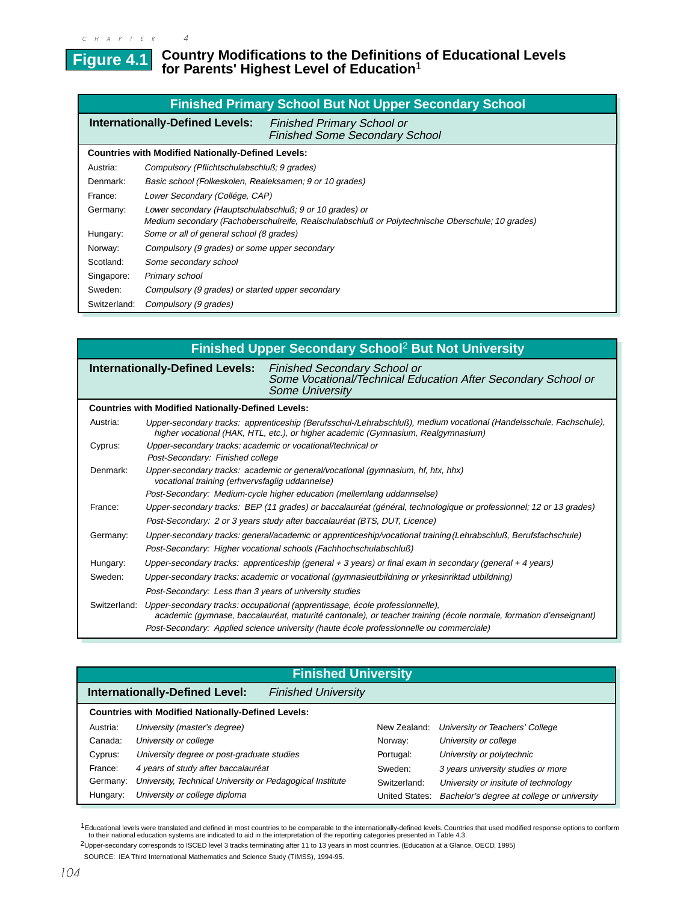# Figure 4.1 Country Modifications to the Definitions of Educational Levels for Parents' Highest Level of Education[1]

## Finished Primary School But Not Upper Secondary School

**Internationally-Defined Levels:** *Finished Primary School or Finished Some Secondary School*

**Countries with Modified Nationally-Defined Levels:**

| Country | Level |
|---|---|
| Austria: | *Compulsory (Pflichtschulabschluß; 9 grades)* |
| Denmark: | *Basic school (Folkeskolen, Realeksamen; 9 or 10 grades)* |
| France: | *Lower Secondary (Collége, CAP)* |
| Germany: | *Lower secondary (Hauptschulabschluß; 9 or 10 grades) or Medium secondary (Fachoberschulreife, Realschulabschluß or Polytechnische Oberschule; 10 grades)* |
| Hungary: | *Some or all of general school (8 grades)* |
| Norway: | *Compulsory (9 grades) or some upper secondary* |
| Scotland: | *Some secondary school* |
| Singapore: | *Primary school* |
| Sweden: | *Compulsory (9 grades) or started upper secondary* |
| Switzerland: | *Compulsory (9 grades)* |

## Finished Upper Secondary School[2] But Not University

**Internationally-Defined Levels:** *Finished Secondary School or Some Vocational/Technical Education After Secondary School or Some University*

**Countries with Modified Nationally-Defined Levels:**

| Country | Level |
|---|---|
| Austria: | *Upper-secondary tracks: apprenticeship (Berufsschul-/Lehrabschluß), medium vocational (Handelsschule, Fachschule), higher vocational (HAK, HTL, etc.), or higher academic (Gymnasium, Realgymnasium)* |
| Cyprus: | *Upper-secondary tracks: academic or vocational/technical or* |
| | *Post-Secondary: Finished college* |
| Denmark: | *Upper-secondary tracks: academic or general/vocational (gymnasium, hf, htx, hhx) vocational training (erhvervsfaglig uddannelse)* |
| | *Post-Secondary: Medium-cycle higher education (mellemlang uddannselse)* |
| France: | *Upper-secondary tracks: BEP (11 grades) or baccalauréat (général, technologique or professionnel; 12 or 13 grades)* |
| | *Post-Secondary: 2 or 3 years study after baccalauréat (BTS, DUT, Licence)* |
| Germany: | *Upper-secondary tracks: general/academic or apprenticeship/vocational training (Lehrabschluß, Berufsfachschule)* |
| | *Post-Secondary: Higher vocational schools (Fachhochschulabschluß)* |
| Hungary: | *Upper-secondary tracks: apprenticeship (general + 3 years) or final exam in secondary (general + 4 years)* |
| Sweden: | *Upper-secondary tracks: academic or vocational (gymnasieutbildning or yrkesinriktad utbildning)* |
| | *Post-Secondary: Less than 3 years of university studies* |
| Switzerland: | *Upper-secondary tracks: occupational (apprentissage, école professionnelle), academic (gymnase, baccalauréat, maturité cantonale), or teacher training (école normale, formation d'enseignant)* |
| | *Post-Secondary: Applied science university (haute école professionnelle ou commerciale)* |

## Finished University

**Internationally-Defined Level:** *Finished University*

**Countries with Modified Nationally-Defined Levels:**

| Country | Level |
|---|---|
| Austria: | *University (master's degree)* |
| Canada: | *University or college* |
| Cyprus: | *University degree or post-graduate studies* |
| France: | *4 years of study after baccalauréat* |
| Germany: | *University, Technical University or Pedagogical Institute* |
| Hungary: | *University or college diploma* |
| New Zealand: | *University or Teachers' College* |
| Norway: | *University or college* |
| Portugal: | *University or polytechnic* |
| Sweden: | *3 years university studies or more* |
| Switzerland: | *University or insitute of technology* |
| United States: | *Bachelor's degree at college or university* |

[1]Educational levels were translated and defined in most countries to be comparable to the internationally-defined levels. Countries that used modified response options to conform to their national education systems are indicated to aid in the interpretation of the reporting categories presented in Table 4.3.

[2]Upper-secondary corresponds to ISCED level 3 tracks terminating after 11 to 13 years in most countries. (Education at a Glance, OECD, 1995)

SOURCE: IEA Third International Mathematics and Science Study (TIMSS), 1994-95.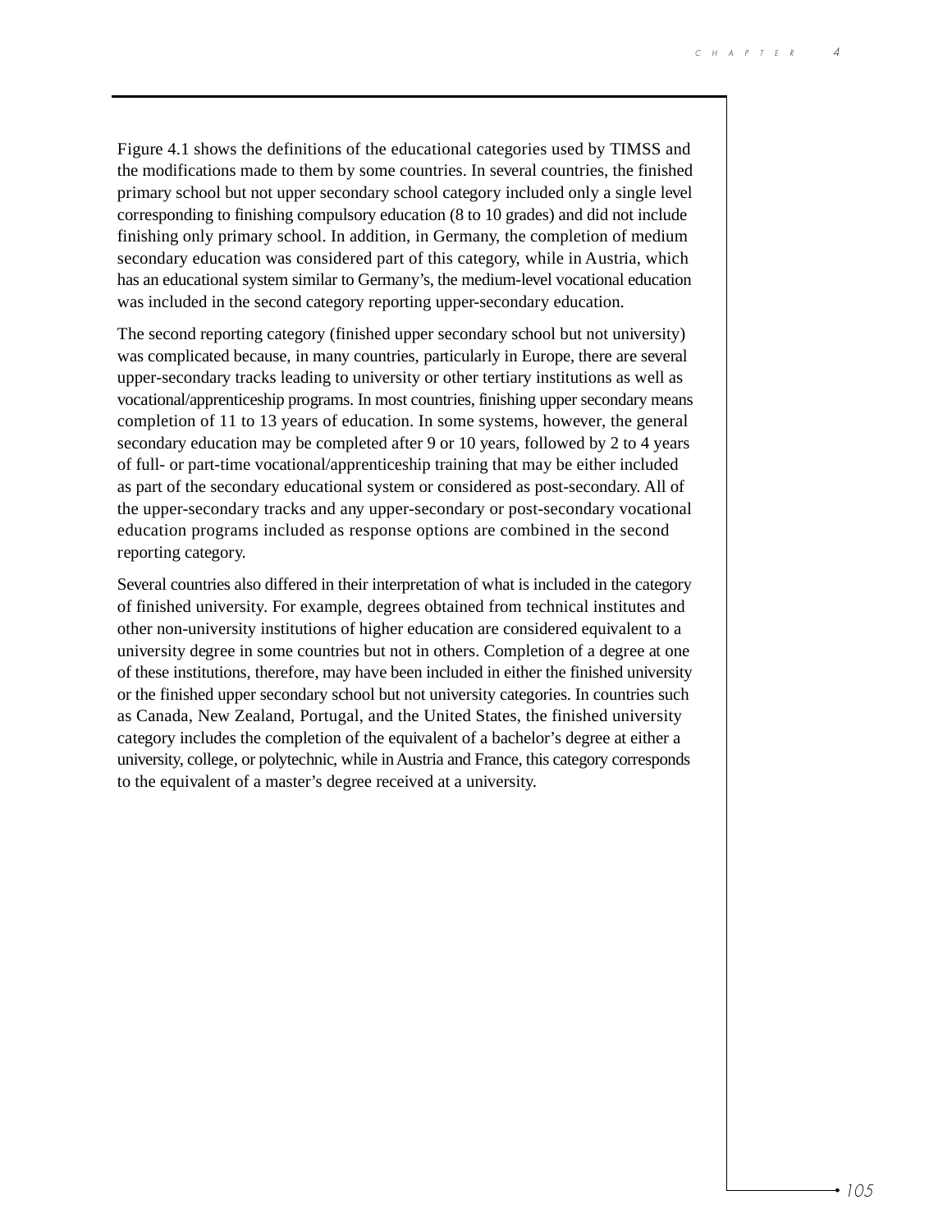Figure 4.1 shows the definitions of the educational categories used by TIMSS and the modifications made to them by some countries. In several countries, the finished primary school but not upper secondary school category included only a single level corresponding to finishing compulsory education (8 to 10 grades) and did not include finishing only primary school. In addition, in Germany, the completion of medium secondary education was considered part of this category, while in Austria, which has an educational system similar to Germany's, the medium-level vocational education was included in the second category reporting upper-secondary education.

The second reporting category (finished upper secondary school but not university) was complicated because, in many countries, particularly in Europe, there are several upper-secondary tracks leading to university or other tertiary institutions as well as vocational/apprenticeship programs. In most countries, finishing upper secondary means completion of 11 to 13 years of education. In some systems, however, the general secondary education may be completed after 9 or 10 years, followed by 2 to 4 years of full- or part-time vocational/apprenticeship training that may be either included as part of the secondary educational system or considered as post-secondary. All of the upper-secondary tracks and any upper-secondary or post-secondary vocational education programs included as response options are combined in the second reporting category.

Several countries also differed in their interpretation of what is included in the category of finished university. For example, degrees obtained from technical institutes and other non-university institutions of higher education are considered equivalent to a university degree in some countries but not in others. Completion of a degree at one of these institutions, therefore, may have been included in either the finished university or the finished upper secondary school but not university categories. In countries such as Canada, New Zealand, Portugal, and the United States, the finished university category includes the completion of the equivalent of a bachelor's degree at either a university, college, or polytechnic, while in Austria and France, this category corresponds to the equivalent of a master's degree received at a university.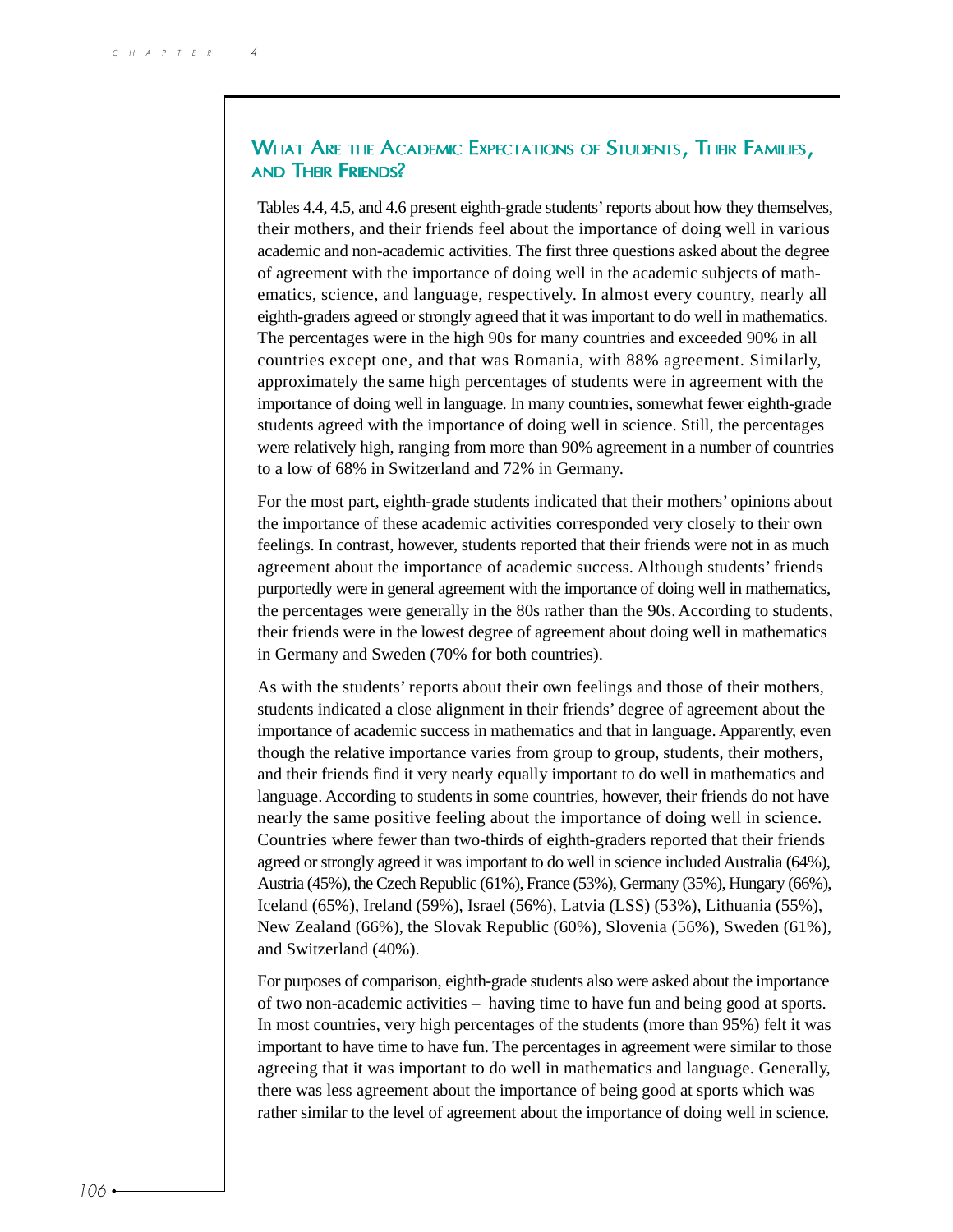## What Are the Academic Expectations of Students, Their Families, and Their Friends?

Tables 4.4, 4.5, and 4.6 present eighth-grade students' reports about how they themselves, their mothers, and their friends feel about the importance of doing well in various academic and non-academic activities. The first three questions asked about the degree of agreement with the importance of doing well in the academic subjects of mathematics, science, and language, respectively. In almost every country, nearly all eighth-graders agreed or strongly agreed that it was important to do well in mathematics. The percentages were in the high 90s for many countries and exceeded 90% in all countries except one, and that was Romania, with 88% agreement. Similarly, approximately the same high percentages of students were in agreement with the importance of doing well in language. In many countries, somewhat fewer eighth-grade students agreed with the importance of doing well in science. Still, the percentages were relatively high, ranging from more than 90% agreement in a number of countries to a low of 68% in Switzerland and 72% in Germany.

For the most part, eighth-grade students indicated that their mothers' opinions about the importance of these academic activities corresponded very closely to their own feelings. In contrast, however, students reported that their friends were not in as much agreement about the importance of academic success. Although students' friends purportedly were in general agreement with the importance of doing well in mathematics, the percentages were generally in the 80s rather than the 90s. According to students, their friends were in the lowest degree of agreement about doing well in mathematics in Germany and Sweden (70% for both countries).

As with the students' reports about their own feelings and those of their mothers, students indicated a close alignment in their friends' degree of agreement about the importance of academic success in mathematics and that in language. Apparently, even though the relative importance varies from group to group, students, their mothers, and their friends find it very nearly equally important to do well in mathematics and language. According to students in some countries, however, their friends do not have nearly the same positive feeling about the importance of doing well in science. Countries where fewer than two-thirds of eighth-graders reported that their friends agreed or strongly agreed it was important to do well in science included Australia (64%), Austria (45%), the Czech Republic (61%), France (53%), Germany (35%), Hungary (66%), Iceland (65%), Ireland (59%), Israel (56%), Latvia (LSS) (53%), Lithuania (55%), New Zealand (66%), the Slovak Republic (60%), Slovenia (56%), Sweden (61%), and Switzerland (40%).

For purposes of comparison, eighth-grade students also were asked about the importance of two non-academic activities – having time to have fun and being good at sports. In most countries, very high percentages of the students (more than 95%) felt it was important to have time to have fun. The percentages in agreement were similar to those agreeing that it was important to do well in mathematics and language. Generally, there was less agreement about the importance of being good at sports which was rather similar to the level of agreement about the importance of doing well in science.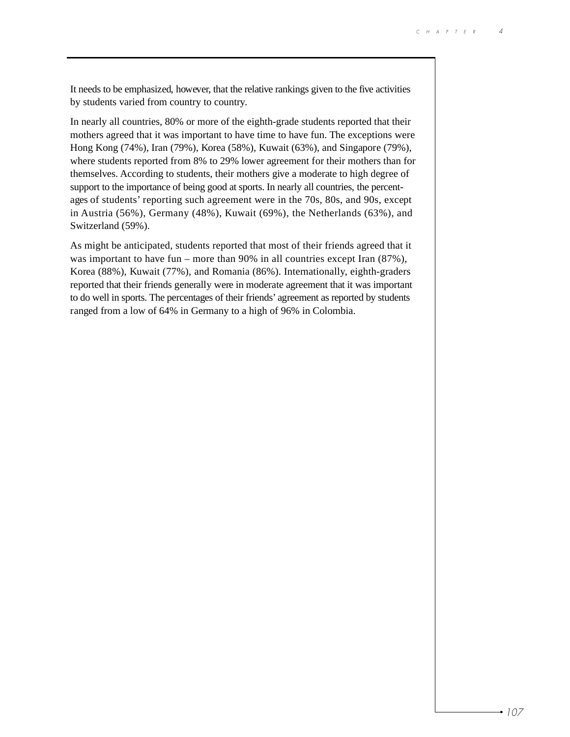It needs to be emphasized, however, that the relative rankings given to the five activities by students varied from country to country.

In nearly all countries, 80% or more of the eighth-grade students reported that their mothers agreed that it was important to have time to have fun. The exceptions were Hong Kong (74%), Iran (79%), Korea (58%), Kuwait (63%), and Singapore (79%), where students reported from 8% to 29% lower agreement for their mothers than for themselves. According to students, their mothers give a moderate to high degree of support to the importance of being good at sports. In nearly all countries, the percentages of students' reporting such agreement were in the 70s, 80s, and 90s, except in Austria (56%), Germany (48%), Kuwait (69%), the Netherlands (63%), and Switzerland (59%).

As might be anticipated, students reported that most of their friends agreed that it was important to have fun – more than 90% in all countries except Iran (87%), Korea (88%), Kuwait (77%), and Romania (86%). Internationally, eighth-graders reported that their friends generally were in moderate agreement that it was important to do well in sports. The percentages of their friends' agreement as reported by students ranged from a low of 64% in Germany to a high of 96% in Colombia.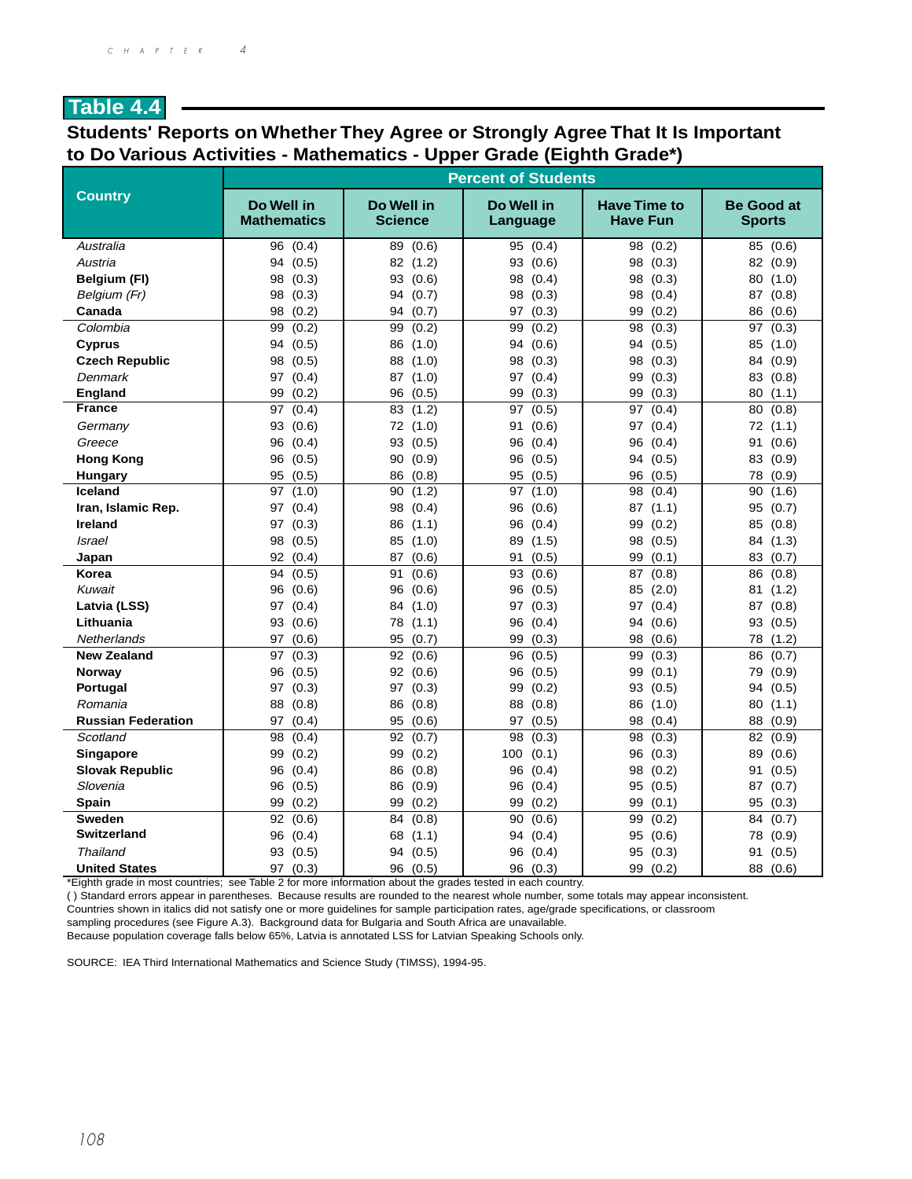## Table 4.4

### Students' Reports on Whether They Agree or Strongly Agree That It Is Important to Do Various Activities - Mathematics - Upper Grade (Eighth Grade*)

| Country | Percent of Students | | | | |
|---|---|---|---|---|---|
| | Do Well in Mathematics | Do Well in Science | Do Well in Language | Have Time to Have Fun | Be Good at Sports |
| *Australia* | 96 (0.4) | 89 (0.6) | 95 (0.4) | 98 (0.2) | 85 (0.6) |
| *Austria* | 94 (0.5) | 82 (1.2) | 93 (0.6) | 98 (0.3) | 82 (0.9) |
| **Belgium (Fl)** | 98 (0.3) | 93 (0.6) | 98 (0.4) | 98 (0.3) | 80 (1.0) |
| *Belgium (Fr)* | 98 (0.3) | 94 (0.7) | 98 (0.3) | 98 (0.4) | 87 (0.8) |
| **Canada** | 98 (0.2) | 94 (0.7) | 97 (0.3) | 99 (0.2) | 86 (0.6) |
| *Colombia* | 99 (0.2) | 99 (0.2) | 99 (0.2) | 98 (0.3) | 97 (0.3) |
| **Cyprus** | 94 (0.5) | 86 (1.0) | 94 (0.6) | 94 (0.5) | 85 (1.0) |
| **Czech Republic** | 98 (0.5) | 88 (1.0) | 98 (0.3) | 98 (0.3) | 84 (0.9) |
| *Denmark* | 97 (0.4) | 87 (1.0) | 97 (0.4) | 99 (0.3) | 83 (0.8) |
| **England** | 99 (0.2) | 96 (0.5) | 99 (0.3) | 99 (0.3) | 80 (1.1) |
| **France** | 97 (0.4) | 83 (1.2) | 97 (0.5) | 97 (0.4) | 80 (0.8) |
| *Germany* | 93 (0.6) | 72 (1.0) | 91 (0.6) | 97 (0.4) | 72 (1.1) |
| *Greece* | 96 (0.4) | 93 (0.5) | 96 (0.4) | 96 (0.4) | 91 (0.6) |
| **Hong Kong** | 96 (0.5) | 90 (0.9) | 96 (0.5) | 94 (0.5) | 83 (0.9) |
| **Hungary** | 95 (0.5) | 86 (0.8) | 95 (0.5) | 96 (0.5) | 78 (0.9) |
| **Iceland** | 97 (1.0) | 90 (1.2) | 97 (1.0) | 98 (0.4) | 90 (1.6) |
| **Iran, Islamic Rep.** | 97 (0.4) | 98 (0.4) | 96 (0.6) | 87 (1.1) | 95 (0.7) |
| **Ireland** | 97 (0.3) | 86 (1.1) | 96 (0.4) | 99 (0.2) | 85 (0.8) |
| *Israel* | 98 (0.5) | 85 (1.0) | 89 (1.5) | 98 (0.5) | 84 (1.3) |
| **Japan** | 92 (0.4) | 87 (0.6) | 91 (0.5) | 99 (0.1) | 83 (0.7) |
| **Korea** | 94 (0.5) | 91 (0.6) | 93 (0.6) | 87 (0.8) | 86 (0.8) |
| *Kuwait* | 96 (0.6) | 96 (0.6) | 96 (0.5) | 85 (2.0) | 81 (1.2) |
| **Latvia (LSS)** | 97 (0.4) | 84 (1.0) | 97 (0.3) | 97 (0.4) | 87 (0.8) |
| **Lithuania** | 93 (0.6) | 78 (1.1) | 96 (0.4) | 94 (0.6) | 93 (0.5) |
| *Netherlands* | 97 (0.6) | 95 (0.7) | 99 (0.3) | 98 (0.6) | 78 (1.2) |
| **New Zealand** | 97 (0.3) | 92 (0.6) | 96 (0.5) | 99 (0.3) | 86 (0.7) |
| **Norway** | 96 (0.5) | 92 (0.6) | 96 (0.5) | 99 (0.1) | 79 (0.9) |
| **Portugal** | 97 (0.3) | 97 (0.3) | 99 (0.2) | 93 (0.5) | 94 (0.5) |
| *Romania* | 88 (0.8) | 86 (0.8) | 88 (0.8) | 86 (1.0) | 80 (1.1) |
| **Russian Federation** | 97 (0.4) | 95 (0.6) | 97 (0.5) | 98 (0.4) | 88 (0.9) |
| *Scotland* | 98 (0.4) | 92 (0.7) | 98 (0.3) | 98 (0.3) | 82 (0.9) |
| **Singapore** | 99 (0.2) | 99 (0.2) | 100 (0.1) | 96 (0.3) | 89 (0.6) |
| **Slovak Republic** | 96 (0.4) | 86 (0.8) | 96 (0.4) | 98 (0.2) | 91 (0.5) |
| *Slovenia* | 96 (0.5) | 86 (0.9) | 96 (0.4) | 95 (0.5) | 87 (0.7) |
| **Spain** | 99 (0.2) | 99 (0.2) | 99 (0.2) | 99 (0.1) | 95 (0.3) |
| **Sweden** | 92 (0.6) | 84 (0.8) | 90 (0.6) | 99 (0.2) | 84 (0.7) |
| **Switzerland** | 96 (0.4) | 68 (1.1) | 94 (0.4) | 95 (0.6) | 78 (0.9) |
| *Thailand* | 93 (0.5) | 94 (0.5) | 96 (0.4) | 95 (0.3) | 91 (0.5) |
| **United States** | 97 (0.3) | 96 (0.5) | 96 (0.3) | 99 (0.2) | 88 (0.6) |

*Eighth grade in most countries; see Table 2 for more information about the grades tested in each country.
( ) Standard errors appear in parentheses. Because results are rounded to the nearest whole number, some totals may appear inconsistent.
Countries shown in italics did not satisfy one or more guidelines for sample participation rates, age/grade specifications, or classroom sampling procedures (see Figure A.3). Background data for Bulgaria and South Africa are unavailable.
Because population coverage falls below 65%, Latvia is annotated LSS for Latvian Speaking Schools only.

SOURCE: IEA Third International Mathematics and Science Study (TIMSS), 1994-95.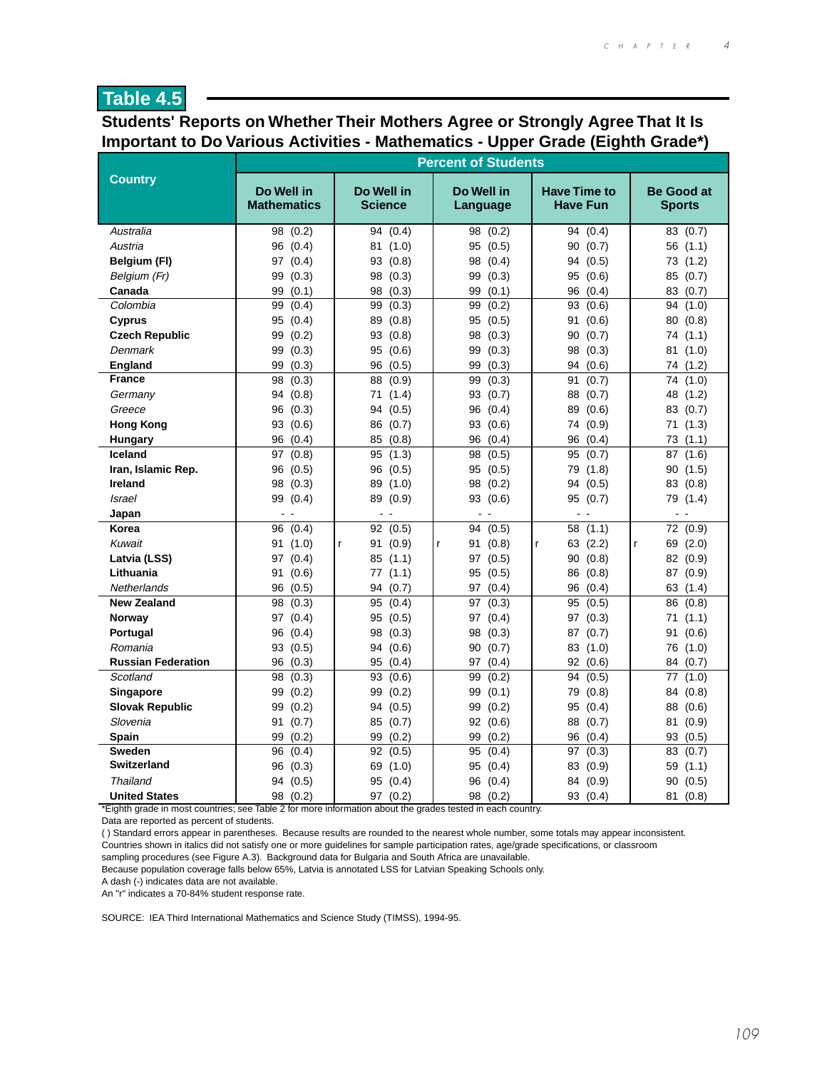## Table 4.5

### Students' Reports on Whether Their Mothers Agree or Strongly Agree That It Is Important to Do Various Activities - Mathematics - Upper Grade (Eighth Grade*)

| Country | Percent of Students | | | | |
|---|---|---|---|---|---|
| | **Do Well in Mathematics** | **Do Well in Science** | **Do Well in Language** | **Have Time to Have Fun** | **Be Good at Sports** |
| *Australia* | 98 (0.2) | 94 (0.4) | 98 (0.2) | 94 (0.4) | 83 (0.7) |
| *Austria* | 96 (0.4) | 81 (1.0) | 95 (0.5) | 90 (0.7) | 56 (1.1) |
| **Belgium (Fl)** | 97 (0.4) | 93 (0.8) | 98 (0.4) | 94 (0.5) | 73 (1.2) |
| *Belgium (Fr)* | 99 (0.3) | 98 (0.3) | 99 (0.3) | 95 (0.6) | 85 (0.7) |
| **Canada** | 99 (0.1) | 98 (0.3) | 99 (0.1) | 96 (0.4) | 83 (0.7) |
| *Colombia* | 99 (0.4) | 99 (0.3) | 99 (0.2) | 93 (0.6) | 94 (1.0) |
| **Cyprus** | 95 (0.4) | 89 (0.8) | 95 (0.5) | 91 (0.6) | 80 (0.8) |
| **Czech Republic** | 99 (0.2) | 93 (0.8) | 98 (0.3) | 90 (0.7) | 74 (1.1) |
| *Denmark* | 99 (0.3) | 95 (0.6) | 99 (0.3) | 98 (0.3) | 81 (1.0) |
| **England** | 99 (0.3) | 96 (0.5) | 99 (0.3) | 94 (0.6) | 74 (1.2) |
| **France** | 98 (0.3) | 88 (0.9) | 99 (0.3) | 91 (0.7) | 74 (1.0) |
| *Germany* | 94 (0.8) | 71 (1.4) | 93 (0.7) | 88 (0.7) | 48 (1.2) |
| *Greece* | 96 (0.3) | 94 (0.5) | 96 (0.4) | 89 (0.6) | 83 (0.7) |
| **Hong Kong** | 93 (0.6) | 86 (0.7) | 93 (0.6) | 74 (0.9) | 71 (1.3) |
| **Hungary** | 96 (0.4) | 85 (0.8) | 96 (0.4) | 96 (0.4) | 73 (1.1) |
| **Iceland** | 97 (0.8) | 95 (1.3) | 98 (0.5) | 95 (0.7) | 87 (1.6) |
| **Iran, Islamic Rep.** | 96 (0.5) | 96 (0.5) | 95 (0.5) | 79 (1.8) | 90 (1.5) |
| **Ireland** | 98 (0.3) | 89 (1.0) | 98 (0.2) | 94 (0.5) | 83 (0.8) |
| *Israel* | 99 (0.4) | 89 (0.9) | 93 (0.6) | 95 (0.7) | 79 (1.4) |
| **Japan** | - - | - - | - - | - - | - - |
| **Korea** | 96 (0.4) | 92 (0.5) | 94 (0.5) | 58 (1.1) | 72 (0.9) |
| *Kuwait* | 91 (1.0) | r 91 (0.9) | r 91 (0.8) | r 63 (2.2) | r 69 (2.0) |
| **Latvia (LSS)** | 97 (0.4) | 85 (1.1) | 97 (0.5) | 90 (0.8) | 82 (0.9) |
| **Lithuania** | 91 (0.6) | 77 (1.1) | 95 (0.5) | 86 (0.8) | 87 (0.9) |
| *Netherlands* | 96 (0.5) | 94 (0.7) | 97 (0.4) | 96 (0.4) | 63 (1.4) |
| **New Zealand** | 98 (0.3) | 95 (0.4) | 97 (0.3) | 95 (0.5) | 86 (0.8) |
| **Norway** | 97 (0.4) | 95 (0.5) | 97 (0.4) | 97 (0.3) | 71 (1.1) |
| **Portugal** | 96 (0.4) | 98 (0.3) | 98 (0.3) | 87 (0.7) | 91 (0.6) |
| *Romania* | 93 (0.5) | 94 (0.6) | 90 (0.7) | 83 (1.0) | 76 (1.0) |
| **Russian Federation** | 96 (0.3) | 95 (0.4) | 97 (0.4) | 92 (0.6) | 84 (0.7) |
| *Scotland* | 98 (0.3) | 93 (0.6) | 99 (0.2) | 94 (0.5) | 77 (1.0) |
| **Singapore** | 99 (0.2) | 99 (0.2) | 99 (0.1) | 79 (0.8) | 84 (0.8) |
| **Slovak Republic** | 99 (0.2) | 94 (0.5) | 99 (0.2) | 95 (0.4) | 88 (0.6) |
| *Slovenia* | 91 (0.7) | 85 (0.7) | 92 (0.6) | 88 (0.7) | 81 (0.9) |
| **Spain** | 99 (0.2) | 99 (0.2) | 99 (0.2) | 96 (0.4) | 93 (0.5) |
| **Sweden** | 96 (0.4) | 92 (0.5) | 95 (0.4) | 97 (0.3) | 83 (0.7) |
| **Switzerland** | 96 (0.3) | 69 (1.0) | 95 (0.4) | 83 (0.9) | 59 (1.1) |
| *Thailand* | 94 (0.5) | 95 (0.4) | 96 (0.4) | 84 (0.9) | 90 (0.5) |
| **United States** | 98 (0.2) | 97 (0.2) | 98 (0.2) | 93 (0.4) | 81 (0.8) |

*Eighth grade in most countries; see Table 2 for more information about the grades tested in each country.
Data are reported as percent of students.
( ) Standard errors appear in parentheses. Because results are rounded to the nearest whole number, some totals may appear inconsistent.
Countries shown in italics did not satisfy one or more guidelines for sample participation rates, age/grade specifications, or classroom sampling procedures (see Figure A.3). Background data for Bulgaria and South Africa are unavailable.
Because population coverage falls below 65%, Latvia is annotated LSS for Latvian Speaking Schools only.
A dash (-) indicates data are not available.
An "r" indicates a 70-84% student response rate.

SOURCE: IEA Third International Mathematics and Science Study (TIMSS), 1994-95.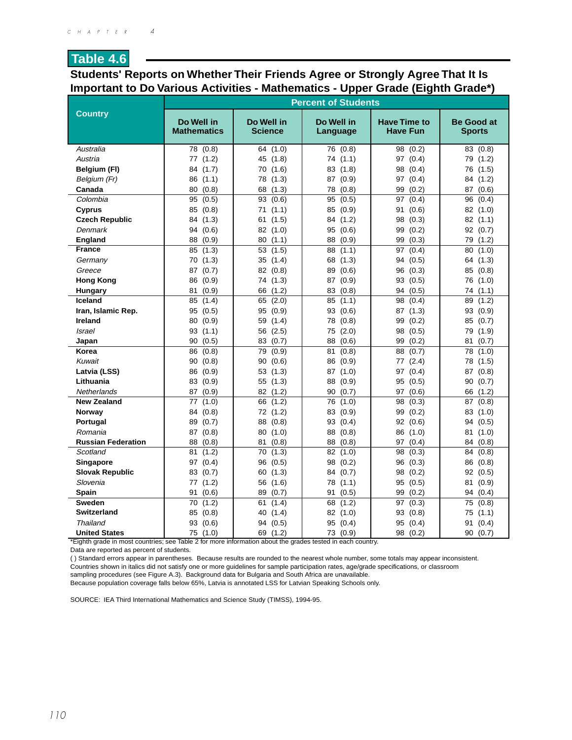## Table 4.6

### Students' Reports on Whether Their Friends Agree or Strongly Agree That It Is Important to Do Various Activities - Mathematics - Upper Grade (Eighth Grade*)

| Country | Percent of Students | | | | |
|---|---|---|---|---|---|
| | Do Well in Mathematics | Do Well in Science | Do Well in Language | Have Time to Have Fun | Be Good at Sports |
| *Australia* | 78 (0.8) | 64 (1.0) | 76 (0.8) | 98 (0.2) | 83 (0.8) |
| *Austria* | 77 (1.2) | 45 (1.8) | 74 (1.1) | 97 (0.4) | 79 (1.2) |
| **Belgium (Fl)** | 84 (1.7) | 70 (1.6) | 83 (1.8) | 98 (0.4) | 76 (1.5) |
| *Belgium (Fr)* | 86 (1.1) | 78 (1.3) | 87 (0.9) | 97 (0.4) | 84 (1.2) |
| **Canada** | 80 (0.8) | 68 (1.3) | 78 (0.8) | 99 (0.2) | 87 (0.6) |
| *Colombia* | 95 (0.5) | 93 (0.6) | 95 (0.5) | 97 (0.4) | 96 (0.4) |
| **Cyprus** | 85 (0.8) | 71 (1.1) | 85 (0.9) | 91 (0.6) | 82 (1.0) |
| **Czech Republic** | 84 (1.3) | 61 (1.5) | 84 (1.2) | 98 (0.3) | 82 (1.1) |
| *Denmark* | 94 (0.6) | 82 (1.0) | 95 (0.6) | 99 (0.2) | 92 (0.7) |
| **England** | 88 (0.9) | 80 (1.1) | 88 (0.9) | 99 (0.3) | 79 (1.2) |
| **France** | 85 (1.3) | 53 (1.5) | 88 (1.1) | 97 (0.4) | 80 (1.0) |
| *Germany* | 70 (1.3) | 35 (1.4) | 68 (1.3) | 94 (0.5) | 64 (1.3) |
| *Greece* | 87 (0.7) | 82 (0.8) | 89 (0.6) | 96 (0.3) | 85 (0.8) |
| **Hong Kong** | 86 (0.9) | 74 (1.3) | 87 (0.9) | 93 (0.5) | 76 (1.0) |
| **Hungary** | 81 (0.9) | 66 (1.2) | 83 (0.8) | 94 (0.5) | 74 (1.1) |
| **Iceland** | 85 (1.4) | 65 (2.0) | 85 (1.1) | 98 (0.4) | 89 (1.2) |
| **Iran, Islamic Rep.** | 95 (0.5) | 95 (0.9) | 93 (0.6) | 87 (1.3) | 93 (0.9) |
| **Ireland** | 80 (0.9) | 59 (1.4) | 78 (0.8) | 99 (0.2) | 85 (0.7) |
| *Israel* | 93 (1.1) | 56 (2.5) | 75 (2.0) | 98 (0.5) | 79 (1.9) |
| **Japan** | 90 (0.5) | 83 (0.7) | 88 (0.6) | 99 (0.2) | 81 (0.7) |
| **Korea** | 86 (0.8) | 79 (0.9) | 81 (0.8) | 88 (0.7) | 78 (1.0) |
| *Kuwait* | 90 (0.8) | 90 (0.6) | 86 (0.9) | 77 (2.4) | 78 (1.5) |
| **Latvia (LSS)** | 86 (0.9) | 53 (1.3) | 87 (1.0) | 97 (0.4) | 87 (0.8) |
| **Lithuania** | 83 (0.9) | 55 (1.3) | 88 (0.9) | 95 (0.5) | 90 (0.7) |
| *Netherlands* | 87 (0.9) | 82 (1.2) | 90 (0.7) | 97 (0.6) | 66 (1.2) |
| **New Zealand** | 77 (1.0) | 66 (1.2) | 76 (1.0) | 98 (0.3) | 87 (0.8) |
| **Norway** | 84 (0.8) | 72 (1.2) | 83 (0.9) | 99 (0.2) | 83 (1.0) |
| **Portugal** | 89 (0.7) | 88 (0.8) | 93 (0.4) | 92 (0.6) | 94 (0.5) |
| *Romania* | 87 (0.8) | 80 (1.0) | 88 (0.8) | 86 (1.0) | 81 (1.0) |
| **Russian Federation** | 88 (0.8) | 81 (0.8) | 88 (0.8) | 97 (0.4) | 84 (0.8) |
| *Scotland* | 81 (1.2) | 70 (1.3) | 82 (1.0) | 98 (0.3) | 84 (0.8) |
| **Singapore** | 97 (0.4) | 96 (0.5) | 98 (0.2) | 96 (0.3) | 86 (0.8) |
| **Slovak Republic** | 83 (0.7) | 60 (1.3) | 84 (0.7) | 98 (0.2) | 92 (0.5) |
| *Slovenia* | 77 (1.2) | 56 (1.6) | 78 (1.1) | 95 (0.5) | 81 (0.9) |
| **Spain** | 91 (0.6) | 89 (0.7) | 91 (0.5) | 99 (0.2) | 94 (0.4) |
| **Sweden** | 70 (1.2) | 61 (1.4) | 68 (1.2) | 97 (0.3) | 75 (0.8) |
| **Switzerland** | 85 (0.8) | 40 (1.4) | 82 (1.0) | 93 (0.8) | 75 (1.1) |
| *Thailand* | 93 (0.6) | 94 (0.5) | 95 (0.4) | 95 (0.4) | 91 (0.4) |
| **United States** | 75 (1.0) | 69 (1.2) | 73 (0.9) | 98 (0.2) | 90 (0.7) |

*Eighth grade in most countries; see Table 2 for more information about the grades tested in each country.
Data are reported as percent of students.
( ) Standard errors appear in parentheses. Because results are rounded to the nearest whole number, some totals may appear inconsistent.
Countries shown in italics did not satisfy one or more guidelines for sample participation rates, age/grade specifications, or classroom sampling procedures (see Figure A.3). Background data for Bulgaria and South Africa are unavailable.
Because population coverage falls below 65%, Latvia is annotated LSS for Latvian Speaking Schools only.

SOURCE: IEA Third International Mathematics and Science Study (TIMSS), 1994-95.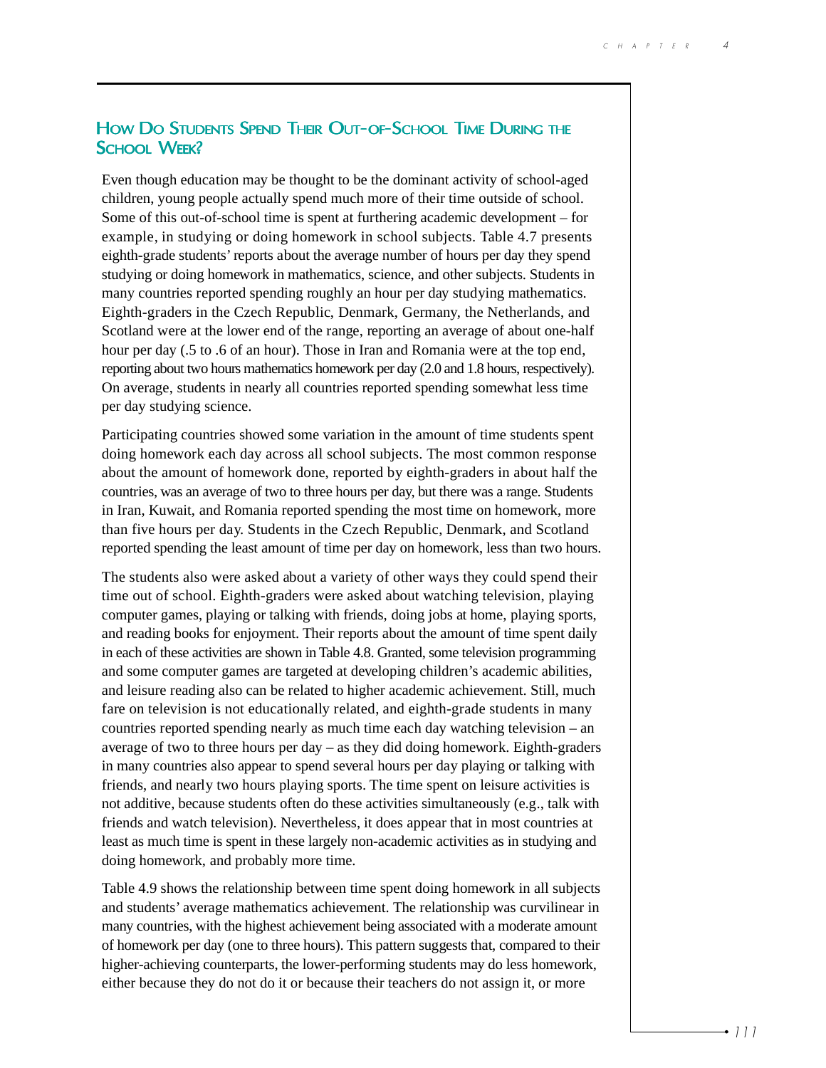## How Do Students Spend Their Out-of-School Time During the School Week?

Even though education may be thought to be the dominant activity of school-aged children, young people actually spend much more of their time outside of school. Some of this out-of-school time is spent at furthering academic development – for example, in studying or doing homework in school subjects. Table 4.7 presents eighth-grade students' reports about the average number of hours per day they spend studying or doing homework in mathematics, science, and other subjects. Students in many countries reported spending roughly an hour per day studying mathematics. Eighth-graders in the Czech Republic, Denmark, Germany, the Netherlands, and Scotland were at the lower end of the range, reporting an average of about one-half hour per day (.5 to .6 of an hour). Those in Iran and Romania were at the top end, reporting about two hours mathematics homework per day (2.0 and 1.8 hours, respectively). On average, students in nearly all countries reported spending somewhat less time per day studying science.

Participating countries showed some variation in the amount of time students spent doing homework each day across all school subjects. The most common response about the amount of homework done, reported by eighth-graders in about half the countries, was an average of two to three hours per day, but there was a range. Students in Iran, Kuwait, and Romania reported spending the most time on homework, more than five hours per day. Students in the Czech Republic, Denmark, and Scotland reported spending the least amount of time per day on homework, less than two hours.

The students also were asked about a variety of other ways they could spend their time out of school. Eighth-graders were asked about watching television, playing computer games, playing or talking with friends, doing jobs at home, playing sports, and reading books for enjoyment. Their reports about the amount of time spent daily in each of these activities are shown in Table 4.8. Granted, some television programming and some computer games are targeted at developing children's academic abilities, and leisure reading also can be related to higher academic achievement. Still, much fare on television is not educationally related, and eighth-grade students in many countries reported spending nearly as much time each day watching television – an average of two to three hours per day – as they did doing homework. Eighth-graders in many countries also appear to spend several hours per day playing or talking with friends, and nearly two hours playing sports. The time spent on leisure activities is not additive, because students often do these activities simultaneously (e.g., talk with friends and watch television). Nevertheless, it does appear that in most countries at least as much time is spent in these largely non-academic activities as in studying and doing homework, and probably more time.

Table 4.9 shows the relationship between time spent doing homework in all subjects and students' average mathematics achievement. The relationship was curvilinear in many countries, with the highest achievement being associated with a moderate amount of homework per day (one to three hours). This pattern suggests that, compared to their higher-achieving counterparts, the lower-performing students may do less homework, either because they do not do it or because their teachers do not assign it, or more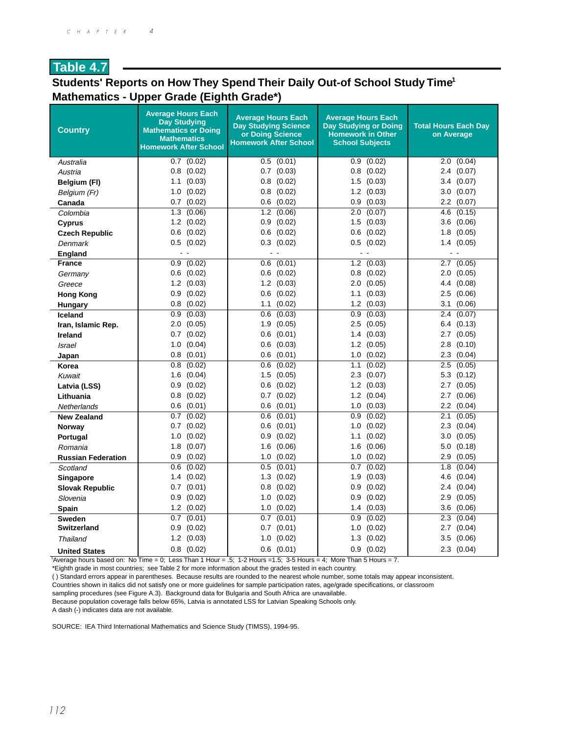## Table 4.7

### Students' Reports on How They Spend Their Daily Out-of School Study Time[1]
### Mathematics - Upper Grade (Eighth Grade*)

| Country | Average Hours Each Day Studying Mathematics or Doing Mathematics Homework After School | Average Hours Each Day Studying Science or Doing Science Homework After School | Average Hours Each Day Studying or Doing Homework in Other School Subjects | Total Hours Each Day on Average |
|---|---|---|---|---|
| *Australia* | 0.7 (0.02) | 0.5 (0.01) | 0.9 (0.02) | 2.0 (0.04) |
| *Austria* | 0.8 (0.02) | 0.7 (0.03) | 0.8 (0.02) | 2.4 (0.07) |
| **Belgium (Fl)** | 1.1 (0.03) | 0.8 (0.02) | 1.5 (0.03) | 3.4 (0.07) |
| *Belgium (Fr)* | 1.0 (0.02) | 0.8 (0.02) | 1.2 (0.03) | 3.0 (0.07) |
| **Canada** | 0.7 (0.02) | 0.6 (0.02) | 0.9 (0.03) | 2.2 (0.07) |
| *Colombia* | 1.3 (0.06) | 1.2 (0.06) | 2.0 (0.07) | 4.6 (0.15) |
| **Cyprus** | 1.2 (0.02) | 0.9 (0.02) | 1.5 (0.03) | 3.6 (0.06) |
| **Czech Republic** | 0.6 (0.02) | 0.6 (0.02) | 0.6 (0.02) | 1.8 (0.05) |
| *Denmark* | 0.5 (0.02) | 0.3 (0.02) | 0.5 (0.02) | 1.4 (0.05) |
| **England** | - - | - - | - - | - - |
| **France** | 0.9 (0.02) | 0.6 (0.01) | 1.2 (0.03) | 2.7 (0.05) |
| *Germany* | 0.6 (0.02) | 0.6 (0.02) | 0.8 (0.02) | 2.0 (0.05) |
| *Greece* | 1.2 (0.03) | 1.2 (0.03) | 2.0 (0.05) | 4.4 (0.08) |
| **Hong Kong** | 0.9 (0.02) | 0.6 (0.02) | 1.1 (0.03) | 2.5 (0.06) |
| **Hungary** | 0.8 (0.02) | 1.1 (0.02) | 1.2 (0.03) | 3.1 (0.06) |
| **Iceland** | 0.9 (0.03) | 0.6 (0.03) | 0.9 (0.03) | 2.4 (0.07) |
| **Iran, Islamic Rep.** | 2.0 (0.05) | 1.9 (0.05) | 2.5 (0.05) | 6.4 (0.13) |
| **Ireland** | 0.7 (0.02) | 0.6 (0.01) | 1.4 (0.03) | 2.7 (0.05) |
| *Israel* | 1.0 (0.04) | 0.6 (0.03) | 1.2 (0.05) | 2.8 (0.10) |
| **Japan** | 0.8 (0.01) | 0.6 (0.01) | 1.0 (0.02) | 2.3 (0.04) |
| **Korea** | 0.8 (0.02) | 0.6 (0.02) | 1.1 (0.02) | 2.5 (0.05) |
| *Kuwait* | 1.6 (0.04) | 1.5 (0.05) | 2.3 (0.07) | 5.3 (0.12) |
| **Latvia (LSS)** | 0.9 (0.02) | 0.6 (0.02) | 1.2 (0.03) | 2.7 (0.05) |
| **Lithuania** | 0.8 (0.02) | 0.7 (0.02) | 1.2 (0.04) | 2.7 (0.06) |
| *Netherlands* | 0.6 (0.01) | 0.6 (0.01) | 1.0 (0.03) | 2.2 (0.04) |
| **New Zealand** | 0.7 (0.02) | 0.6 (0.01) | 0.9 (0.02) | 2.1 (0.05) |
| **Norway** | 0.7 (0.02) | 0.6 (0.01) | 1.0 (0.02) | 2.3 (0.04) |
| **Portugal** | 1.0 (0.02) | 0.9 (0.02) | 1.1 (0.02) | 3.0 (0.05) |
| *Romania* | 1.8 (0.07) | 1.6 (0.06) | 1.6 (0.06) | 5.0 (0.18) |
| **Russian Federation** | 0.9 (0.02) | 1.0 (0.02) | 1.0 (0.02) | 2.9 (0.05) |
| *Scotland* | 0.6 (0.02) | 0.5 (0.01) | 0.7 (0.02) | 1.8 (0.04) |
| **Singapore** | 1.4 (0.02) | 1.3 (0.02) | 1.9 (0.03) | 4.6 (0.04) |
| **Slovak Republic** | 0.7 (0.01) | 0.8 (0.02) | 0.9 (0.02) | 2.4 (0.04) |
| *Slovenia* | 0.9 (0.02) | 1.0 (0.02) | 0.9 (0.02) | 2.9 (0.05) |
| **Spain** | 1.2 (0.02) | 1.0 (0.02) | 1.4 (0.03) | 3.6 (0.06) |
| **Sweden** | 0.7 (0.01) | 0.7 (0.01) | 0.9 (0.02) | 2.3 (0.04) |
| **Switzerland** | 0.9 (0.02) | 0.7 (0.01) | 1.0 (0.02) | 2.7 (0.04) |
| *Thailand* | 1.2 (0.03) | 1.0 (0.02) | 1.3 (0.02) | 3.5 (0.06) |
| **United States** | 0.8 (0.02) | 0.6 (0.01) | 0.9 (0.02) | 2.3 (0.04) |

[1]Average hours based on: No Time = 0; Less Than 1 Hour = .5; 1-2 Hours =1.5; 3-5 Hours = 4; More Than 5 Hours = 7.
*Eighth grade in most countries; see Table 2 for more information about the grades tested in each country.
( ) Standard errors appear in parentheses. Because results are rounded to the nearest whole number, some totals may appear inconsistent.
Countries shown in italics did not satisfy one or more guidelines for sample participation rates, age/grade specifications, or classroom sampling procedures (see Figure A.3). Background data for Bulgaria and South Africa are unavailable.
Because population coverage falls below 65%, Latvia is annotated LSS for Latvian Speaking Schools only.
A dash (-) indicates data are not available.

SOURCE: IEA Third International Mathematics and Science Study (TIMSS), 1994-95.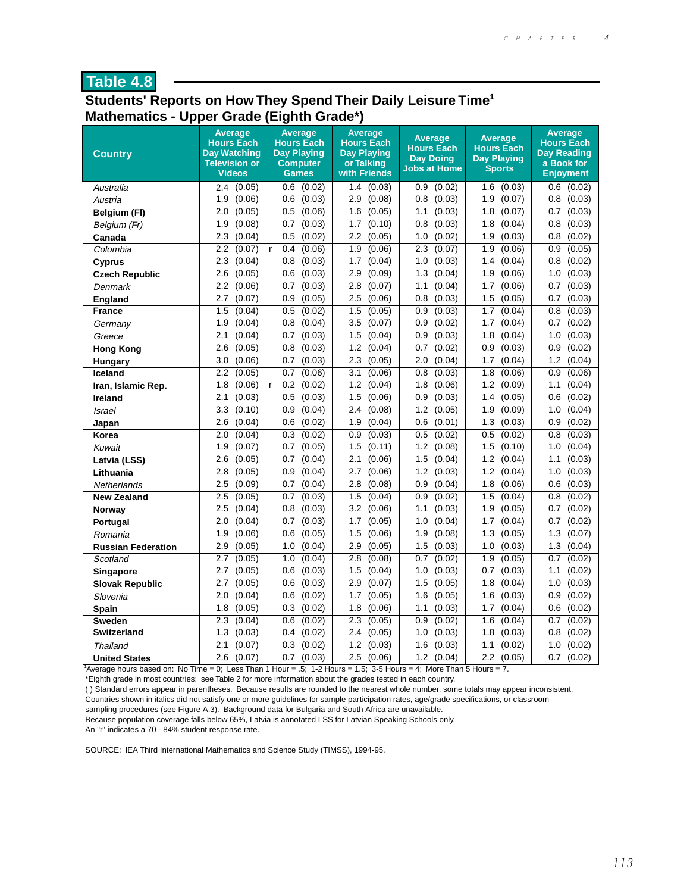## Table 4.8

### Students' Reports on How They Spend Their Daily Leisure Time[1]
### Mathematics - Upper Grade (Eighth Grade*)

| Country | Average Hours Each Day Watching Television or Videos | Average Hours Each Day Playing Computer Games | Average Hours Each Day Playing or Talking with Friends | Average Hours Each Day Doing Jobs at Home | Average Hours Each Day Playing Sports | Average Hours Each Day Reading a Book for Enjoyment |
|---|---|---|---|---|---|---|
| *Australia* | 2.4 (0.05) | 0.6 (0.02) | 1.4 (0.03) | 0.9 (0.02) | 1.6 (0.03) | 0.6 (0.02) |
| *Austria* | 1.9 (0.06) | 0.6 (0.03) | 2.9 (0.08) | 0.8 (0.03) | 1.9 (0.07) | 0.8 (0.03) |
| **Belgium (Fl)** | 2.0 (0.05) | 0.5 (0.06) | 1.6 (0.05) | 1.1 (0.03) | 1.8 (0.07) | 0.7 (0.03) |
| *Belgium (Fr)* | 1.9 (0.08) | 0.7 (0.03) | 1.7 (0.10) | 0.8 (0.03) | 1.8 (0.04) | 0.8 (0.03) |
| **Canada** | 2.3 (0.04) | 0.5 (0.02) | 2.2 (0.05) | 1.0 (0.02) | 1.9 (0.03) | 0.8 (0.02) |
| *Colombia* | 2.2 (0.07) | r 0.4 (0.06) | 1.9 (0.06) | 2.3 (0.07) | 1.9 (0.06) | 0.9 (0.05) |
| **Cyprus** | 2.3 (0.04) | 0.8 (0.03) | 1.7 (0.04) | 1.0 (0.03) | 1.4 (0.04) | 0.8 (0.02) |
| **Czech Republic** | 2.6 (0.05) | 0.6 (0.03) | 2.9 (0.09) | 1.3 (0.04) | 1.9 (0.06) | 1.0 (0.03) |
| *Denmark* | 2.2 (0.06) | 0.7 (0.03) | 2.8 (0.07) | 1.1 (0.04) | 1.7 (0.06) | 0.7 (0.03) |
| **England** | 2.7 (0.07) | 0.9 (0.05) | 2.5 (0.06) | 0.8 (0.03) | 1.5 (0.05) | 0.7 (0.03) |
| **France** | 1.5 (0.04) | 0.5 (0.02) | 1.5 (0.05) | 0.9 (0.03) | 1.7 (0.04) | 0.8 (0.03) |
| *Germany* | 1.9 (0.04) | 0.8 (0.04) | 3.5 (0.07) | 0.9 (0.02) | 1.7 (0.04) | 0.7 (0.02) |
| *Greece* | 2.1 (0.04) | 0.7 (0.03) | 1.5 (0.04) | 0.9 (0.03) | 1.8 (0.04) | 1.0 (0.03) |
| **Hong Kong** | 2.6 (0.05) | 0.8 (0.03) | 1.2 (0.04) | 0.7 (0.02) | 0.9 (0.03) | 0.9 (0.02) |
| **Hungary** | 3.0 (0.06) | 0.7 (0.03) | 2.3 (0.05) | 2.0 (0.04) | 1.7 (0.04) | 1.2 (0.04) |
| **Iceland** | 2.2 (0.05) | 0.7 (0.06) | 3.1 (0.06) | 0.8 (0.03) | 1.8 (0.06) | 0.9 (0.06) |
| **Iran, Islamic Rep.** | 1.8 (0.06) | r 0.2 (0.02) | 1.2 (0.04) | 1.8 (0.06) | 1.2 (0.09) | 1.1 (0.04) |
| **Ireland** | 2.1 (0.03) | 0.5 (0.03) | 1.5 (0.06) | 0.9 (0.03) | 1.4 (0.05) | 0.6 (0.02) |
| *Israel* | 3.3 (0.10) | 0.9 (0.04) | 2.4 (0.08) | 1.2 (0.05) | 1.9 (0.09) | 1.0 (0.04) |
| **Japan** | 2.6 (0.04) | 0.6 (0.02) | 1.9 (0.04) | 0.6 (0.01) | 1.3 (0.03) | 0.9 (0.02) |
| **Korea** | 2.0 (0.04) | 0.3 (0.02) | 0.9 (0.03) | 0.5 (0.02) | 0.5 (0.02) | 0.8 (0.03) |
| *Kuwait* | 1.9 (0.07) | 0.7 (0.05) | 1.5 (0.11) | 1.2 (0.08) | 1.5 (0.10) | 1.0 (0.04) |
| **Latvia (LSS)** | 2.6 (0.05) | 0.7 (0.04) | 2.1 (0.06) | 1.5 (0.04) | 1.2 (0.04) | 1.1 (0.03) |
| **Lithuania** | 2.8 (0.05) | 0.9 (0.04) | 2.7 (0.06) | 1.2 (0.03) | 1.2 (0.04) | 1.0 (0.03) |
| *Netherlands* | 2.5 (0.09) | 0.7 (0.04) | 2.8 (0.08) | 0.9 (0.04) | 1.8 (0.06) | 0.6 (0.03) |
| **New Zealand** | 2.5 (0.05) | 0.7 (0.03) | 1.5 (0.04) | 0.9 (0.02) | 1.5 (0.04) | 0.8 (0.02) |
| **Norway** | 2.5 (0.04) | 0.8 (0.03) | 3.2 (0.06) | 1.1 (0.03) | 1.9 (0.05) | 0.7 (0.02) |
| **Portugal** | 2.0 (0.04) | 0.7 (0.03) | 1.7 (0.05) | 1.0 (0.04) | 1.7 (0.04) | 0.7 (0.02) |
| *Romania* | 1.9 (0.06) | 0.6 (0.05) | 1.5 (0.06) | 1.9 (0.08) | 1.3 (0.05) | 1.3 (0.07) |
| **Russian Federation** | 2.9 (0.05) | 1.0 (0.04) | 2.9 (0.05) | 1.5 (0.03) | 1.0 (0.03) | 1.3 (0.04) |
| *Scotland* | 2.7 (0.05) | 1.0 (0.04) | 2.8 (0.08) | 0.7 (0.02) | 1.9 (0.05) | 0.7 (0.02) |
| **Singapore** | 2.7 (0.05) | 0.6 (0.03) | 1.5 (0.04) | 1.0 (0.03) | 0.7 (0.03) | 1.1 (0.02) |
| **Slovak Republic** | 2.7 (0.05) | 0.6 (0.03) | 2.9 (0.07) | 1.5 (0.05) | 1.8 (0.04) | 1.0 (0.03) |
| *Slovenia* | 2.0 (0.04) | 0.6 (0.02) | 1.7 (0.05) | 1.6 (0.05) | 1.6 (0.03) | 0.9 (0.02) |
| **Spain** | 1.8 (0.05) | 0.3 (0.02) | 1.8 (0.06) | 1.1 (0.03) | 1.7 (0.04) | 0.6 (0.02) |
| **Sweden** | 2.3 (0.04) | 0.6 (0.02) | 2.3 (0.05) | 0.9 (0.02) | 1.6 (0.04) | 0.7 (0.02) |
| **Switzerland** | 1.3 (0.03) | 0.4 (0.02) | 2.4 (0.05) | 1.0 (0.03) | 1.8 (0.03) | 0.8 (0.02) |
| *Thailand* | 2.1 (0.07) | 0.3 (0.02) | 1.2 (0.03) | 1.6 (0.03) | 1.1 (0.02) | 1.0 (0.02) |
| **United States** | 2.6 (0.07) | 0.7 (0.03) | 2.5 (0.06) | 1.2 (0.04) | 2.2 (0.05) | 0.7 (0.02) |

[1]Average hours based on: No Time = 0; Less Than 1 Hour = .5; 1-2 Hours = 1.5; 3-5 Hours = 4; More Than 5 Hours = 7.

*Eighth grade in most countries; see Table 2 for more information about the grades tested in each country.

( ) Standard errors appear in parentheses. Because results are rounded to the nearest whole number, some totals may appear inconsistent.

Countries shown in italics did not satisfy one or more guidelines for sample participation rates, age/grade specifications, or classroom sampling procedures (see Figure A.3). Background data for Bulgaria and South Africa are unavailable.

Because population coverage falls below 65%, Latvia is annotated LSS for Latvian Speaking Schools only.

An "r" indicates a 70 - 84% student response rate.

SOURCE: IEA Third International Mathematics and Science Study (TIMSS), 1994-95.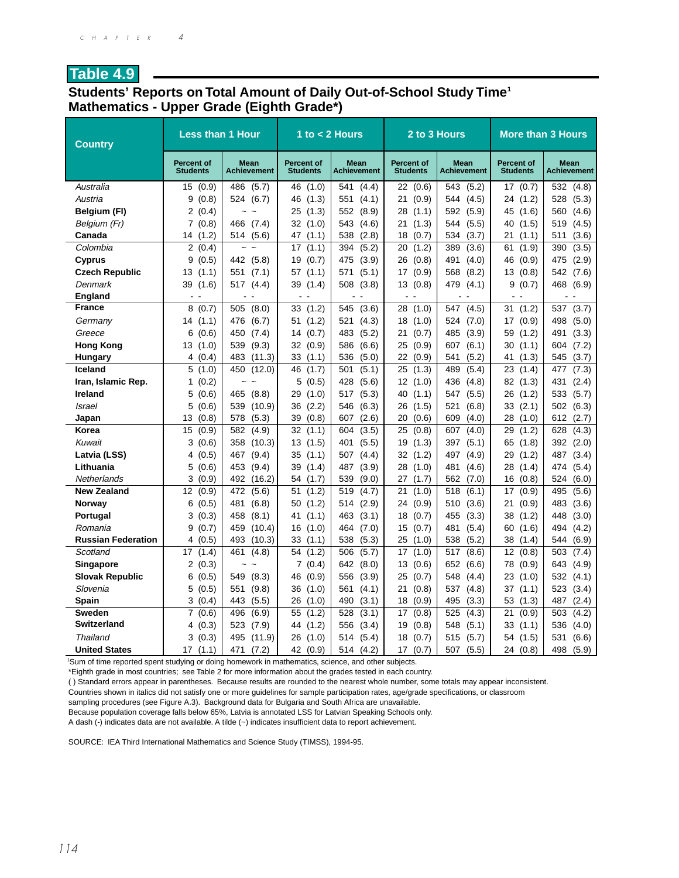## Table 4.9

### Students' Reports on Total Amount of Daily Out-of-School Study Time[1]
### Mathematics - Upper Grade (Eighth Grade*)

| Country | Less than 1 Hour | | 1 to < 2 Hours | | 2 to 3 Hours | | More than 3 Hours | |
|---|---|---|---|---|---|---|---|---|
| | Percent of Students | Mean Achievement | Percent of Students | Mean Achievement | Percent of Students | Mean Achievement | Percent of Students | Mean Achievement |
| *Australia* | 15 (0.9) | 486 (5.7) | 46 (1.0) | 541 (4.4) | 22 (0.6) | 543 (5.2) | 17 (0.7) | 532 (4.8) |
| *Austria* | 9 (0.8) | 524 (6.7) | 46 (1.3) | 551 (4.1) | 21 (0.9) | 544 (4.5) | 24 (1.2) | 528 (5.3) |
| **Belgium (Fl)** | 2 (0.4) | ~ ~ | 25 (1.3) | 552 (8.9) | 28 (1.1) | 592 (5.9) | 45 (1.6) | 560 (4.6) |
| *Belgium (Fr)* | 7 (0.8) | 466 (7.4) | 32 (1.0) | 543 (4.6) | 21 (1.3) | 544 (5.5) | 40 (1.5) | 519 (4.5) |
| **Canada** | 14 (1.2) | 514 (5.6) | 47 (1.1) | 538 (2.8) | 18 (0.7) | 534 (3.7) | 21 (1.1) | 511 (3.6) |
| *Colombia* | 2 (0.4) | ~ ~ | 17 (1.1) | 394 (5.2) | 20 (1.2) | 389 (3.6) | 61 (1.9) | 390 (3.5) |
| **Cyprus** | 9 (0.5) | 442 (5.8) | 19 (0.7) | 475 (3.9) | 26 (0.8) | 491 (4.0) | 46 (0.9) | 475 (2.9) |
| **Czech Republic** | 13 (1.1) | 551 (7.1) | 57 (1.1) | 571 (5.1) | 17 (0.9) | 568 (8.2) | 13 (0.8) | 542 (7.6) |
| *Denmark* | 39 (1.6) | 517 (4.4) | 39 (1.4) | 508 (3.8) | 13 (0.8) | 479 (4.1) | 9 (0.7) | 468 (6.9) |
| **England** | - - | - - | - - | - - | - - | - - | - - | - - |
| **France** | 8 (0.7) | 505 (8.0) | 33 (1.2) | 545 (3.6) | 28 (1.0) | 547 (4.5) | 31 (1.2) | 537 (3.7) |
| *Germany* | 14 (1.1) | 476 (6.7) | 51 (1.2) | 521 (4.3) | 18 (1.0) | 524 (7.0) | 17 (0.9) | 498 (5.0) |
| *Greece* | 6 (0.6) | 450 (7.4) | 14 (0.7) | 483 (5.2) | 21 (0.7) | 485 (3.9) | 59 (1.2) | 491 (3.3) |
| **Hong Kong** | 13 (1.0) | 539 (9.3) | 32 (0.9) | 586 (6.6) | 25 (0.9) | 607 (6.1) | 30 (1.1) | 604 (7.2) |
| **Hungary** | 4 (0.4) | 483 (11.3) | 33 (1.1) | 536 (5.0) | 22 (0.9) | 541 (5.2) | 41 (1.3) | 545 (3.7) |
| **Iceland** | 5 (1.0) | 450 (12.0) | 46 (1.7) | 501 (5.1) | 25 (1.3) | 489 (5.4) | 23 (1.4) | 477 (7.3) |
| **Iran, Islamic Rep.** | 1 (0.2) | ~ ~ | 5 (0.5) | 428 (5.6) | 12 (1.0) | 436 (4.8) | 82 (1.3) | 431 (2.4) |
| **Ireland** | 5 (0.6) | 465 (8.8) | 29 (1.0) | 517 (5.3) | 40 (1.1) | 547 (5.5) | 26 (1.2) | 533 (5.7) |
| *Israel* | 5 (0.6) | 539 (10.9) | 36 (2.2) | 546 (6.3) | 26 (1.5) | 521 (6.8) | 33 (2.1) | 502 (6.3) |
| **Japan** | 13 (0.8) | 578 (5.3) | 39 (0.8) | 607 (2.6) | 20 (0.6) | 609 (4.0) | 28 (1.0) | 612 (2.7) |
| **Korea** | 15 (0.9) | 582 (4.9) | 32 (1.1) | 604 (3.5) | 25 (0.8) | 607 (4.0) | 29 (1.2) | 628 (4.3) |
| *Kuwait* | 3 (0.6) | 358 (10.3) | 13 (1.5) | 401 (5.5) | 19 (1.3) | 397 (5.1) | 65 (1.8) | 392 (2.0) |
| **Latvia (LSS)** | 4 (0.5) | 467 (9.4) | 35 (1.1) | 507 (4.4) | 32 (1.2) | 497 (4.9) | 29 (1.2) | 487 (3.4) |
| **Lithuania** | 5 (0.6) | 453 (9.4) | 39 (1.4) | 487 (3.9) | 28 (1.0) | 481 (4.6) | 28 (1.4) | 474 (5.4) |
| *Netherlands* | 3 (0.9) | 492 (16.2) | 54 (1.7) | 539 (9.0) | 27 (1.7) | 562 (7.0) | 16 (0.8) | 524 (6.0) |
| **New Zealand** | 12 (0.9) | 472 (5.6) | 51 (1.2) | 519 (4.7) | 21 (1.0) | 518 (6.1) | 17 (0.9) | 495 (5.6) |
| **Norway** | 6 (0.5) | 481 (6.8) | 50 (1.2) | 514 (2.9) | 24 (0.9) | 510 (3.6) | 21 (0.9) | 483 (3.6) |
| **Portugal** | 3 (0.3) | 458 (8.1) | 41 (1.1) | 463 (3.1) | 18 (0.7) | 455 (3.3) | 38 (1.2) | 448 (3.0) |
| *Romania* | 9 (0.7) | 459 (10.4) | 16 (1.0) | 464 (7.0) | 15 (0.7) | 481 (5.4) | 60 (1.6) | 494 (4.2) |
| **Russian Federation** | 4 (0.5) | 493 (10.3) | 33 (1.1) | 538 (5.3) | 25 (1.0) | 538 (5.2) | 38 (1.4) | 544 (6.9) |
| *Scotland* | 17 (1.4) | 461 (4.8) | 54 (1.2) | 506 (5.7) | 17 (1.0) | 517 (8.6) | 12 (0.8) | 503 (7.4) |
| **Singapore** | 2 (0.3) | ~ ~ | 7 (0.4) | 642 (8.0) | 13 (0.6) | 652 (6.6) | 78 (0.9) | 643 (4.9) |
| **Slovak Republic** | 6 (0.5) | 549 (8.3) | 46 (0.9) | 556 (3.9) | 25 (0.7) | 548 (4.4) | 23 (1.0) | 532 (4.1) |
| *Slovenia* | 5 (0.5) | 551 (9.8) | 36 (1.0) | 561 (4.1) | 21 (0.8) | 537 (4.8) | 37 (1.1) | 523 (3.4) |
| **Spain** | 3 (0.4) | 443 (5.5) | 26 (1.0) | 490 (3.1) | 18 (0.9) | 495 (3.3) | 53 (1.3) | 487 (2.4) |
| **Sweden** | 7 (0.6) | 496 (6.9) | 55 (1.2) | 528 (3.1) | 17 (0.8) | 525 (4.3) | 21 (0.9) | 503 (4.2) |
| **Switzerland** | 4 (0.3) | 523 (7.9) | 44 (1.2) | 556 (3.4) | 19 (0.8) | 548 (5.1) | 33 (1.1) | 536 (4.0) |
| *Thailand* | 3 (0.3) | 495 (11.9) | 26 (1.0) | 514 (5.4) | 18 (0.7) | 515 (5.7) | 54 (1.5) | 531 (6.6) |
| **United States** | 17 (1.1) | 471 (7.2) | 42 (0.9) | 514 (4.2) | 17 (0.7) | 507 (5.5) | 24 (0.8) | 498 (5.9) |

[1]Sum of time reported spent studying or doing homework in mathematics, science, and other subjects.
*Eighth grade in most countries; see Table 2 for more information about the grades tested in each country.
( ) Standard errors appear in parentheses. Because results are rounded to the nearest whole number, some totals may appear inconsistent.
Countries shown in italics did not satisfy one or more guidelines for sample participation rates, age/grade specifications, or classroom sampling procedures (see Figure A.3). Background data for Bulgaria and South Africa are unavailable.
Because population coverage falls below 65%, Latvia is annotated LSS for Latvian Speaking Schools only.
A dash (-) indicates data are not available. A tilde (~) indicates insufficient data to report achievement.

SOURCE: IEA Third International Mathematics and Science Study (TIMSS), 1994-95.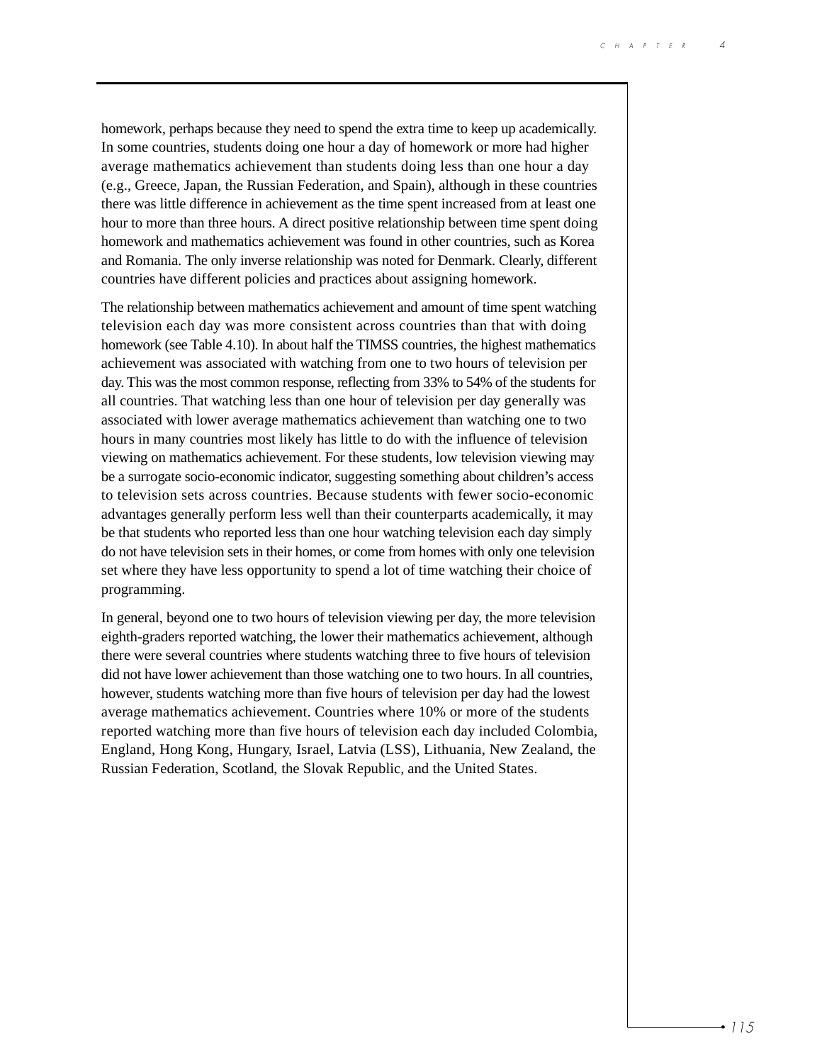homework, perhaps because they need to spend the extra time to keep up academically. In some countries, students doing one hour a day of homework or more had higher average mathematics achievement than students doing less than one hour a day (e.g., Greece, Japan, the Russian Federation, and Spain), although in these countries there was little difference in achievement as the time spent increased from at least one hour to more than three hours. A direct positive relationship between time spent doing homework and mathematics achievement was found in other countries, such as Korea and Romania. The only inverse relationship was noted for Denmark. Clearly, different countries have different policies and practices about assigning homework.

The relationship between mathematics achievement and amount of time spent watching television each day was more consistent across countries than that with doing homework (see Table 4.10). In about half the TIMSS countries, the highest mathematics achievement was associated with watching from one to two hours of television per day. This was the most common response, reflecting from 33% to 54% of the students for all countries. That watching less than one hour of television per day generally was associated with lower average mathematics achievement than watching one to two hours in many countries most likely has little to do with the influence of television viewing on mathematics achievement. For these students, low television viewing may be a surrogate socio-economic indicator, suggesting something about children's access to television sets across countries. Because students with fewer socio-economic advantages generally perform less well than their counterparts academically, it may be that students who reported less than one hour watching television each day simply do not have television sets in their homes, or come from homes with only one television set where they have less opportunity to spend a lot of time watching their choice of programming.

In general, beyond one to two hours of television viewing per day, the more television eighth-graders reported watching, the lower their mathematics achievement, although there were several countries where students watching three to five hours of television did not have lower achievement than those watching one to two hours. In all countries, however, students watching more than five hours of television per day had the lowest average mathematics achievement. Countries where 10% or more of the students reported watching more than five hours of television each day included Colombia, England, Hong Kong, Hungary, Israel, Latvia (LSS), Lithuania, New Zealand, the Russian Federation, Scotland, the Slovak Republic, and the United States.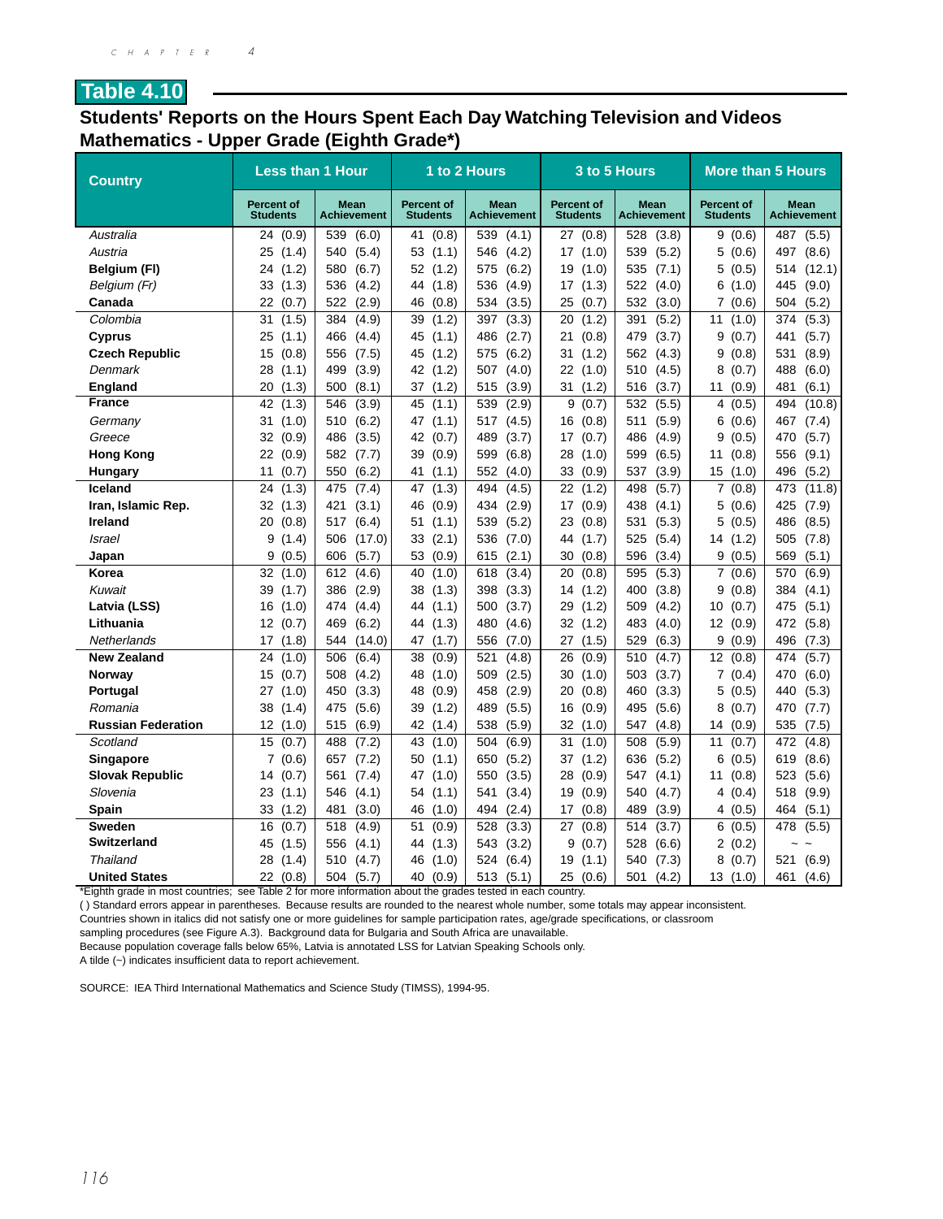## Table 4.10

### Students' Reports on the Hours Spent Each Day Watching Television and Videos
### Mathematics - Upper Grade (Eighth Grade*)

| Country | Less than 1 Hour | | 1 to 2 Hours | | 3 to 5 Hours | | More than 5 Hours | |
|---|---|---|---|---|---|---|---|---|
| | Percent of Students | Mean Achievement | Percent of Students | Mean Achievement | Percent of Students | Mean Achievement | Percent of Students | Mean Achievement |
| *Australia* | 24 (0.9) | 539 (6.0) | 41 (0.8) | 539 (4.1) | 27 (0.8) | 528 (3.8) | 9 (0.6) | 487 (5.5) |
| *Austria* | 25 (1.4) | 540 (5.4) | 53 (1.1) | 546 (4.2) | 17 (1.0) | 539 (5.2) | 5 (0.6) | 497 (8.6) |
| **Belgium (Fl)** | 24 (1.2) | 580 (6.7) | 52 (1.2) | 575 (6.2) | 19 (1.0) | 535 (7.1) | 5 (0.5) | 514 (12.1) |
| *Belgium (Fr)* | 33 (1.3) | 536 (4.2) | 44 (1.8) | 536 (4.9) | 17 (1.3) | 522 (4.0) | 6 (1.0) | 445 (9.0) |
| **Canada** | 22 (0.7) | 522 (2.9) | 46 (0.8) | 534 (3.5) | 25 (0.7) | 532 (3.0) | 7 (0.6) | 504 (5.2) |
| *Colombia* | 31 (1.5) | 384 (4.9) | 39 (1.2) | 397 (3.3) | 20 (1.2) | 391 (5.2) | 11 (1.0) | 374 (5.3) |
| **Cyprus** | 25 (1.1) | 466 (4.4) | 45 (1.1) | 486 (2.7) | 21 (0.8) | 479 (3.7) | 9 (0.7) | 441 (5.7) |
| **Czech Republic** | 15 (0.8) | 556 (7.5) | 45 (1.2) | 575 (6.2) | 31 (1.2) | 562 (4.3) | 9 (0.8) | 531 (8.9) |
| *Denmark* | 28 (1.1) | 499 (3.9) | 42 (1.2) | 507 (4.0) | 22 (1.0) | 510 (4.5) | 8 (0.7) | 488 (6.0) |
| **England** | 20 (1.3) | 500 (8.1) | 37 (1.2) | 515 (3.9) | 31 (1.2) | 516 (3.7) | 11 (0.9) | 481 (6.1) |
| **France** | 42 (1.3) | 546 (3.9) | 45 (1.1) | 539 (2.9) | 9 (0.7) | 532 (5.5) | 4 (0.5) | 494 (10.8) |
| *Germany* | 31 (1.0) | 510 (6.2) | 47 (1.1) | 517 (4.5) | 16 (0.8) | 511 (5.9) | 6 (0.6) | 467 (7.4) |
| *Greece* | 32 (0.9) | 486 (3.5) | 42 (0.7) | 489 (3.7) | 17 (0.7) | 486 (4.9) | 9 (0.5) | 470 (5.7) |
| **Hong Kong** | 22 (0.9) | 582 (7.7) | 39 (0.9) | 599 (6.8) | 28 (1.0) | 599 (6.5) | 11 (0.8) | 556 (9.1) |
| **Hungary** | 11 (0.7) | 550 (6.2) | 41 (1.1) | 552 (4.0) | 33 (0.9) | 537 (3.9) | 15 (1.0) | 496 (5.2) |
| **Iceland** | 24 (1.3) | 475 (7.4) | 47 (1.3) | 494 (4.5) | 22 (1.2) | 498 (5.7) | 7 (0.8) | 473 (11.8) |
| **Iran, Islamic Rep.** | 32 (1.3) | 421 (3.1) | 46 (0.9) | 434 (2.9) | 17 (0.9) | 438 (4.1) | 5 (0.6) | 425 (7.9) |
| **Ireland** | 20 (0.8) | 517 (6.4) | 51 (1.1) | 539 (5.2) | 23 (0.8) | 531 (5.3) | 5 (0.5) | 486 (8.5) |
| *Israel* | 9 (1.4) | 506 (17.0) | 33 (2.1) | 536 (7.0) | 44 (1.7) | 525 (5.4) | 14 (1.2) | 505 (7.8) |
| **Japan** | 9 (0.5) | 606 (5.7) | 53 (0.9) | 615 (2.1) | 30 (0.8) | 596 (3.4) | 9 (0.5) | 569 (5.1) |
| **Korea** | 32 (1.0) | 612 (4.6) | 40 (1.0) | 618 (3.4) | 20 (0.8) | 595 (5.3) | 7 (0.6) | 570 (6.9) |
| *Kuwait* | 39 (1.7) | 386 (2.9) | 38 (1.3) | 398 (3.3) | 14 (1.2) | 400 (3.8) | 9 (0.8) | 384 (4.1) |
| **Latvia (LSS)** | 16 (1.0) | 474 (4.4) | 44 (1.1) | 500 (3.7) | 29 (1.2) | 509 (4.2) | 10 (0.7) | 475 (5.1) |
| **Lithuania** | 12 (0.7) | 469 (6.2) | 44 (1.3) | 480 (4.6) | 32 (1.2) | 483 (4.0) | 12 (0.9) | 472 (5.8) |
| *Netherlands* | 17 (1.8) | 544 (14.0) | 47 (1.7) | 556 (7.0) | 27 (1.5) | 529 (6.3) | 9 (0.9) | 496 (7.3) |
| **New Zealand** | 24 (1.0) | 506 (6.4) | 38 (0.9) | 521 (4.8) | 26 (0.9) | 510 (4.7) | 12 (0.8) | 474 (5.7) |
| **Norway** | 15 (0.7) | 508 (4.2) | 48 (1.0) | 509 (2.5) | 30 (1.0) | 503 (3.7) | 7 (0.4) | 470 (6.0) |
| **Portugal** | 27 (1.0) | 450 (3.3) | 48 (0.9) | 458 (2.9) | 20 (0.8) | 460 (3.3) | 5 (0.5) | 440 (5.3) |
| *Romania* | 38 (1.4) | 475 (5.6) | 39 (1.2) | 489 (5.5) | 16 (0.9) | 495 (5.6) | 8 (0.7) | 470 (7.7) |
| **Russian Federation** | 12 (1.0) | 515 (6.9) | 42 (1.4) | 538 (5.9) | 32 (1.0) | 547 (4.8) | 14 (0.9) | 535 (7.5) |
| *Scotland* | 15 (0.7) | 488 (7.2) | 43 (1.0) | 504 (6.9) | 31 (1.0) | 508 (5.9) | 11 (0.7) | 472 (4.8) |
| **Singapore** | 7 (0.6) | 657 (7.2) | 50 (1.1) | 650 (5.2) | 37 (1.2) | 636 (5.2) | 6 (0.5) | 619 (8.6) |
| **Slovak Republic** | 14 (0.7) | 561 (7.4) | 47 (1.0) | 550 (3.5) | 28 (0.9) | 547 (4.1) | 11 (0.8) | 523 (5.6) |
| *Slovenia* | 23 (1.1) | 546 (4.1) | 54 (1.1) | 541 (3.4) | 19 (0.9) | 540 (4.7) | 4 (0.4) | 518 (9.9) |
| **Spain** | 33 (1.2) | 481 (3.0) | 46 (1.0) | 494 (2.4) | 17 (0.8) | 489 (3.9) | 4 (0.5) | 464 (5.1) |
| **Sweden** | 16 (0.7) | 518 (4.9) | 51 (0.9) | 528 (3.3) | 27 (0.8) | 514 (3.7) | 6 (0.5) | 478 (5.5) |
| **Switzerland** | 45 (1.5) | 556 (4.1) | 44 (1.3) | 543 (3.2) | 9 (0.7) | 528 (6.6) | 2 (0.2) | ~ ~ |
| *Thailand* | 28 (1.4) | 510 (4.7) | 46 (1.0) | 524 (6.4) | 19 (1.1) | 540 (7.3) | 8 (0.7) | 521 (6.9) |
| **United States** | 22 (0.8) | 504 (5.7) | 40 (0.9) | 513 (5.1) | 25 (0.6) | 501 (4.2) | 13 (1.0) | 461 (4.6) |

*Eighth grade in most countries; see Table 2 for more information about the grades tested in each country.

( ) Standard errors appear in parentheses. Because results are rounded to the nearest whole number, some totals may appear inconsistent.

Countries shown in italics did not satisfy one or more guidelines for sample participation rates, age/grade specifications, or classroom sampling procedures (see Figure A.3). Background data for Bulgaria and South Africa are unavailable.

Because population coverage falls below 65%, Latvia is annotated LSS for Latvian Speaking Schools only.

A tilde (~) indicates insufficient data to report achievement.

SOURCE: IEA Third International Mathematics and Science Study (TIMSS), 1994-95.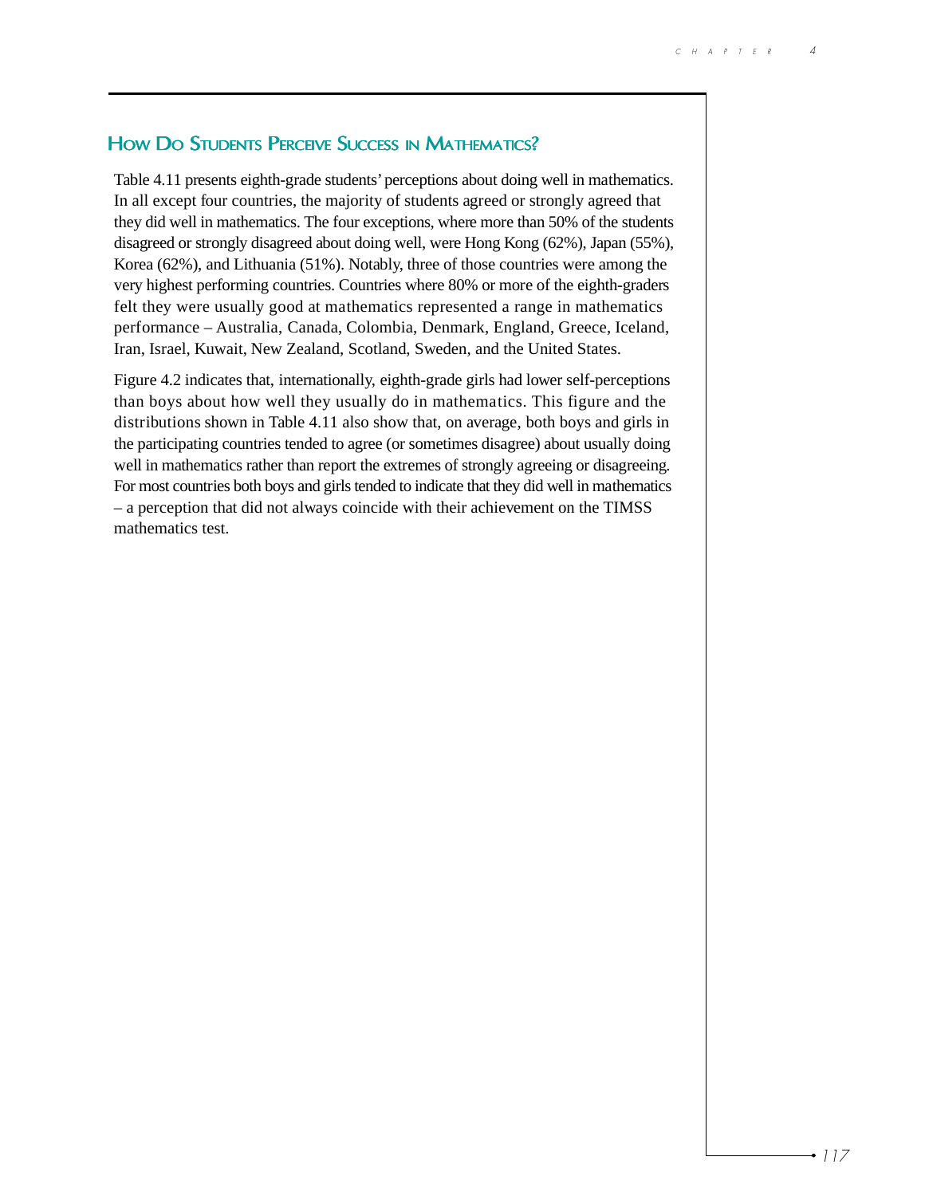## How Do Students Perceive Success in Mathematics?

Table 4.11 presents eighth-grade students' perceptions about doing well in mathematics. In all except four countries, the majority of students agreed or strongly agreed that they did well in mathematics. The four exceptions, where more than 50% of the students disagreed or strongly disagreed about doing well, were Hong Kong (62%), Japan (55%), Korea (62%), and Lithuania (51%). Notably, three of those countries were among the very highest performing countries. Countries where 80% or more of the eighth-graders felt they were usually good at mathematics represented a range in mathematics performance – Australia, Canada, Colombia, Denmark, England, Greece, Iceland, Iran, Israel, Kuwait, New Zealand, Scotland, Sweden, and the United States.

Figure 4.2 indicates that, internationally, eighth-grade girls had lower self-perceptions than boys about how well they usually do in mathematics. This figure and the distributions shown in Table 4.11 also show that, on average, both boys and girls in the participating countries tended to agree (or sometimes disagree) about usually doing well in mathematics rather than report the extremes of strongly agreeing or disagreeing. For most countries both boys and girls tended to indicate that they did well in mathematics – a perception that did not always coincide with their achievement on the TIMSS mathematics test.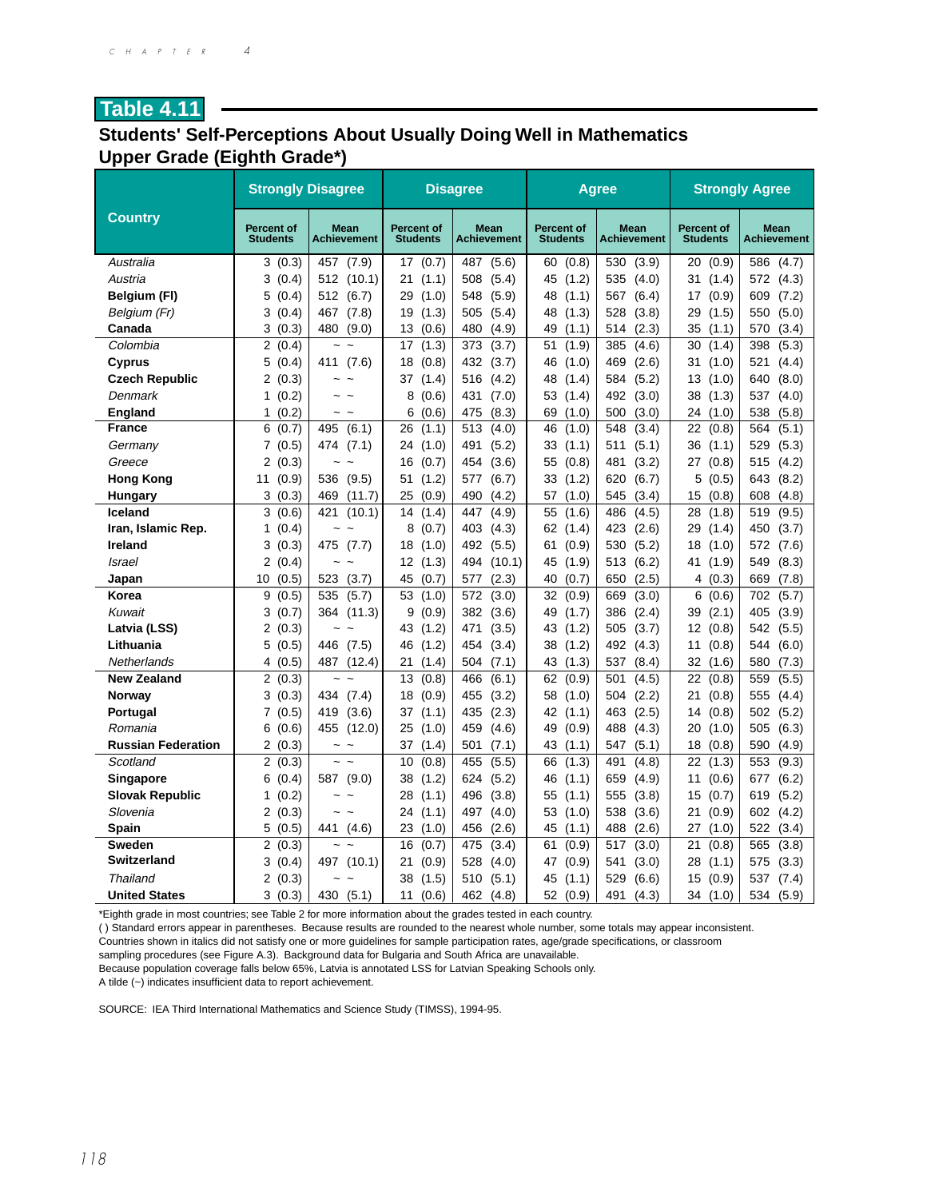## Table 4.11

### Students' Self-Perceptions About Usually Doing Well in Mathematics
### Upper Grade (Eighth Grade*)

| Country | Strongly Disagree | | Disagree | | Agree | | Strongly Agree | |
|---|---|---|---|---|---|---|---|---|
| | Percent of Students | Mean Achievement | Percent of Students | Mean Achievement | Percent of Students | Mean Achievement | Percent of Students | Mean Achievement |
| *Australia* | 3 (0.3) | 457 (7.9) | 17 (0.7) | 487 (5.6) | 60 (0.8) | 530 (3.9) | 20 (0.9) | 586 (4.7) |
| *Austria* | 3 (0.4) | 512 (10.1) | 21 (1.1) | 508 (5.4) | 45 (1.2) | 535 (4.0) | 31 (1.4) | 572 (4.3) |
| **Belgium (Fl)** | 5 (0.4) | 512 (6.7) | 29 (1.0) | 548 (5.9) | 48 (1.1) | 567 (6.4) | 17 (0.9) | 609 (7.2) |
| *Belgium (Fr)* | 3 (0.4) | 467 (7.8) | 19 (1.3) | 505 (5.4) | 48 (1.3) | 528 (3.8) | 29 (1.5) | 550 (5.0) |
| **Canada** | 3 (0.3) | 480 (9.0) | 13 (0.6) | 480 (4.9) | 49 (1.1) | 514 (2.3) | 35 (1.1) | 570 (3.4) |
| *Colombia* | 2 (0.4) | ~ ~ | 17 (1.3) | 373 (3.7) | 51 (1.9) | 385 (4.6) | 30 (1.4) | 398 (5.3) |
| **Cyprus** | 5 (0.4) | 411 (7.6) | 18 (0.8) | 432 (3.7) | 46 (1.0) | 469 (2.6) | 31 (1.0) | 521 (4.4) |
| **Czech Republic** | 2 (0.3) | ~ ~ | 37 (1.4) | 516 (4.2) | 48 (1.4) | 584 (5.2) | 13 (1.0) | 640 (8.0) |
| *Denmark* | 1 (0.2) | ~ ~ | 8 (0.6) | 431 (7.0) | 53 (1.4) | 492 (3.0) | 38 (1.3) | 537 (4.0) |
| **England** | 1 (0.2) | ~ ~ | 6 (0.6) | 475 (8.3) | 69 (1.0) | 500 (3.0) | 24 (1.0) | 538 (5.8) |
| **France** | 6 (0.7) | 495 (6.1) | 26 (1.1) | 513 (4.0) | 46 (1.0) | 548 (3.4) | 22 (0.8) | 564 (5.1) |
| *Germany* | 7 (0.5) | 474 (7.1) | 24 (1.0) | 491 (5.2) | 33 (1.1) | 511 (5.1) | 36 (1.1) | 529 (5.3) |
| *Greece* | 2 (0.3) | ~ ~ | 16 (0.7) | 454 (3.6) | 55 (0.8) | 481 (3.2) | 27 (0.8) | 515 (4.2) |
| **Hong Kong** | 11 (0.9) | 536 (9.5) | 51 (1.2) | 577 (6.7) | 33 (1.2) | 620 (6.7) | 5 (0.5) | 643 (8.2) |
| **Hungary** | 3 (0.3) | 469 (11.7) | 25 (0.9) | 490 (4.2) | 57 (1.0) | 545 (3.4) | 15 (0.8) | 608 (4.8) |
| **Iceland** | 3 (0.6) | 421 (10.1) | 14 (1.4) | 447 (4.9) | 55 (1.6) | 486 (4.5) | 28 (1.8) | 519 (9.5) |
| **Iran, Islamic Rep.** | 1 (0.4) | ~ ~ | 8 (0.7) | 403 (4.3) | 62 (1.4) | 423 (2.6) | 29 (1.4) | 450 (3.7) |
| **Ireland** | 3 (0.3) | 475 (7.7) | 18 (1.0) | 492 (5.5) | 61 (0.9) | 530 (5.2) | 18 (1.0) | 572 (7.6) |
| *Israel* | 2 (0.4) | ~ ~ | 12 (1.3) | 494 (10.1) | 45 (1.9) | 513 (6.2) | 41 (1.9) | 549 (8.3) |
| **Japan** | 10 (0.5) | 523 (3.7) | 45 (0.7) | 577 (2.3) | 40 (0.7) | 650 (2.5) | 4 (0.3) | 669 (7.8) |
| **Korea** | 9 (0.5) | 535 (5.7) | 53 (1.0) | 572 (3.0) | 32 (0.9) | 669 (3.0) | 6 (0.6) | 702 (5.7) |
| *Kuwait* | 3 (0.7) | 364 (11.3) | 9 (0.9) | 382 (3.6) | 49 (1.7) | 386 (2.4) | 39 (2.1) | 405 (3.9) |
| **Latvia (LSS)** | 2 (0.3) | ~ ~ | 43 (1.2) | 471 (3.5) | 43 (1.2) | 505 (3.7) | 12 (0.8) | 542 (5.5) |
| **Lithuania** | 5 (0.5) | 446 (7.5) | 46 (1.2) | 454 (3.4) | 38 (1.2) | 492 (4.3) | 11 (0.8) | 544 (6.0) |
| *Netherlands* | 4 (0.5) | 487 (12.4) | 21 (1.4) | 504 (7.1) | 43 (1.3) | 537 (8.4) | 32 (1.6) | 580 (7.3) |
| **New Zealand** | 2 (0.3) | ~ ~ | 13 (0.8) | 466 (6.1) | 62 (0.9) | 501 (4.5) | 22 (0.8) | 559 (5.5) |
| **Norway** | 3 (0.3) | 434 (7.4) | 18 (0.9) | 455 (3.2) | 58 (1.0) | 504 (2.2) | 21 (0.8) | 555 (4.4) |
| **Portugal** | 7 (0.5) | 419 (3.6) | 37 (1.1) | 435 (2.3) | 42 (1.1) | 463 (2.5) | 14 (0.8) | 502 (5.2) |
| *Romania* | 6 (0.6) | 455 (12.0) | 25 (1.0) | 459 (4.6) | 49 (0.9) | 488 (4.3) | 20 (1.0) | 505 (6.3) |
| **Russian Federation** | 2 (0.3) | ~ ~ | 37 (1.4) | 501 (7.1) | 43 (1.1) | 547 (5.1) | 18 (0.8) | 590 (4.9) |
| *Scotland* | 2 (0.3) | ~ ~ | 10 (0.8) | 455 (5.5) | 66 (1.3) | 491 (4.8) | 22 (1.3) | 553 (9.3) |
| **Singapore** | 6 (0.4) | 587 (9.0) | 38 (1.2) | 624 (5.2) | 46 (1.1) | 659 (4.9) | 11 (0.6) | 677 (6.2) |
| **Slovak Republic** | 1 (0.2) | ~ ~ | 28 (1.1) | 496 (3.8) | 55 (1.1) | 555 (3.8) | 15 (0.7) | 619 (5.2) |
| *Slovenia* | 2 (0.3) | ~ ~ | 24 (1.1) | 497 (4.0) | 53 (1.0) | 538 (3.6) | 21 (0.9) | 602 (4.2) |
| **Spain** | 5 (0.5) | 441 (4.6) | 23 (1.0) | 456 (2.6) | 45 (1.1) | 488 (2.6) | 27 (1.0) | 522 (3.4) |
| **Sweden** | 2 (0.3) | ~ ~ | 16 (0.7) | 475 (3.4) | 61 (0.9) | 517 (3.0) | 21 (0.8) | 565 (3.8) |
| **Switzerland** | 3 (0.4) | 497 (10.1) | 21 (0.9) | 528 (4.0) | 47 (0.9) | 541 (3.0) | 28 (1.1) | 575 (3.3) |
| *Thailand* | 2 (0.3) | ~ ~ | 38 (1.5) | 510 (5.1) | 45 (1.1) | 529 (6.6) | 15 (0.9) | 537 (7.4) |
| **United States** | 3 (0.3) | 430 (5.1) | 11 (0.6) | 462 (4.8) | 52 (0.9) | 491 (4.3) | 34 (1.0) | 534 (5.9) |

*Eighth grade in most countries; see Table 2 for more information about the grades tested in each country.
( ) Standard errors appear in parentheses. Because results are rounded to the nearest whole number, some totals may appear inconsistent.
Countries shown in italics did not satisfy one or more guidelines for sample participation rates, age/grade specifications, or classroom sampling procedures (see Figure A.3). Background data for Bulgaria and South Africa are unavailable.
Because population coverage falls below 65%, Latvia is annotated LSS for Latvian Speaking Schools only.
A tilde (~) indicates insufficient data to report achievement.

SOURCE: IEA Third International Mathematics and Science Study (TIMSS), 1994-95.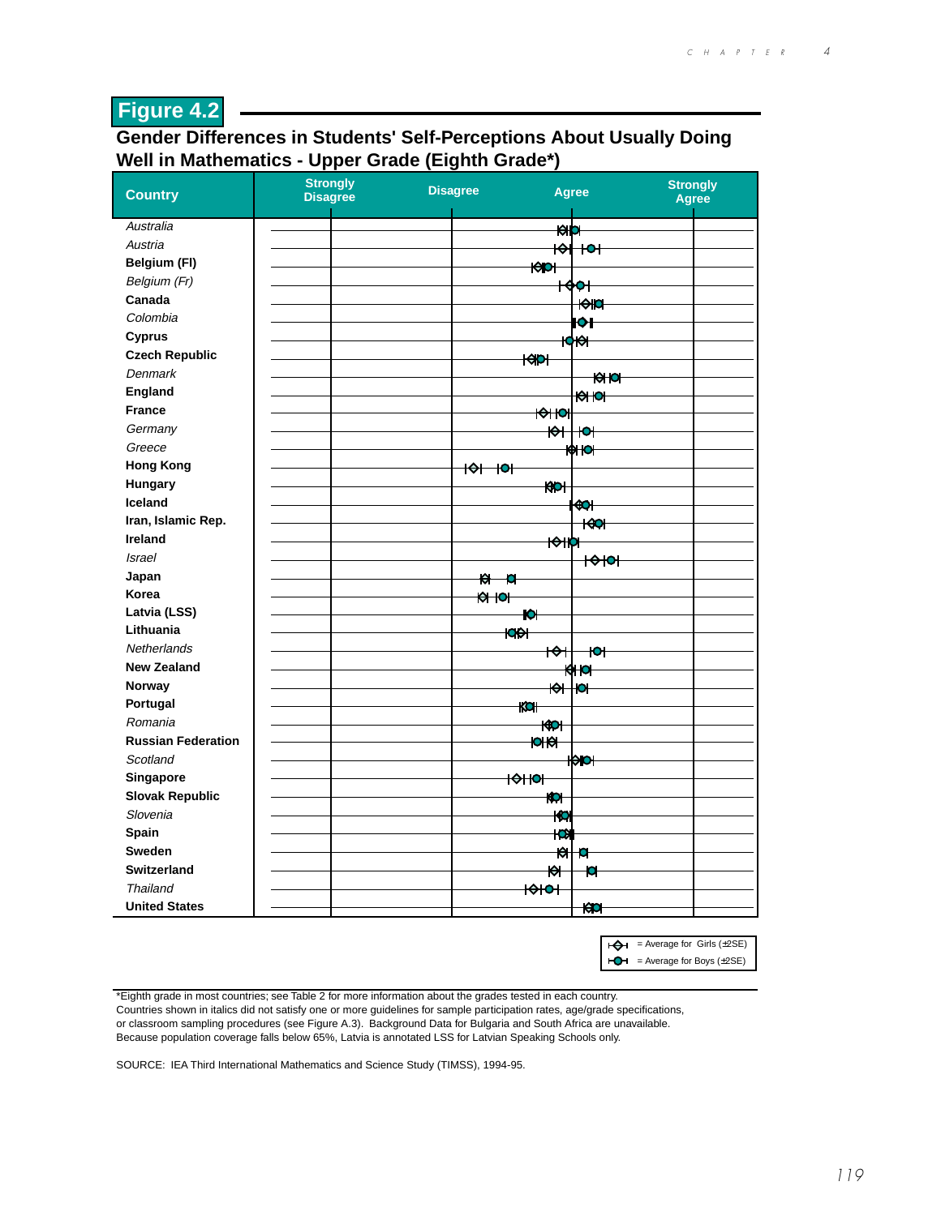## Figure 4.2

### Gender Differences in Students' Self-Perceptions About Usually Doing Well in Mathematics - Upper Grade (Eighth Grade*)

| Country | Strongly Disagree | Disagree | Agree | Strongly Agree |
|---|---|---|---|---|
| *Australia* | | | | |
| *Austria* | | | | |
| **Belgium (Fl)** | | | | |
| *Belgium (Fr)* | | | | |
| **Canada** | | | | |
| *Colombia* | | | | |
| **Cyprus** | | | | |
| **Czech Republic** | | | | |
| *Denmark* | | | | |
| **England** | | | | |
| **France** | | | | |
| *Germany* | | | | |
| *Greece* | | | | |
| **Hong Kong** | | | | |
| **Hungary** | | | | |
| **Iceland** | | | | |
| **Iran, Islamic Rep.** | | | | |
| **Ireland** | | | | |
| *Israel* | | | | |
| **Japan** | | | | |
| **Korea** | | | | |
| **Latvia (LSS)** | | | | |
| **Lithuania** | | | | |
| *Netherlands* | | | | |
| **New Zealand** | | | | |
| **Norway** | | | | |
| **Portugal** | | | | |
| *Romania* | | | | |
| **Russian Federation** | | | | |
| *Scotland* | | | | |
| **Singapore** | | | | |
| **Slovak Republic** | | | | |
| *Slovenia* | | | | |
| **Spain** | | | | |
| **Sweden** | | | | |
| **Switzerland** | | | | |
| *Thailand* | | | | |
| **United States** | | | | |

◇ = Average for Girls (±2SE)
● = Average for Boys (±2SE)

*Eighth grade in most countries; see Table 2 for more information about the grades tested in each country.
Countries shown in italics did not satisfy one or more guidelines for sample participation rates, age/grade specifications, or classroom sampling procedures (see Figure A.3). Background Data for Bulgaria and South Africa are unavailable.
Because population coverage falls below 65%, Latvia is annotated LSS for Latvian Speaking Schools only.

SOURCE: IEA Third International Mathematics and Science Study (TIMSS), 1994-95.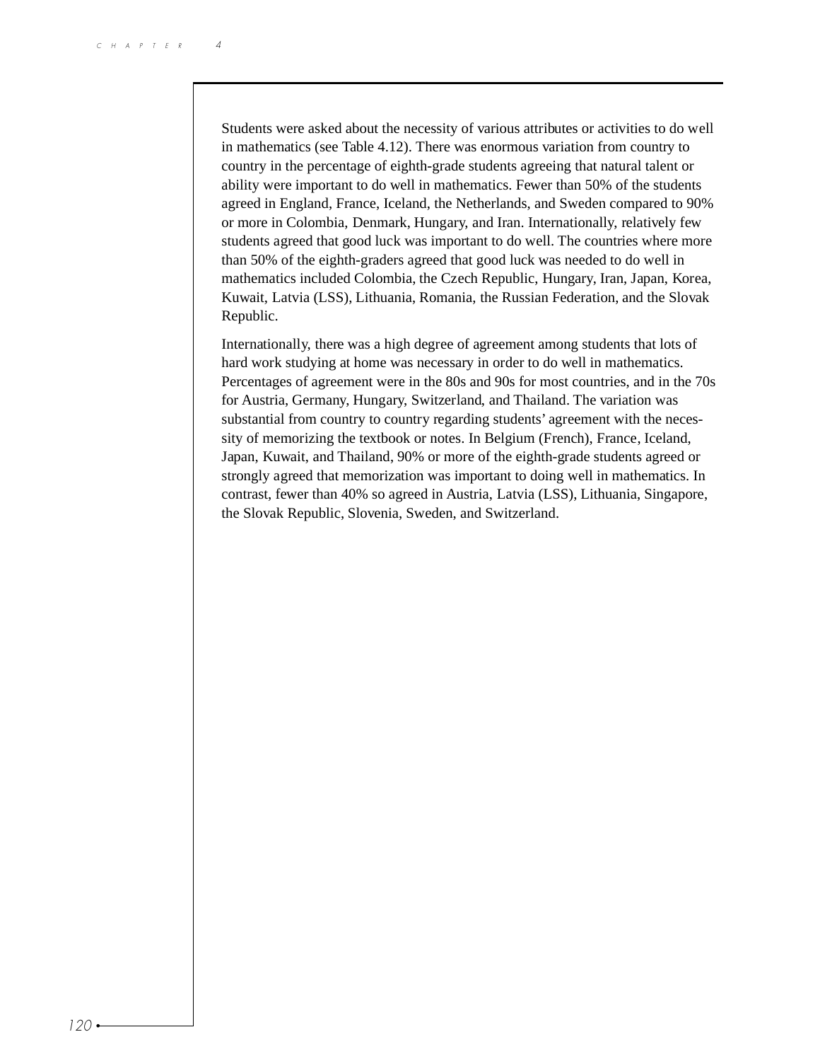Students were asked about the necessity of various attributes or activities to do well in mathematics (see Table 4.12). There was enormous variation from country to country in the percentage of eighth-grade students agreeing that natural talent or ability were important to do well in mathematics. Fewer than 50% of the students agreed in England, France, Iceland, the Netherlands, and Sweden compared to 90% or more in Colombia, Denmark, Hungary, and Iran. Internationally, relatively few students agreed that good luck was important to do well. The countries where more than 50% of the eighth-graders agreed that good luck was needed to do well in mathematics included Colombia, the Czech Republic, Hungary, Iran, Japan, Korea, Kuwait, Latvia (LSS), Lithuania, Romania, the Russian Federation, and the Slovak Republic.

Internationally, there was a high degree of agreement among students that lots of hard work studying at home was necessary in order to do well in mathematics. Percentages of agreement were in the 80s and 90s for most countries, and in the 70s for Austria, Germany, Hungary, Switzerland, and Thailand. The variation was substantial from country to country regarding students' agreement with the necessity of memorizing the textbook or notes. In Belgium (French), France, Iceland, Japan, Kuwait, and Thailand, 90% or more of the eighth-grade students agreed or strongly agreed that memorization was important to doing well in mathematics. In contrast, fewer than 40% so agreed in Austria, Latvia (LSS), Lithuania, Singapore, the Slovak Republic, Slovenia, Sweden, and Switzerland.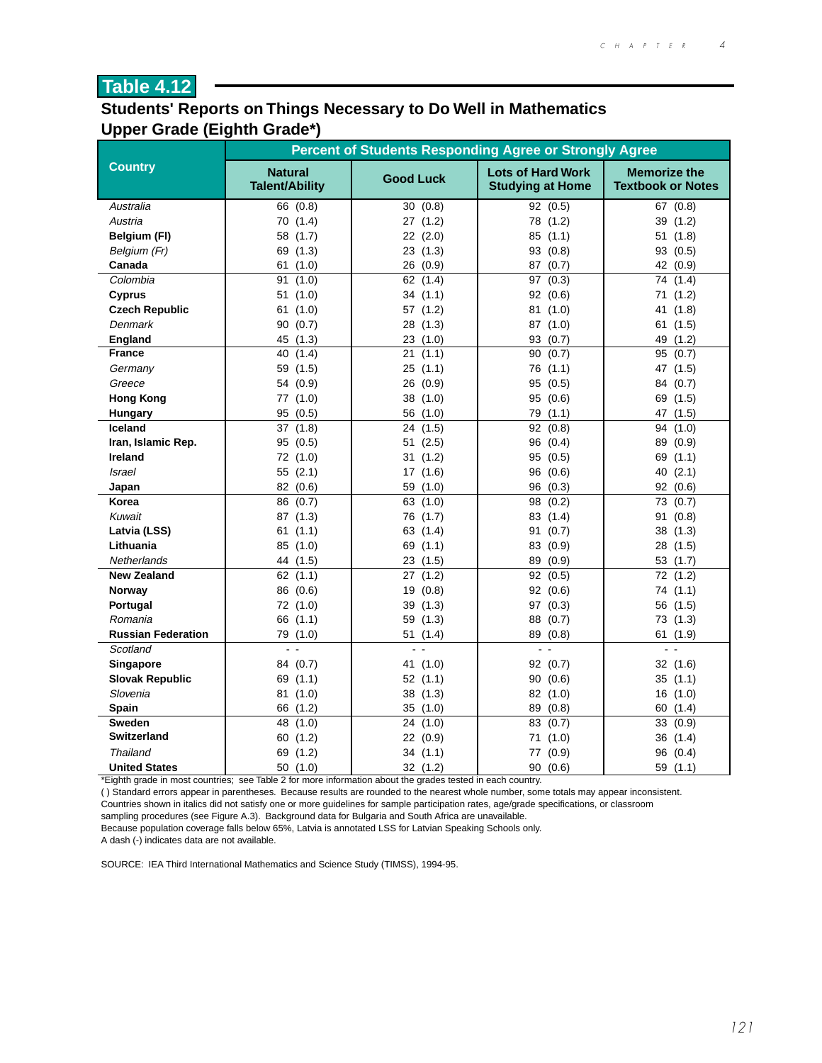## Table 4.12

### Students' Reports on Things Necessary to Do Well in Mathematics
### Upper Grade (Eighth Grade*)

| Country | Percent of Students Responding Agree or Strongly Agree | | | |
|---|---|---|---|---|
| | Natural Talent/Ability | Good Luck | Lots of Hard Work Studying at Home | Memorize the Textbook or Notes |
| *Australia* | 66 (0.8) | 30 (0.8) | 92 (0.5) | 67 (0.8) |
| *Austria* | 70 (1.4) | 27 (1.2) | 78 (1.2) | 39 (1.2) |
| **Belgium (Fl)** | 58 (1.7) | 22 (2.0) | 85 (1.1) | 51 (1.8) |
| *Belgium (Fr)* | 69 (1.3) | 23 (1.3) | 93 (0.8) | 93 (0.5) |
| **Canada** | 61 (1.0) | 26 (0.9) | 87 (0.7) | 42 (0.9) |
| *Colombia* | 91 (1.0) | 62 (1.4) | 97 (0.3) | 74 (1.4) |
| **Cyprus** | 51 (1.0) | 34 (1.1) | 92 (0.6) | 71 (1.2) |
| **Czech Republic** | 61 (1.0) | 57 (1.2) | 81 (1.0) | 41 (1.8) |
| *Denmark* | 90 (0.7) | 28 (1.3) | 87 (1.0) | 61 (1.5) |
| **England** | 45 (1.3) | 23 (1.0) | 93 (0.7) | 49 (1.2) |
| **France** | 40 (1.4) | 21 (1.1) | 90 (0.7) | 95 (0.7) |
| *Germany* | 59 (1.5) | 25 (1.1) | 76 (1.1) | 47 (1.5) |
| *Greece* | 54 (0.9) | 26 (0.9) | 95 (0.5) | 84 (0.7) |
| **Hong Kong** | 77 (1.0) | 38 (1.0) | 95 (0.6) | 69 (1.5) |
| **Hungary** | 95 (0.5) | 56 (1.0) | 79 (1.1) | 47 (1.5) |
| **Iceland** | 37 (1.8) | 24 (1.5) | 92 (0.8) | 94 (1.0) |
| **Iran, Islamic Rep.** | 95 (0.5) | 51 (2.5) | 96 (0.4) | 89 (0.9) |
| **Ireland** | 72 (1.0) | 31 (1.2) | 95 (0.5) | 69 (1.1) |
| *Israel* | 55 (2.1) | 17 (1.6) | 96 (0.6) | 40 (2.1) |
| **Japan** | 82 (0.6) | 59 (1.0) | 96 (0.3) | 92 (0.6) |
| **Korea** | 86 (0.7) | 63 (1.0) | 98 (0.2) | 73 (0.7) |
| *Kuwait* | 87 (1.3) | 76 (1.7) | 83 (1.4) | 91 (0.8) |
| **Latvia (LSS)** | 61 (1.1) | 63 (1.4) | 91 (0.7) | 38 (1.3) |
| **Lithuania** | 85 (1.0) | 69 (1.1) | 83 (0.9) | 28 (1.5) |
| *Netherlands* | 44 (1.5) | 23 (1.5) | 89 (0.9) | 53 (1.7) |
| **New Zealand** | 62 (1.1) | 27 (1.2) | 92 (0.5) | 72 (1.2) |
| **Norway** | 86 (0.6) | 19 (0.8) | 92 (0.6) | 74 (1.1) |
| **Portugal** | 72 (1.0) | 39 (1.3) | 97 (0.3) | 56 (1.5) |
| *Romania* | 66 (1.1) | 59 (1.3) | 88 (0.7) | 73 (1.3) |
| **Russian Federation** | 79 (1.0) | 51 (1.4) | 89 (0.8) | 61 (1.9) |
| *Scotland* | - - | - - | - - | - - |
| **Singapore** | 84 (0.7) | 41 (1.0) | 92 (0.7) | 32 (1.6) |
| **Slovak Republic** | 69 (1.1) | 52 (1.1) | 90 (0.6) | 35 (1.1) |
| *Slovenia* | 81 (1.0) | 38 (1.3) | 82 (1.0) | 16 (1.0) |
| **Spain** | 66 (1.2) | 35 (1.0) | 89 (0.8) | 60 (1.4) |
| **Sweden** | 48 (1.0) | 24 (1.0) | 83 (0.7) | 33 (0.9) |
| **Switzerland** | 60 (1.2) | 22 (0.9) | 71 (1.0) | 36 (1.4) |
| *Thailand* | 69 (1.2) | 34 (1.1) | 77 (0.9) | 96 (0.4) |
| **United States** | 50 (1.0) | 32 (1.2) | 90 (0.6) | 59 (1.1) |

*Eighth grade in most countries; see Table 2 for more information about the grades tested in each country.
( ) Standard errors appear in parentheses. Because results are rounded to the nearest whole number, some totals may appear inconsistent.
Countries shown in italics did not satisfy one or more guidelines for sample participation rates, age/grade specifications, or classroom sampling procedures (see Figure A.3). Background data for Bulgaria and South Africa are unavailable.
Because population coverage falls below 65%, Latvia is annotated LSS for Latvian Speaking Schools only.
A dash (-) indicates data are not available.

SOURCE: IEA Third International Mathematics and Science Study (TIMSS), 1994-95.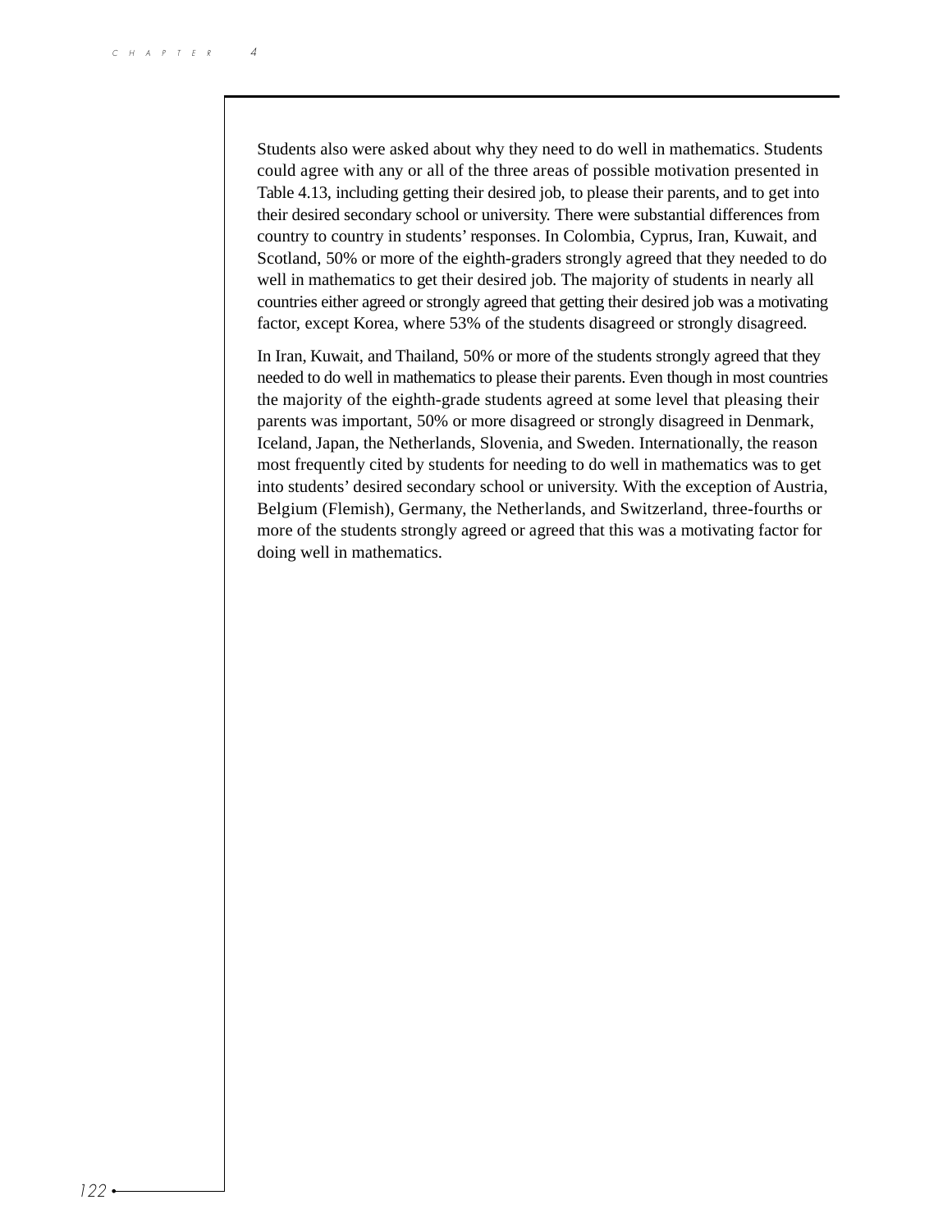Students also were asked about why they need to do well in mathematics. Students could agree with any or all of the three areas of possible motivation presented in Table 4.13, including getting their desired job, to please their parents, and to get into their desired secondary school or university. There were substantial differences from country to country in students' responses. In Colombia, Cyprus, Iran, Kuwait, and Scotland, 50% or more of the eighth-graders strongly agreed that they needed to do well in mathematics to get their desired job. The majority of students in nearly all countries either agreed or strongly agreed that getting their desired job was a motivating factor, except Korea, where 53% of the students disagreed or strongly disagreed.

In Iran, Kuwait, and Thailand, 50% or more of the students strongly agreed that they needed to do well in mathematics to please their parents. Even though in most countries the majority of the eighth-grade students agreed at some level that pleasing their parents was important, 50% or more disagreed or strongly disagreed in Denmark, Iceland, Japan, the Netherlands, Slovenia, and Sweden. Internationally, the reason most frequently cited by students for needing to do well in mathematics was to get into students' desired secondary school or university. With the exception of Austria, Belgium (Flemish), Germany, the Netherlands, and Switzerland, three-fourths or more of the students strongly agreed or agreed that this was a motivating factor for doing well in mathematics.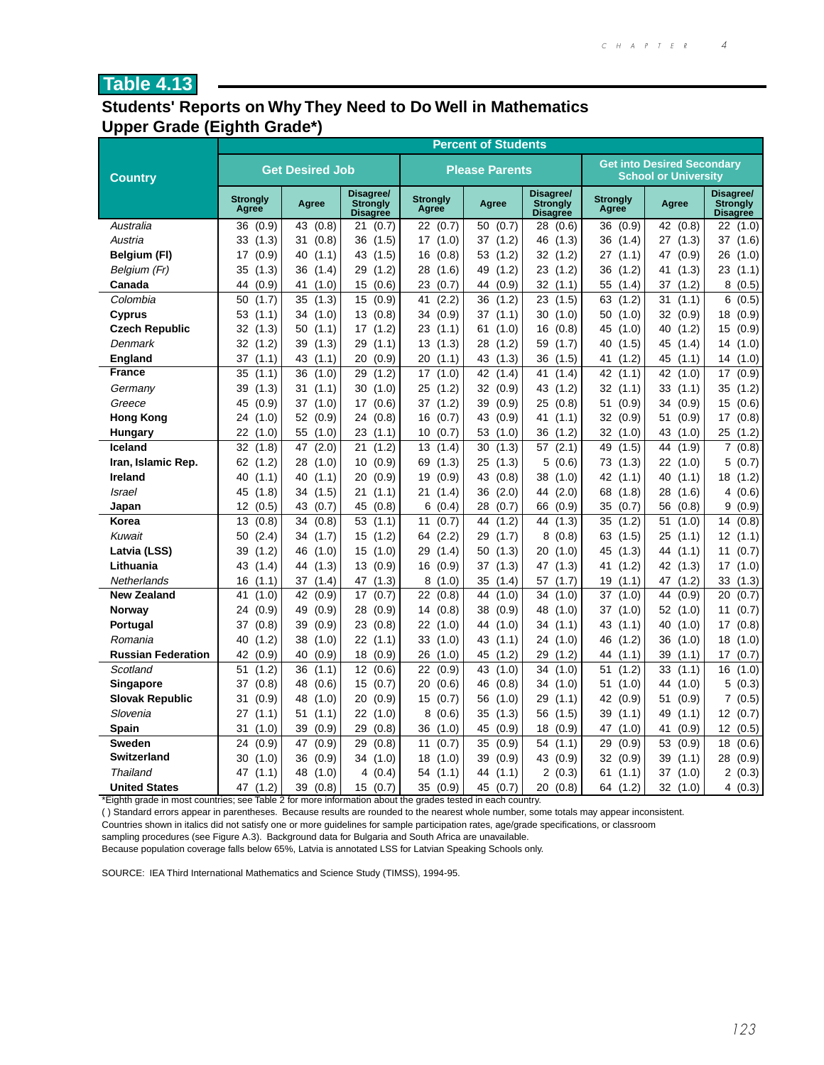## Table 4.13

### Students' Reports on Why They Need to Do Well in Mathematics
### Upper Grade (Eighth Grade*)

| Country | Percent of Students | | | | | | | | |
|---|---|---|---|---|---|---|---|---|---|
| | Get Desired Job | | | Please Parents | | | Get into Desired Secondary School or University | | |
| | Strongly Agree | Agree | Disagree/ Strongly Disagree | Strongly Agree | Agree | Disagree/ Strongly Disagree | Strongly Agree | Agree | Disagree/ Strongly Disagree |
| *Australia* | 36 (0.9) | 43 (0.8) | 21 (0.7) | 22 (0.7) | 50 (0.7) | 28 (0.6) | 36 (0.9) | 42 (0.8) | 22 (1.0) |
| *Austria* | 33 (1.3) | 31 (0.8) | 36 (1.5) | 17 (1.0) | 37 (1.2) | 46 (1.3) | 36 (1.4) | 27 (1.3) | 37 (1.6) |
| **Belgium (Fl)** | 17 (0.9) | 40 (1.1) | 43 (1.5) | 16 (0.8) | 53 (1.2) | 32 (1.2) | 27 (1.1) | 47 (0.9) | 26 (1.0) |
| *Belgium (Fr)* | 35 (1.3) | 36 (1.4) | 29 (1.2) | 28 (1.6) | 49 (1.2) | 23 (1.2) | 36 (1.2) | 41 (1.3) | 23 (1.1) |
| **Canada** | 44 (0.9) | 41 (1.0) | 15 (0.6) | 23 (0.7) | 44 (0.9) | 32 (1.1) | 55 (1.4) | 37 (1.2) | 8 (0.5) |
| *Colombia* | 50 (1.7) | 35 (1.3) | 15 (0.9) | 41 (2.2) | 36 (1.2) | 23 (1.5) | 63 (1.2) | 31 (1.1) | 6 (0.5) |
| **Cyprus** | 53 (1.1) | 34 (1.0) | 13 (0.8) | 34 (0.9) | 37 (1.1) | 30 (1.0) | 50 (1.0) | 32 (0.9) | 18 (0.9) |
| **Czech Republic** | 32 (1.3) | 50 (1.1) | 17 (1.2) | 23 (1.1) | 61 (1.0) | 16 (0.8) | 45 (1.0) | 40 (1.2) | 15 (0.9) |
| *Denmark* | 32 (1.2) | 39 (1.3) | 29 (1.1) | 13 (1.3) | 28 (1.2) | 59 (1.7) | 40 (1.5) | 45 (1.4) | 14 (1.0) |
| **England** | 37 (1.1) | 43 (1.1) | 20 (0.9) | 20 (1.1) | 43 (1.3) | 36 (1.5) | 41 (1.2) | 45 (1.1) | 14 (1.0) |
| **France** | 35 (1.1) | 36 (1.0) | 29 (1.2) | 17 (1.0) | 42 (1.4) | 41 (1.4) | 42 (1.1) | 42 (1.0) | 17 (0.9) |
| *Germany* | 39 (1.3) | 31 (1.1) | 30 (1.0) | 25 (1.2) | 32 (0.9) | 43 (1.2) | 32 (1.1) | 33 (1.1) | 35 (1.2) |
| *Greece* | 45 (0.9) | 37 (1.0) | 17 (0.6) | 37 (1.2) | 39 (0.9) | 25 (0.8) | 51 (0.9) | 34 (0.9) | 15 (0.6) |
| **Hong Kong** | 24 (1.0) | 52 (0.9) | 24 (0.8) | 16 (0.7) | 43 (0.9) | 41 (1.1) | 32 (0.9) | 51 (0.9) | 17 (0.8) |
| **Hungary** | 22 (1.0) | 55 (1.0) | 23 (1.1) | 10 (0.7) | 53 (1.0) | 36 (1.2) | 32 (1.0) | 43 (1.0) | 25 (1.2) |
| **Iceland** | 32 (1.8) | 47 (2.0) | 21 (1.2) | 13 (1.4) | 30 (1.3) | 57 (2.1) | 49 (1.5) | 44 (1.9) | 7 (0.8) |
| **Iran, Islamic Rep.** | 62 (1.2) | 28 (1.0) | 10 (0.9) | 69 (1.3) | 25 (1.3) | 5 (0.6) | 73 (1.3) | 22 (1.0) | 5 (0.7) |
| **Ireland** | 40 (1.1) | 40 (1.1) | 20 (0.9) | 19 (0.9) | 43 (0.8) | 38 (1.0) | 42 (1.1) | 40 (1.1) | 18 (1.2) |
| *Israel* | 45 (1.8) | 34 (1.5) | 21 (1.1) | 21 (1.4) | 36 (2.0) | 44 (2.0) | 68 (1.8) | 28 (1.6) | 4 (0.6) |
| **Japan** | 12 (0.5) | 43 (0.7) | 45 (0.8) | 6 (0.4) | 28 (0.7) | 66 (0.9) | 35 (0.7) | 56 (0.8) | 9 (0.9) |
| **Korea** | 13 (0.8) | 34 (0.8) | 53 (1.1) | 11 (0.7) | 44 (1.2) | 44 (1.3) | 35 (1.2) | 51 (1.0) | 14 (0.8) |
| *Kuwait* | 50 (2.4) | 34 (1.7) | 15 (1.2) | 64 (2.2) | 29 (1.7) | 8 (0.8) | 63 (1.5) | 25 (1.1) | 12 (1.1) |
| **Latvia (LSS)** | 39 (1.2) | 46 (1.0) | 15 (1.0) | 29 (1.4) | 50 (1.3) | 20 (1.0) | 45 (1.3) | 44 (1.1) | 11 (0.7) |
| **Lithuania** | 43 (1.4) | 44 (1.3) | 13 (0.9) | 16 (0.9) | 37 (1.3) | 47 (1.3) | 41 (1.2) | 42 (1.3) | 17 (1.0) |
| *Netherlands* | 16 (1.1) | 37 (1.4) | 47 (1.3) | 8 (1.0) | 35 (1.4) | 57 (1.7) | 19 (1.1) | 47 (1.2) | 33 (1.3) |
| **New Zealand** | 41 (1.0) | 42 (0.9) | 17 (0.7) | 22 (0.8) | 44 (1.0) | 34 (1.0) | 37 (1.0) | 44 (0.9) | 20 (0.7) |
| **Norway** | 24 (0.9) | 49 (0.9) | 28 (0.9) | 14 (0.8) | 38 (0.9) | 48 (1.0) | 37 (1.0) | 52 (1.0) | 11 (0.7) |
| **Portugal** | 37 (0.8) | 39 (0.9) | 23 (0.8) | 22 (1.0) | 44 (1.0) | 34 (1.1) | 43 (1.1) | 40 (1.0) | 17 (0.8) |
| *Romania* | 40 (1.2) | 38 (1.0) | 22 (1.1) | 33 (1.0) | 43 (1.1) | 24 (1.0) | 46 (1.2) | 36 (1.0) | 18 (1.0) |
| **Russian Federation** | 42 (0.9) | 40 (0.9) | 18 (0.9) | 26 (1.0) | 45 (1.2) | 29 (1.2) | 44 (1.1) | 39 (1.1) | 17 (0.7) |
| *Scotland* | 51 (1.2) | 36 (1.1) | 12 (0.6) | 22 (0.9) | 43 (1.0) | 34 (1.0) | 51 (1.2) | 33 (1.1) | 16 (1.0) |
| **Singapore** | 37 (0.8) | 48 (0.6) | 15 (0.7) | 20 (0.6) | 46 (0.8) | 34 (1.0) | 51 (1.0) | 44 (1.0) | 5 (0.3) |
| **Slovak Republic** | 31 (0.9) | 48 (1.0) | 20 (0.9) | 15 (0.7) | 56 (1.0) | 29 (1.1) | 42 (0.9) | 51 (0.9) | 7 (0.5) |
| *Slovenia* | 27 (1.1) | 51 (1.1) | 22 (1.0) | 8 (0.6) | 35 (1.3) | 56 (1.5) | 39 (1.1) | 49 (1.1) | 12 (0.7) |
| **Spain** | 31 (1.0) | 39 (0.9) | 29 (0.8) | 36 (1.0) | 45 (0.9) | 18 (0.9) | 47 (1.0) | 41 (0.9) | 12 (0.5) |
| **Sweden** | 24 (0.9) | 47 (0.9) | 29 (0.8) | 11 (0.7) | 35 (0.9) | 54 (1.1) | 29 (0.9) | 53 (0.9) | 18 (0.6) |
| **Switzerland** | 30 (1.0) | 36 (0.9) | 34 (1.0) | 18 (1.0) | 39 (0.9) | 43 (0.9) | 32 (0.9) | 39 (1.1) | 28 (0.9) |
| *Thailand* | 47 (1.1) | 48 (1.0) | 4 (0.4) | 54 (1.1) | 44 (1.1) | 2 (0.3) | 61 (1.1) | 37 (1.0) | 2 (0.3) |
| **United States** | 47 (1.2) | 39 (0.8) | 15 (0.7) | 35 (0.9) | 45 (0.7) | 20 (0.8) | 64 (1.2) | 32 (1.0) | 4 (0.3) |

*Eighth grade in most countries; see Table 2 for more information about the grades tested in each country.

( ) Standard errors appear in parentheses. Because results are rounded to the nearest whole number, some totals may appear inconsistent.

Countries shown in italics did not satisfy one or more guidelines for sample participation rates, age/grade specifications, or classroom sampling procedures (see Figure A.3). Background data for Bulgaria and South Africa are unavailable.

Because population coverage falls below 65%, Latvia is annotated LSS for Latvian Speaking Schools only.

SOURCE: IEA Third International Mathematics and Science Study (TIMSS), 1994-95.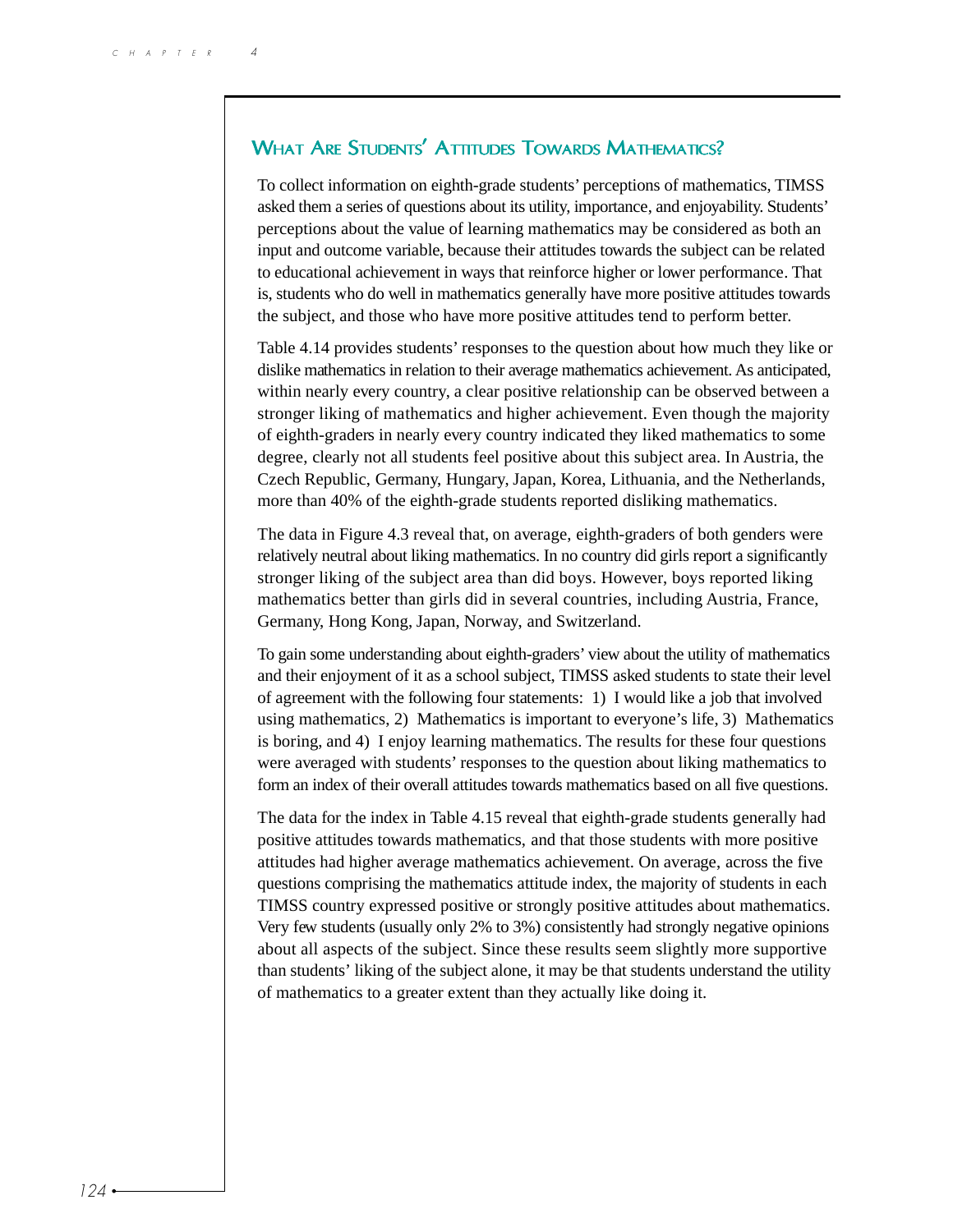## What Are Students' Attitudes Towards Mathematics?

To collect information on eighth-grade students' perceptions of mathematics, TIMSS asked them a series of questions about its utility, importance, and enjoyability. Students' perceptions about the value of learning mathematics may be considered as both an input and outcome variable, because their attitudes towards the subject can be related to educational achievement in ways that reinforce higher or lower performance. That is, students who do well in mathematics generally have more positive attitudes towards the subject, and those who have more positive attitudes tend to perform better.

Table 4.14 provides students' responses to the question about how much they like or dislike mathematics in relation to their average mathematics achievement. As anticipated, within nearly every country, a clear positive relationship can be observed between a stronger liking of mathematics and higher achievement. Even though the majority of eighth-graders in nearly every country indicated they liked mathematics to some degree, clearly not all students feel positive about this subject area. In Austria, the Czech Republic, Germany, Hungary, Japan, Korea, Lithuania, and the Netherlands, more than 40% of the eighth-grade students reported disliking mathematics.

The data in Figure 4.3 reveal that, on average, eighth-graders of both genders were relatively neutral about liking mathematics. In no country did girls report a significantly stronger liking of the subject area than did boys. However, boys reported liking mathematics better than girls did in several countries, including Austria, France, Germany, Hong Kong, Japan, Norway, and Switzerland.

To gain some understanding about eighth-graders' view about the utility of mathematics and their enjoyment of it as a school subject, TIMSS asked students to state their level of agreement with the following four statements: 1) I would like a job that involved using mathematics, 2) Mathematics is important to everyone's life, 3) Mathematics is boring, and 4) I enjoy learning mathematics. The results for these four questions were averaged with students' responses to the question about liking mathematics to form an index of their overall attitudes towards mathematics based on all five questions.

The data for the index in Table 4.15 reveal that eighth-grade students generally had positive attitudes towards mathematics, and that those students with more positive attitudes had higher average mathematics achievement. On average, across the five questions comprising the mathematics attitude index, the majority of students in each TIMSS country expressed positive or strongly positive attitudes about mathematics. Very few students (usually only 2% to 3%) consistently had strongly negative opinions about all aspects of the subject. Since these results seem slightly more supportive than students' liking of the subject alone, it may be that students understand the utility of mathematics to a greater extent than they actually like doing it.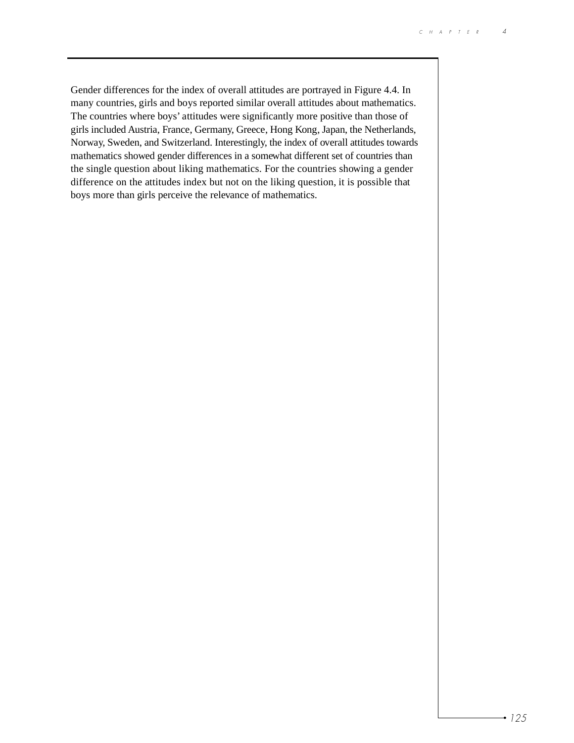Gender differences for the index of overall attitudes are portrayed in Figure 4.4. In many countries, girls and boys reported similar overall attitudes about mathematics. The countries where boys' attitudes were significantly more positive than those of girls included Austria, France, Germany, Greece, Hong Kong, Japan, the Netherlands, Norway, Sweden, and Switzerland. Interestingly, the index of overall attitudes towards mathematics showed gender differences in a somewhat different set of countries than the single question about liking mathematics. For the countries showing a gender difference on the attitudes index but not on the liking question, it is possible that boys more than girls perceive the relevance of mathematics.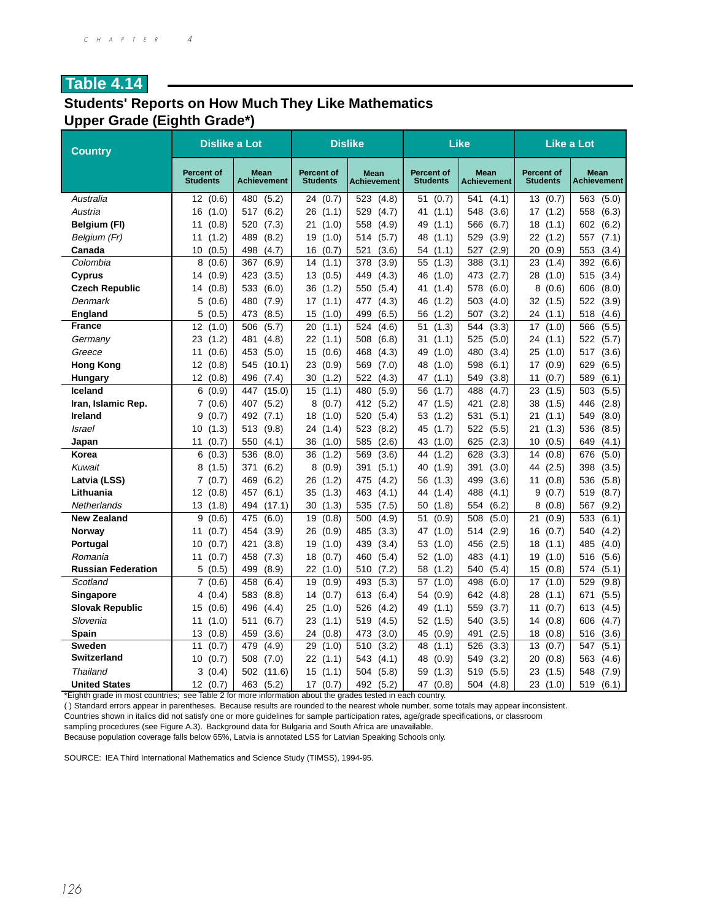## Table 4.14

### Students' Reports on How Much They Like Mathematics
### Upper Grade (Eighth Grade*)

| Country | Dislike a Lot | | Dislike | | Like | | Like a Lot | |
|---|---|---|---|---|---|---|---|---|
| | Percent of Students | Mean Achievement | Percent of Students | Mean Achievement | Percent of Students | Mean Achievement | Percent of Students | Mean Achievement |
| *Australia* | 12 (0.6) | 480 (5.2) | 24 (0.7) | 523 (4.8) | 51 (0.7) | 541 (4.1) | 13 (0.7) | 563 (5.0) |
| *Austria* | 16 (1.0) | 517 (6.2) | 26 (1.1) | 529 (4.7) | 41 (1.1) | 548 (3.6) | 17 (1.2) | 558 (6.3) |
| **Belgium (Fl)** | 11 (0.8) | 520 (7.3) | 21 (1.0) | 558 (4.9) | 49 (1.1) | 566 (6.7) | 18 (1.1) | 602 (6.2) |
| *Belgium (Fr)* | 11 (1.2) | 489 (8.2) | 19 (1.0) | 514 (5.7) | 48 (1.1) | 529 (3.9) | 22 (1.2) | 557 (7.1) |
| **Canada** | 10 (0.5) | 498 (4.7) | 16 (0.7) | 521 (3.6) | 54 (1.1) | 527 (2.9) | 20 (0.9) | 553 (3.4) |
| *Colombia* | 8 (0.6) | 367 (6.9) | 14 (1.1) | 378 (3.9) | 55 (1.3) | 388 (3.1) | 23 (1.4) | 392 (6.6) |
| **Cyprus** | 14 (0.9) | 423 (3.5) | 13 (0.5) | 449 (4.3) | 46 (1.0) | 473 (2.7) | 28 (1.0) | 515 (3.4) |
| **Czech Republic** | 14 (0.8) | 533 (6.0) | 36 (1.2) | 550 (5.4) | 41 (1.4) | 578 (6.0) | 8 (0.6) | 606 (8.0) |
| *Denmark* | 5 (0.6) | 480 (7.9) | 17 (1.1) | 477 (4.3) | 46 (1.2) | 503 (4.0) | 32 (1.5) | 522 (3.9) |
| **England** | 5 (0.5) | 473 (8.5) | 15 (1.0) | 499 (6.5) | 56 (1.2) | 507 (3.2) | 24 (1.1) | 518 (4.6) |
| **France** | 12 (1.0) | 506 (5.7) | 20 (1.1) | 524 (4.6) | 51 (1.3) | 544 (3.3) | 17 (1.0) | 566 (5.5) |
| *Germany* | 23 (1.2) | 481 (4.8) | 22 (1.1) | 508 (6.8) | 31 (1.1) | 525 (5.0) | 24 (1.1) | 522 (5.7) |
| *Greece* | 11 (0.6) | 453 (5.0) | 15 (0.6) | 468 (4.3) | 49 (1.0) | 480 (3.4) | 25 (1.0) | 517 (3.6) |
| **Hong Kong** | 12 (0.8) | 545 (10.1) | 23 (0.9) | 569 (7.0) | 48 (1.0) | 598 (6.1) | 17 (0.9) | 629 (6.5) |
| **Hungary** | 12 (0.8) | 496 (7.4) | 30 (1.2) | 522 (4.3) | 47 (1.1) | 549 (3.8) | 11 (0.7) | 589 (6.1) |
| **Iceland** | 6 (0.9) | 447 (15.0) | 15 (1.1) | 480 (5.9) | 56 (1.7) | 488 (4.7) | 23 (1.5) | 503 (5.5) |
| **Iran, Islamic Rep.** | 7 (0.6) | 407 (5.2) | 8 (0.7) | 412 (5.2) | 47 (1.5) | 421 (2.8) | 38 (1.5) | 446 (2.8) |
| **Ireland** | 9 (0.7) | 492 (7.1) | 18 (1.0) | 520 (5.4) | 53 (1.2) | 531 (5.1) | 21 (1.1) | 549 (8.0) |
| *Israel* | 10 (1.3) | 513 (9.8) | 24 (1.4) | 523 (8.2) | 45 (1.7) | 522 (5.5) | 21 (1.3) | 536 (8.5) |
| **Japan** | 11 (0.7) | 550 (4.1) | 36 (1.0) | 585 (2.6) | 43 (1.0) | 625 (2.3) | 10 (0.5) | 649 (4.1) |
| **Korea** | 6 (0.3) | 536 (8.0) | 36 (1.2) | 569 (3.6) | 44 (1.2) | 628 (3.3) | 14 (0.8) | 676 (5.0) |
| *Kuwait* | 8 (1.5) | 371 (6.2) | 8 (0.9) | 391 (5.1) | 40 (1.9) | 391 (3.0) | 44 (2.5) | 398 (3.5) |
| **Latvia (LSS)** | 7 (0.7) | 469 (6.2) | 26 (1.2) | 475 (4.2) | 56 (1.3) | 499 (3.6) | 11 (0.8) | 536 (5.8) |
| **Lithuania** | 12 (0.8) | 457 (6.1) | 35 (1.3) | 463 (4.1) | 44 (1.4) | 488 (4.1) | 9 (0.7) | 519 (8.7) |
| *Netherlands* | 13 (1.8) | 494 (17.1) | 30 (1.3) | 535 (7.5) | 50 (1.8) | 554 (6.2) | 8 (0.8) | 567 (9.2) |
| **New Zealand** | 9 (0.6) | 475 (6.0) | 19 (0.8) | 500 (4.9) | 51 (0.9) | 508 (5.0) | 21 (0.9) | 533 (6.1) |
| **Norway** | 11 (0.7) | 454 (3.9) | 26 (0.9) | 485 (3.3) | 47 (1.0) | 514 (2.9) | 16 (0.7) | 540 (4.2) |
| **Portugal** | 10 (0.7) | 421 (3.8) | 19 (1.0) | 439 (3.4) | 53 (1.0) | 456 (2.5) | 18 (1.1) | 485 (4.0) |
| *Romania* | 11 (0.7) | 458 (7.3) | 18 (0.7) | 460 (5.4) | 52 (1.0) | 483 (4.1) | 19 (1.0) | 516 (5.6) |
| **Russian Federation** | 5 (0.5) | 499 (8.9) | 22 (1.0) | 510 (7.2) | 58 (1.2) | 540 (5.4) | 15 (0.8) | 574 (5.1) |
| *Scotland* | 7 (0.6) | 458 (6.4) | 19 (0.9) | 493 (5.3) | 57 (1.0) | 498 (6.0) | 17 (1.0) | 529 (9.8) |
| **Singapore** | 4 (0.4) | 583 (8.8) | 14 (0.7) | 613 (6.4) | 54 (0.9) | 642 (4.8) | 28 (1.1) | 671 (5.5) |
| **Slovak Republic** | 15 (0.6) | 496 (4.4) | 25 (1.0) | 526 (4.2) | 49 (1.1) | 559 (3.7) | 11 (0.7) | 613 (4.5) |
| *Slovenia* | 11 (1.0) | 511 (6.7) | 23 (1.1) | 519 (4.5) | 52 (1.5) | 540 (3.5) | 14 (0.8) | 606 (4.7) |
| **Spain** | 13 (0.8) | 459 (3.6) | 24 (0.8) | 473 (3.0) | 45 (0.9) | 491 (2.5) | 18 (0.8) | 516 (3.6) |
| **Sweden** | 11 (0.7) | 479 (4.9) | 29 (1.0) | 510 (3.2) | 48 (1.1) | 526 (3.3) | 13 (0.7) | 547 (5.1) |
| **Switzerland** | 10 (0.7) | 508 (7.0) | 22 (1.1) | 543 (4.1) | 48 (0.9) | 549 (3.2) | 20 (0.8) | 563 (4.6) |
| *Thailand* | 3 (0.4) | 502 (11.6) | 15 (1.1) | 504 (5.8) | 59 (1.3) | 519 (5.5) | 23 (1.5) | 548 (7.9) |
| **United States** | 12 (0.7) | 463 (5.2) | 17 (0.7) | 492 (5.2) | 47 (0.8) | 504 (4.8) | 23 (1.0) | 519 (6.1) |

*Eighth grade in most countries; see Table 2 for more information about the grades tested in each country.
( ) Standard errors appear in parentheses. Because results are rounded to the nearest whole number, some totals may appear inconsistent.
Countries shown in italics did not satisfy one or more guidelines for sample participation rates, age/grade specifications, or classroom sampling procedures (see Figure A.3). Background data for Bulgaria and South Africa are unavailable.
Because population coverage falls below 65%, Latvia is annotated LSS for Latvian Speaking Schools only.

SOURCE: IEA Third International Mathematics and Science Study (TIMSS), 1994-95.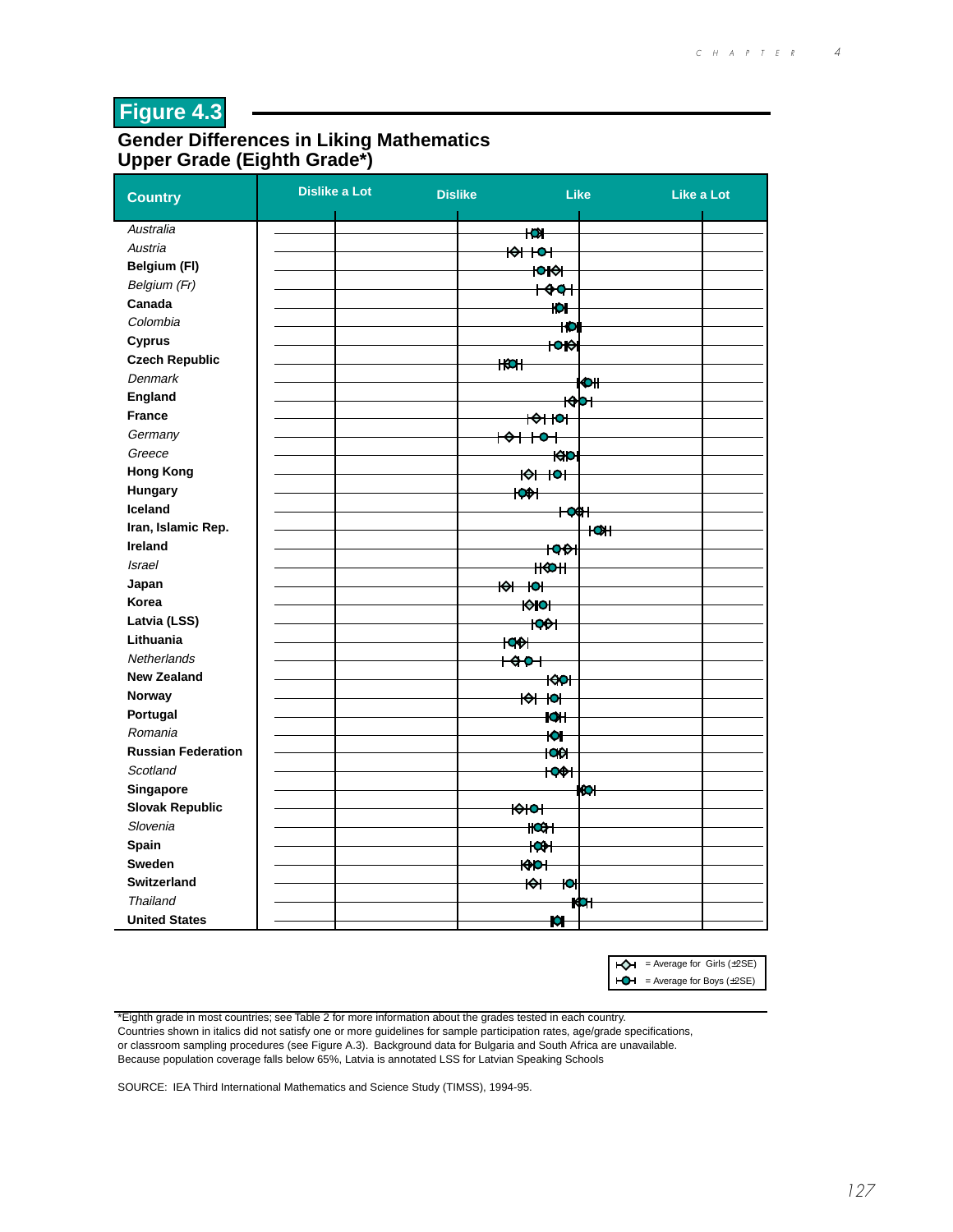## Figure 4.3

### Gender Differences in Liking Mathematics
### Upper Grade (Eighth Grade*)

| Country | Dislike a Lot | Dislike | Like | Like a Lot |
|---|---|---|---|---|
| *Australia* | | | | |
| *Austria* | | | | |
| **Belgium (Fl)** | | | | |
| *Belgium (Fr)* | | | | |
| **Canada** | | | | |
| *Colombia* | | | | |
| **Cyprus** | | | | |
| **Czech Republic** | | | | |
| *Denmark* | | | | |
| **England** | | | | |
| **France** | | | | |
| *Germany* | | | | |
| *Greece* | | | | |
| **Hong Kong** | | | | |
| **Hungary** | | | | |
| **Iceland** | | | | |
| **Iran, Islamic Rep.** | | | | |
| **Ireland** | | | | |
| *Israel* | | | | |
| **Japan** | | | | |
| **Korea** | | | | |
| **Latvia (LSS)** | | | | |
| **Lithuania** | | | | |
| *Netherlands* | | | | |
| **New Zealand** | | | | |
| **Norway** | | | | |
| **Portugal** | | | | |
| *Romania* | | | | |
| **Russian Federation** | | | | |
| *Scotland* | | | | |
| **Singapore** | | | | |
| **Slovak Republic** | | | | |
| *Slovenia* | | | | |
| **Spain** | | | | |
| **Sweden** | | | | |
| **Switzerland** | | | | |
| *Thailand* | | | | |
| **United States** | | | | |

◇ = Average for Girls (±2SE)
● = Average for Boys (±2SE)

*Eighth grade in most countries; see Table 2 for more information about the grades tested in each country.
Countries shown in italics did not satisfy one or more guidelines for sample participation rates, age/grade specifications, or classroom sampling procedures (see Figure A.3). Background data for Bulgaria and South Africa are unavailable.
Because population coverage falls below 65%, Latvia is annotated LSS for Latvian Speaking Schools

SOURCE: IEA Third International Mathematics and Science Study (TIMSS), 1994-95.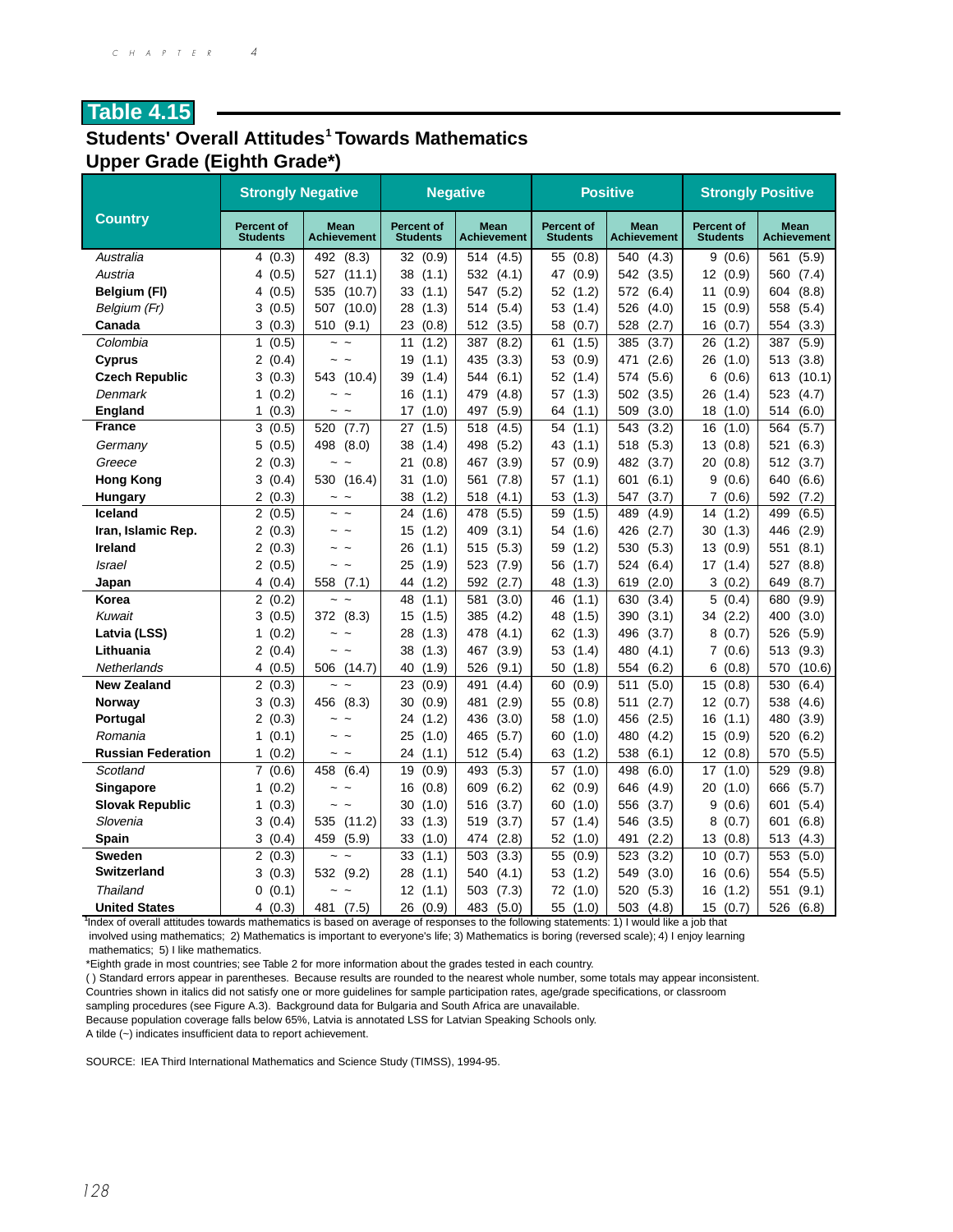## Table 4.15

### Students' Overall Attitudes[1] Towards Mathematics
### Upper Grade (Eighth Grade*)

| Country | Strongly Negative | | Negative | | Positive | | Strongly Positive | |
|---|---|---|---|---|---|---|---|---|
| | Percent of Students | Mean Achievement | Percent of Students | Mean Achievement | Percent of Students | Mean Achievement | Percent of Students | Mean Achievement |
| *Australia* | 4 (0.3) | 492 (8.3) | 32 (0.9) | 514 (4.5) | 55 (0.8) | 540 (4.3) | 9 (0.6) | 561 (5.9) |
| *Austria* | 4 (0.5) | 527 (11.1) | 38 (1.1) | 532 (4.1) | 47 (0.9) | 542 (3.5) | 12 (0.9) | 560 (7.4) |
| **Belgium (Fl)** | 4 (0.5) | 535 (10.7) | 33 (1.1) | 547 (5.2) | 52 (1.2) | 572 (6.4) | 11 (0.9) | 604 (8.8) |
| *Belgium (Fr)* | 3 (0.5) | 507 (10.0) | 28 (1.3) | 514 (5.4) | 53 (1.4) | 526 (4.0) | 15 (0.9) | 558 (5.4) |
| **Canada** | 3 (0.3) | 510 (9.1) | 23 (0.8) | 512 (3.5) | 58 (0.7) | 528 (2.7) | 16 (0.7) | 554 (3.3) |
| *Colombia* | 1 (0.5) | ~ ~ | 11 (1.2) | 387 (8.2) | 61 (1.5) | 385 (3.7) | 26 (1.2) | 387 (5.9) |
| **Cyprus** | 2 (0.4) | ~ ~ | 19 (1.1) | 435 (3.3) | 53 (0.9) | 471 (2.6) | 26 (1.0) | 513 (3.8) |
| **Czech Republic** | 3 (0.3) | 543 (10.4) | 39 (1.4) | 544 (6.1) | 52 (1.4) | 574 (5.6) | 6 (0.6) | 613 (10.1) |
| *Denmark* | 1 (0.2) | ~ ~ | 16 (1.1) | 479 (4.8) | 57 (1.3) | 502 (3.5) | 26 (1.4) | 523 (4.7) |
| **England** | 1 (0.3) | ~ ~ | 17 (1.0) | 497 (5.9) | 64 (1.1) | 509 (3.0) | 18 (1.0) | 514 (6.0) |
| **France** | 3 (0.5) | 520 (7.7) | 27 (1.5) | 518 (4.5) | 54 (1.1) | 543 (3.2) | 16 (1.0) | 564 (5.7) |
| *Germany* | 5 (0.5) | 498 (8.0) | 38 (1.4) | 498 (5.2) | 43 (1.1) | 518 (5.3) | 13 (0.8) | 521 (6.3) |
| *Greece* | 2 (0.3) | ~ ~ | 21 (0.8) | 467 (3.9) | 57 (0.9) | 482 (3.7) | 20 (0.8) | 512 (3.7) |
| **Hong Kong** | 3 (0.4) | 530 (16.4) | 31 (1.0) | 561 (7.8) | 57 (1.1) | 601 (6.1) | 9 (0.6) | 640 (6.6) |
| **Hungary** | 2 (0.3) | ~ ~ | 38 (1.2) | 518 (4.1) | 53 (1.3) | 547 (3.7) | 7 (0.6) | 592 (7.2) |
| **Iceland** | 2 (0.5) | ~ ~ | 24 (1.6) | 478 (5.5) | 59 (1.5) | 489 (4.9) | 14 (1.2) | 499 (6.5) |
| **Iran, Islamic Rep.** | 2 (0.3) | ~ ~ | 15 (1.2) | 409 (3.1) | 54 (1.6) | 426 (2.7) | 30 (1.3) | 446 (2.9) |
| **Ireland** | 2 (0.3) | ~ ~ | 26 (1.1) | 515 (5.3) | 59 (1.2) | 530 (5.3) | 13 (0.9) | 551 (8.1) |
| *Israel* | 2 (0.5) | ~ ~ | 25 (1.9) | 523 (7.9) | 56 (1.7) | 524 (6.4) | 17 (1.4) | 527 (8.8) |
| **Japan** | 4 (0.4) | 558 (7.1) | 44 (1.2) | 592 (2.7) | 48 (1.3) | 619 (2.0) | 3 (0.2) | 649 (8.7) |
| **Korea** | 2 (0.2) | ~ ~ | 48 (1.1) | 581 (3.0) | 46 (1.1) | 630 (3.4) | 5 (0.4) | 680 (9.9) |
| *Kuwait* | 3 (0.5) | 372 (8.3) | 15 (1.5) | 385 (4.2) | 48 (1.5) | 390 (3.1) | 34 (2.2) | 400 (3.0) |
| **Latvia (LSS)** | 1 (0.2) | ~ ~ | 28 (1.3) | 478 (4.1) | 62 (1.3) | 496 (3.7) | 8 (0.7) | 526 (5.9) |
| **Lithuania** | 2 (0.4) | ~ ~ | 38 (1.3) | 467 (3.9) | 53 (1.4) | 480 (4.1) | 7 (0.6) | 513 (9.3) |
| *Netherlands* | 4 (0.5) | 506 (14.7) | 40 (1.9) | 526 (9.1) | 50 (1.8) | 554 (6.2) | 6 (0.8) | 570 (10.6) |
| **New Zealand** | 2 (0.3) | ~ ~ | 23 (0.9) | 491 (4.4) | 60 (0.9) | 511 (5.0) | 15 (0.8) | 530 (6.4) |
| **Norway** | 3 (0.3) | 456 (8.3) | 30 (0.9) | 481 (2.9) | 55 (0.8) | 511 (2.7) | 12 (0.7) | 538 (4.6) |
| **Portugal** | 2 (0.3) | ~ ~ | 24 (1.2) | 436 (3.0) | 58 (1.0) | 456 (2.5) | 16 (1.1) | 480 (3.9) |
| *Romania* | 1 (0.1) | ~ ~ | 25 (1.0) | 465 (5.7) | 60 (1.0) | 480 (4.2) | 15 (0.9) | 520 (6.2) |
| **Russian Federation** | 1 (0.2) | ~ ~ | 24 (1.1) | 512 (5.4) | 63 (1.2) | 538 (6.1) | 12 (0.8) | 570 (5.5) |
| *Scotland* | 7 (0.6) | 458 (6.4) | 19 (0.9) | 493 (5.3) | 57 (1.0) | 498 (6.0) | 17 (1.0) | 529 (9.8) |
| **Singapore** | 1 (0.2) | ~ ~ | 16 (0.8) | 609 (6.2) | 62 (0.9) | 646 (4.9) | 20 (1.0) | 666 (5.7) |
| **Slovak Republic** | 1 (0.3) | ~ ~ | 30 (1.0) | 516 (3.7) | 60 (1.0) | 556 (3.7) | 9 (0.6) | 601 (5.4) |
| *Slovenia* | 3 (0.4) | 535 (11.2) | 33 (1.3) | 519 (3.7) | 57 (1.4) | 546 (3.5) | 8 (0.7) | 601 (6.8) |
| **Spain** | 3 (0.4) | 459 (5.9) | 33 (1.0) | 474 (2.8) | 52 (1.0) | 491 (2.2) | 13 (0.8) | 513 (4.3) |
| **Sweden** | 2 (0.3) | ~ ~ | 33 (1.1) | 503 (3.3) | 55 (0.9) | 523 (3.2) | 10 (0.7) | 553 (5.0) |
| **Switzerland** | 3 (0.3) | 532 (9.2) | 28 (1.1) | 540 (4.1) | 53 (1.2) | 549 (3.0) | 16 (0.6) | 554 (5.5) |
| *Thailand* | 0 (0.1) | ~ ~ | 12 (1.1) | 503 (7.3) | 72 (1.0) | 520 (5.3) | 16 (1.2) | 551 (9.1) |
| **United States** | 4 (0.3) | 481 (7.5) | 26 (0.9) | 483 (5.0) | 55 (1.0) | 503 (4.8) | 15 (0.7) | 526 (6.8) |

[1]Index of overall attitudes towards mathematics is based on average of responses to the following statements: 1) I would like a job that involved using mathematics; 2) Mathematics is important to everyone's life; 3) Mathematics is boring (reversed scale); 4) I enjoy learning mathematics; 5) I like mathematics.

*Eighth grade in most countries; see Table 2 for more information about the grades tested in each country.

( ) Standard errors appear in parentheses. Because results are rounded to the nearest whole number, some totals may appear inconsistent.

Countries shown in italics did not satisfy one or more guidelines for sample participation rates, age/grade specifications, or classroom sampling procedures (see Figure A.3). Background data for Bulgaria and South Africa are unavailable.

Because population coverage falls below 65%, Latvia is annotated LSS for Latvian Speaking Schools only.

A tilde (~) indicates insufficient data to report achievement.

SOURCE: IEA Third International Mathematics and Science Study (TIMSS), 1994-95.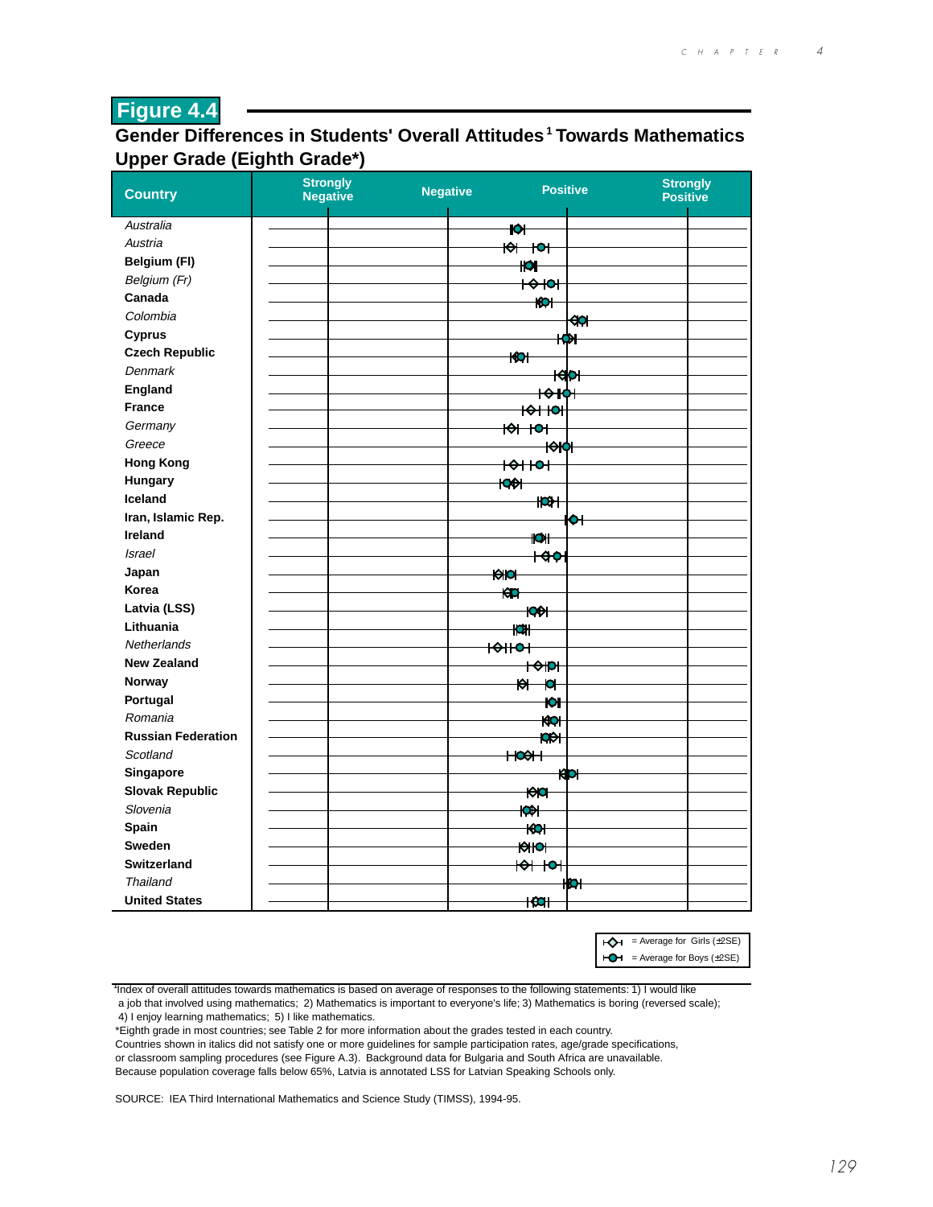# Figure 4.4

## Gender Differences in Students' Overall Attitudes[1] Towards Mathematics Upper Grade (Eighth Grade*)

Country

Strongly Negative

Negative

Positive

Strongly Positive

*Australia*
*Austria*
**Belgium (Fl)**
*Belgium (Fr)*
**Canada**
*Colombia*
**Cyprus**
**Czech Republic**
*Denmark*
**England**
**France**
*Germany*
*Greece*
**Hong Kong**
**Hungary**
**Iceland**
**Iran, Islamic Rep.**
**Ireland**
*Israel*
**Japan**
**Korea**
**Latvia (LSS)**
**Lithuania**
*Netherlands*
**New Zealand**
**Norway**
**Portugal**
*Romania*
**Russian Federation**
*Scotland*
**Singapore**
**Slovak Republic**
*Slovenia*
**Spain**
**Sweden**
**Switzerland**
*Thailand*
**United States**

= Average for Girls (±2SE)

= Average for Boys (±2SE)

[1]Index of overall attitudes towards mathematics is based on average of responses to the following statements: 1) I would like a job that involved using mathematics; 2) Mathematics is important to everyone's life; 3) Mathematics is boring (reversed scale); 4) I enjoy learning mathematics; 5) I like mathematics.

*Eighth grade in most countries; see Table 2 for more information about the grades tested in each country.

Countries shown in italics did not satisfy one or more guidelines for sample participation rates, age/grade specifications, or classroom sampling procedures (see Figure A.3). Background data for Bulgaria and South Africa are unavailable.

Because population coverage falls below 65%, Latvia is annotated LSS for Latvian Speaking Schools only.

SOURCE: IEA Third International Mathematics and Science Study (TIMSS), 1994-95.